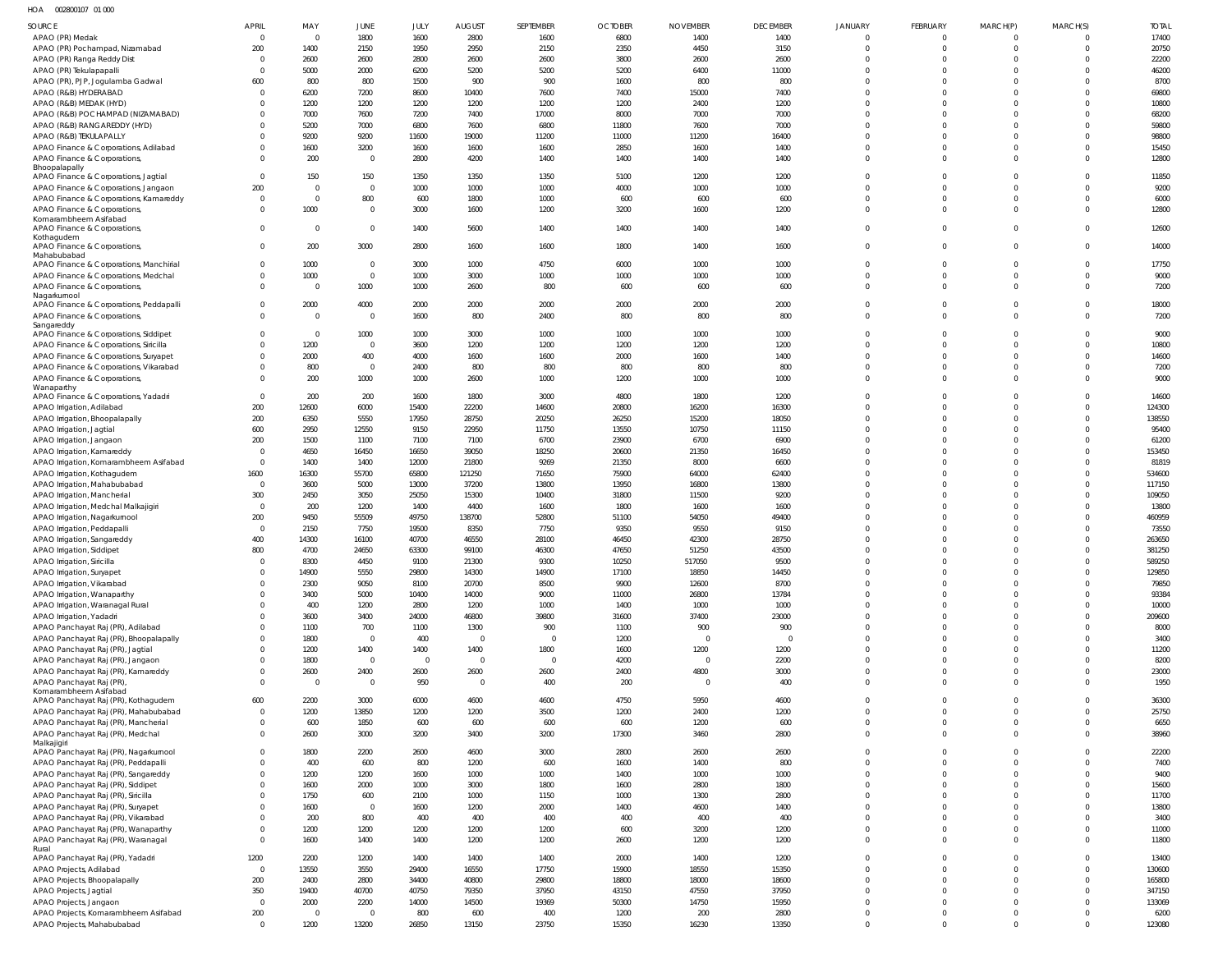HOA 002800107 01 000

| SOURCE | APRIL | MAY | JUNE | JULY | AUGUST | SEPTEMBER | OCTOBER | NOVEMBER | DECEMBER | JANUARY | FEBRUARY | MARCH(P) | MARCH(S) | TOTAL |
|---|---|---|---|---|---|---|---|---|---|---|---|---|---|---|
| APAO (PR) Medak | 0 | 0 | 1800 | 1600 | 2800 | 1600 | 6800 | 1400 | 1400 | 0 | 0 | 0 | 0 | 17400 |
| APAO (PR) Pochampad, Nizamabad | 200 | 1400 | 2150 | 1950 | 2950 | 2150 | 2350 | 4450 | 3150 | 0 | 0 | 0 | 0 | 20750 |
| APAO (PR) Ranga Reddy Dist | 0 | 2600 | 2600 | 2800 | 2600 | 2600 | 3800 | 2600 | 2600 | 0 | 0 | 0 | 0 | 22200 |
| APAO (PR) Tekulapapalli | 0 | 5000 | 2000 | 6200 | 5200 | 5200 | 5200 | 6400 | 11000 | 0 | 0 | 0 | 0 | 46200 |
| APAO (PR), PJP, Jogulamba Gadwal | 600 | 800 | 800 | 1500 | 900 | 900 | 1600 | 800 | 800 | 0 | 0 | 0 | 0 | 8700 |
| APAO (R&B) HYDERABAD | 0 | 6200 | 7200 | 8600 | 10400 | 7600 | 7400 | 15000 | 7400 | 0 | 0 | 0 | 0 | 69800 |
| APAO (R&B) MEDAK (HYD) | 0 | 1200 | 1200 | 1200 | 1200 | 1200 | 1200 | 2400 | 1200 | 0 | 0 | 0 | 0 | 10800 |
| APAO (R&B) POCHAMPAD (NIZAMABAD) | 0 | 7000 | 7600 | 7200 | 7400 | 17000 | 8000 | 7000 | 7000 | 0 | 0 | 0 | 0 | 68200 |
| APAO (R&B) RANGAREDDY (HYD) | 0 | 5200 | 7000 | 6800 | 7600 | 6800 | 11800 | 7600 | 7000 | 0 | 0 | 0 | 0 | 59800 |
| APAO (R&B) TEKULAPALLY | 0 | 9200 | 9200 | 11600 | 19000 | 11200 | 11000 | 11200 | 16400 | 0 | 0 | 0 | 0 | 98800 |
| APAO Finance & Corporations, Adilabad | 0 | 1600 | 3200 | 1600 | 1600 | 1600 | 2850 | 1600 | 1400 | 0 | 0 | 0 | 0 | 15450 |
| APAO Finance & Corporations, Bhoopalapally | 0 | 200 | 0 | 2800 | 4200 | 1400 | 1400 | 1400 | 1400 | 0 | 0 | 0 | 0 | 12800 |
| APAO Finance & Corporations, Jagtial | 0 | 150 | 150 | 1350 | 1350 | 1350 | 5100 | 1200 | 1200 | 0 | 0 | 0 | 0 | 11850 |
| APAO Finance & Corporations, Jangaon | 200 | 0 | 0 | 1000 | 1000 | 1000 | 4000 | 1000 | 1000 | 0 | 0 | 0 | 0 | 9200 |
| APAO Finance & Corporations, Kamareddy | 0 | 0 | 800 | 600 | 1800 | 1000 | 600 | 600 | 600 | 0 | 0 | 0 | 0 | 6000 |
| APAO Finance & Corporations, Komarambheem Asifabad | 0 | 1000 | 0 | 3000 | 1600 | 1200 | 3200 | 1600 | 1200 | 0 | 0 | 0 | 0 | 12800 |
| APAO Finance & Corporations, Kothagudem | 0 | 0 | 0 | 1400 | 5600 | 1400 | 1400 | 1400 | 1400 | 0 | 0 | 0 | 0 | 12600 |
| APAO Finance & Corporations, Mahabubabad | 0 | 200 | 3000 | 2800 | 1600 | 1600 | 1800 | 1400 | 1600 | 0 | 0 | 0 | 0 | 14000 |
| APAO Finance & Corporations, Manchirial | 0 | 1000 | 0 | 3000 | 1000 | 4750 | 6000 | 1000 | 1000 | 0 | 0 | 0 | 0 | 17750 |
| APAO Finance & Corporations, Medchal | 0 | 1000 | 0 | 1000 | 3000 | 1000 | 1000 | 1000 | 1000 | 0 | 0 | 0 | 0 | 9000 |
| APAO Finance & Corporations, Nagarkurnool | 0 | 0 | 1000 | 1000 | 2600 | 800 | 600 | 600 | 600 | 0 | 0 | 0 | 0 | 7200 |
| APAO Finance & Corporations, Peddapalli | 0 | 2000 | 4000 | 2000 | 2000 | 2000 | 2000 | 2000 | 2000 | 0 | 0 | 0 | 0 | 18000 |
| APAO Finance & Corporations, Sangareddy | 0 | 0 | 0 | 1600 | 800 | 2400 | 800 | 800 | 800 | 0 | 0 | 0 | 0 | 7200 |
| APAO Finance & Corporations, Siddipet | 0 | 0 | 1000 | 1000 | 3000 | 1000 | 1000 | 1000 | 1000 | 0 | 0 | 0 | 0 | 9000 |
| APAO Finance & Corporations, Siricilla | 0 | 1200 | 0 | 3600 | 1200 | 1200 | 1200 | 1200 | 1200 | 0 | 0 | 0 | 0 | 10800 |
| APAO Finance & Corporations, Suryapet | 0 | 2000 | 400 | 4000 | 1600 | 1600 | 2000 | 1600 | 1400 | 0 | 0 | 0 | 0 | 14600 |
| APAO Finance & Corporations, Vikarabad | 0 | 800 | 0 | 2400 | 800 | 800 | 800 | 800 | 800 | 0 | 0 | 0 | 0 | 7200 |
| APAO Finance & Corporations, Wanaparthy | 0 | 200 | 1000 | 1000 | 2600 | 1000 | 1200 | 1000 | 1000 | 0 | 0 | 0 | 0 | 9000 |
| APAO Finance & Corporations, Yadadri | 0 | 200 | 200 | 1600 | 1800 | 3000 | 4800 | 1800 | 1200 | 0 | 0 | 0 | 0 | 14600 |
| APAO Irrigation, Adilabad | 200 | 12600 | 6000 | 15400 | 22200 | 14600 | 20800 | 16200 | 16300 | 0 | 0 | 0 | 0 | 124300 |
| APAO Irrigation, Bhoopalapally | 200 | 6350 | 5550 | 17950 | 28750 | 20250 | 26250 | 15200 | 18050 | 0 | 0 | 0 | 0 | 138550 |
| APAO Irrigation, Jagtial | 600 | 2950 | 12550 | 9150 | 22950 | 11750 | 13550 | 10750 | 11150 | 0 | 0 | 0 | 0 | 95400 |
| APAO Irrigation, Jangaon | 200 | 1500 | 1100 | 7100 | 7100 | 6700 | 23900 | 6700 | 6900 | 0 | 0 | 0 | 0 | 61200 |
| APAO Irrigation, Kamareddy | 0 | 4650 | 16450 | 16650 | 39050 | 18250 | 20600 | 21350 | 16450 | 0 | 0 | 0 | 0 | 153450 |
| APAO Irrigation, Komarambheem Asifabad | 0 | 1400 | 1400 | 12000 | 21800 | 9269 | 21350 | 8000 | 6600 | 0 | 0 | 0 | 0 | 81819 |
| APAO Irrigation, Kothagudem | 1600 | 16300 | 55700 | 65800 | 121250 | 71650 | 75900 | 64000 | 62400 | 0 | 0 | 0 | 0 | 534600 |
| APAO Irrigation, Mahabubabad | 0 | 3600 | 5000 | 13000 | 37200 | 13800 | 13950 | 16800 | 13800 | 0 | 0 | 0 | 0 | 117150 |
| APAO Irrigation, Mancherial | 300 | 2450 | 3050 | 25050 | 15300 | 10400 | 31800 | 11500 | 9200 | 0 | 0 | 0 | 0 | 109050 |
| APAO Irrigation, Medchal Malkajigiri | 0 | 200 | 1200 | 1400 | 4400 | 1600 | 1800 | 1600 | 1600 | 0 | 0 | 0 | 0 | 13800 |
| APAO Irrigation, Nagarkurnool | 200 | 9450 | 55509 | 49750 | 138700 | 52800 | 51100 | 54050 | 49400 | 0 | 0 | 0 | 0 | 460959 |
| APAO Irrigation, Peddapalli | 0 | 2150 | 7750 | 19500 | 8350 | 7750 | 9350 | 9550 | 9150 | 0 | 0 | 0 | 0 | 73550 |
| APAO Irrigation, Sangareddy | 400 | 14300 | 16100 | 40700 | 46550 | 28100 | 46450 | 42300 | 28750 | 0 | 0 | 0 | 0 | 263650 |
| APAO Irrigation, Siddipet | 800 | 4700 | 24650 | 63300 | 99100 | 46300 | 47650 | 51250 | 43500 | 0 | 0 | 0 | 0 | 381250 |
| APAO Irrigation, Siricilla | 0 | 8300 | 4450 | 9100 | 21300 | 9300 | 10250 | 517050 | 9500 | 0 | 0 | 0 | 0 | 589250 |
| APAO Irrigation, Suryapet | 0 | 14900 | 5550 | 29800 | 14300 | 14900 | 17100 | 18850 | 14450 | 0 | 0 | 0 | 0 | 129850 |
| APAO Irrigation, Vikarabad | 0 | 2300 | 9050 | 8100 | 20700 | 8500 | 9900 | 12600 | 8700 | 0 | 0 | 0 | 0 | 79850 |
| APAO Irrigation, Wanaparthy | 0 | 3400 | 5000 | 10400 | 14000 | 9000 | 11000 | 26800 | 13784 | 0 | 0 | 0 | 0 | 93384 |
| APAO Irrigation, Waranagal Rural | 0 | 400 | 1200 | 2800 | 1200 | 1000 | 1400 | 1000 | 1000 | 0 | 0 | 0 | 0 | 10000 |
| APAO Irrigation, Yadadri | 0 | 3600 | 3400 | 24000 | 46800 | 39800 | 31600 | 37400 | 23000 | 0 | 0 | 0 | 0 | 209600 |
| APAO Panchayat Raj (PR), Adilabad | 0 | 1100 | 700 | 1100 | 1300 | 900 | 1100 | 900 | 900 | 0 | 0 | 0 | 0 | 8000 |
| APAO Panchayat Raj (PR), Bhoopalapally | 0 | 1800 | 0 | 400 | 0 | 0 | 1200 | 0 | 0 | 0 | 0 | 0 | 0 | 3400 |
| APAO Panchayat Raj (PR), Jagtial | 0 | 1200 | 1400 | 1400 | 1400 | 1800 | 1600 | 1200 | 1200 | 0 | 0 | 0 | 0 | 11200 |
| APAO Panchayat Raj (PR), Jangaon | 0 | 1800 | 0 | 0 | 0 | 0 | 4200 | 0 | 2200 | 0 | 0 | 0 | 0 | 8200 |
| APAO Panchayat Raj (PR), Kamareddy | 0 | 2600 | 2400 | 2600 | 2600 | 2600 | 2400 | 4800 | 3000 | 0 | 0 | 0 | 0 | 23000 |
| APAO Panchayat Raj (PR), Komarambheem Asifabad | 0 | 0 | 0 | 950 | 0 | 400 | 200 | 0 | 400 | 0 | 0 | 0 | 0 | 1950 |
| APAO Panchayat Raj (PR), Kothagudem | 600 | 2200 | 3000 | 6000 | 4600 | 4600 | 4750 | 5950 | 4600 | 0 | 0 | 0 | 0 | 36300 |
| APAO Panchayat Raj (PR), Mahabubabad | 0 | 1200 | 13850 | 1200 | 1200 | 3500 | 1200 | 2400 | 1200 | 0 | 0 | 0 | 0 | 25750 |
| APAO Panchayat Raj (PR), Mancherial | 0 | 600 | 1850 | 600 | 600 | 600 | 600 | 1200 | 600 | 0 | 0 | 0 | 0 | 6650 |
| APAO Panchayat Raj (PR), Medchal Malkajigiri | 0 | 2600 | 3000 | 3200 | 3400 | 3200 | 17300 | 3460 | 2800 | 0 | 0 | 0 | 0 | 38960 |
| APAO Panchayat Raj (PR), Nagarkurnool | 0 | 1800 | 2200 | 2600 | 4600 | 3000 | 2800 | 2600 | 2600 | 0 | 0 | 0 | 0 | 22200 |
| APAO Panchayat Raj (PR), Peddapalli | 0 | 400 | 600 | 800 | 1200 | 600 | 1600 | 1400 | 800 | 0 | 0 | 0 | 0 | 7400 |
| APAO Panchayat Raj (PR), Sangareddy | 0 | 1200 | 1200 | 1600 | 1000 | 1000 | 1400 | 1000 | 1000 | 0 | 0 | 0 | 0 | 9400 |
| APAO Panchayat Raj (PR), Siddipet | 0 | 1600 | 2000 | 1000 | 3000 | 1800 | 1600 | 2800 | 1800 | 0 | 0 | 0 | 0 | 15600 |
| APAO Panchayat Raj (PR), Siricilla | 0 | 1750 | 600 | 2100 | 1000 | 1150 | 1000 | 1300 | 2800 | 0 | 0 | 0 | 0 | 11700 |
| APAO Panchayat Raj (PR), Suryapet | 0 | 1600 | 0 | 1600 | 1200 | 2000 | 1400 | 4600 | 1400 | 0 | 0 | 0 | 0 | 13800 |
| APAO Panchayat Raj (PR), Vikarabad | 0 | 200 | 800 | 400 | 400 | 400 | 400 | 400 | 400 | 0 | 0 | 0 | 0 | 3400 |
| APAO Panchayat Raj (PR), Wanaparthy | 0 | 1200 | 1200 | 1200 | 1200 | 1200 | 600 | 3200 | 1200 | 0 | 0 | 0 | 0 | 11000 |
| APAO Panchayat Raj (PR), Waranagal Rural | 0 | 1600 | 1400 | 1400 | 1200 | 1200 | 2600 | 1200 | 1200 | 0 | 0 | 0 | 0 | 11800 |
| APAO Panchayat Raj (PR), Yadadri | 1200 | 2200 | 1200 | 1400 | 1400 | 1400 | 2000 | 1400 | 1200 | 0 | 0 | 0 | 0 | 13400 |
| APAO Projects, Adilabad | 0 | 13550 | 3550 | 29400 | 16550 | 17750 | 15900 | 18550 | 15350 | 0 | 0 | 0 | 0 | 130600 |
| APAO Projects, Bhoopalapally | 200 | 2400 | 2800 | 34400 | 40800 | 29800 | 18800 | 18000 | 18600 | 0 | 0 | 0 | 0 | 165800 |
| APAO Projects, Jagtial | 350 | 19400 | 40700 | 40750 | 79350 | 37950 | 43150 | 47550 | 37950 | 0 | 0 | 0 | 0 | 347150 |
| APAO Projects, Jangaon | 0 | 2000 | 2200 | 14000 | 14500 | 19369 | 50300 | 14750 | 15950 | 0 | 0 | 0 | 0 | 133069 |
| APAO Projects, Komarambheem Asifabad | 200 | 0 | 0 | 800 | 600 | 400 | 1200 | 200 | 2800 | 0 | 0 | 0 | 0 | 6200 |
| APAO Projects, Mahabubabad | 0 | 1200 | 13200 | 26850 | 13150 | 23750 | 15350 | 16230 | 13350 | 0 | 0 | 0 | 0 | 123080 |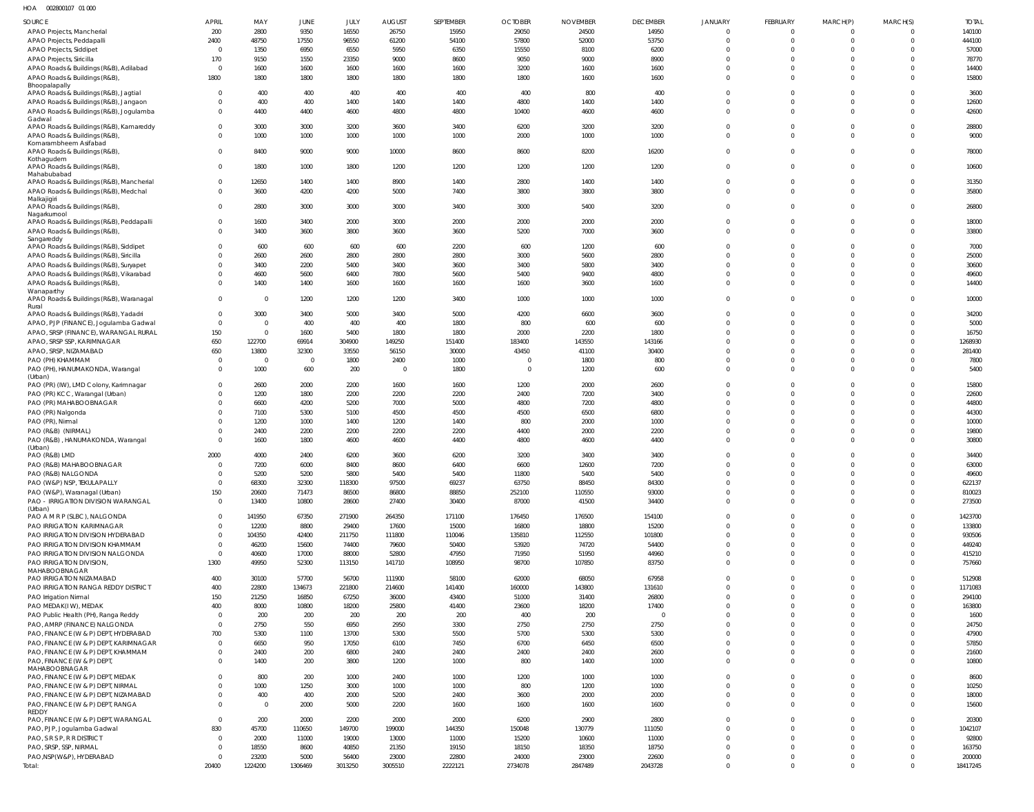HOA 002800107 01 000

| SOURCE | APRIL | MAY | JUNE | JULY | AUGUST | SEPTEMBER | OCTOBER | NOVEMBER | DECEMBER | JANUARY | FEBRUARY | MARCH(P) | MARCH(S) | TOTAL |
|---|---|---|---|---|---|---|---|---|---|---|---|---|---|---|
| APAO Projects, Mancherial | 200 | 2800 | 9350 | 16550 | 26750 | 15950 | 29050 | 24500 | 14950 | 0 | 0 | 0 | 0 | 140100 |
| APAO Projects, Peddapalli | 2400 | 48750 | 17550 | 96550 | 61200 | 54100 | 57800 | 52000 | 53750 | 0 | 0 | 0 | 0 | 444100 |
| APAO Projects, Siddipet | 0 | 1350 | 6950 | 6550 | 5950 | 6350 | 15550 | 8100 | 6200 | 0 | 0 | 0 | 0 | 57000 |
| APAO Projects, Siricilla | 170 | 9150 | 1550 | 23350 | 9000 | 8600 | 9050 | 9000 | 8900 | 0 | 0 | 0 | 0 | 78770 |
| APAO Roads & Buildings (R&B), Adilabad | 0 | 1600 | 1600 | 1600 | 1600 | 1600 | 3200 | 1600 | 1600 | 0 | 0 | 0 | 0 | 14400 |
| APAO Roads & Buildings (R&B), Bhoopalapally | 1800 | 1800 | 1800 | 1800 | 1800 | 1800 | 1800 | 1600 | 1600 | 0 | 0 | 0 | 0 | 15800 |
| APAO Roads & Buildings (R&B), Jagtial | 0 | 400 | 400 | 400 | 400 | 400 | 400 | 800 | 400 | 0 | 0 | 0 | 0 | 3600 |
| APAO Roads & Buildings (R&B), Jangaon | 0 | 400 | 400 | 1400 | 1400 | 1400 | 4800 | 1400 | 1400 | 0 | 0 | 0 | 0 | 12600 |
| APAO Roads & Buildings (R&B), Jogulamba Gadwal | 0 | 4400 | 4400 | 4600 | 4800 | 4800 | 10400 | 4600 | 4600 | 0 | 0 | 0 | 0 | 42600 |
| APAO Roads & Buildings (R&B), Kamareddy | 0 | 3000 | 3000 | 3200 | 3600 | 3400 | 6200 | 3200 | 3200 | 0 | 0 | 0 | 0 | 28800 |
| APAO Roads & Buildings (R&B), Komarambheem Asifabad | 0 | 1000 | 1000 | 1000 | 1000 | 1000 | 2000 | 1000 | 1000 | 0 | 0 | 0 | 0 | 9000 |
| APAO Roads & Buildings (R&B), Kothagudem | 0 | 8400 | 9000 | 9000 | 10000 | 8600 | 8600 | 8200 | 16200 | 0 | 0 | 0 | 0 | 78000 |
| APAO Roads & Buildings (R&B), Mahabubabad | 0 | 1800 | 1000 | 1800 | 1200 | 1200 | 1200 | 1200 | 1200 | 0 | 0 | 0 | 0 | 10600 |
| APAO Roads & Buildings (R&B), Mancherial | 0 | 12650 | 1400 | 1400 | 8900 | 1400 | 2800 | 1400 | 1400 | 0 | 0 | 0 | 0 | 31350 |
| APAO Roads & Buildings (R&B), Medchal Malkajigiri | 0 | 3600 | 4200 | 4200 | 5000 | 7400 | 3800 | 3800 | 3800 | 0 | 0 | 0 | 0 | 35800 |
| APAO Roads & Buildings (R&B), Nagarkurnool | 0 | 2800 | 3000 | 3000 | 3000 | 3400 | 3000 | 5400 | 3200 | 0 | 0 | 0 | 0 | 26800 |
| APAO Roads & Buildings (R&B), Peddapalli | 0 | 1600 | 3400 | 2000 | 3000 | 2000 | 2000 | 2000 | 2000 | 0 | 0 | 0 | 0 | 18000 |
| APAO Roads & Buildings (R&B), Sangareddy | 0 | 3400 | 3600 | 3800 | 3600 | 3600 | 5200 | 7000 | 3600 | 0 | 0 | 0 | 0 | 33800 |
| APAO Roads & Buildings (R&B), Siddipet | 0 | 600 | 600 | 600 | 600 | 2200 | 600 | 1200 | 600 | 0 | 0 | 0 | 0 | 7000 |
| APAO Roads & Buildings (R&B), Siricilla | 0 | 2600 | 2600 | 2800 | 2800 | 2800 | 3000 | 5600 | 2800 | 0 | 0 | 0 | 0 | 25000 |
| APAO Roads & Buildings (R&B), Suryapet | 0 | 3400 | 2200 | 5400 | 3400 | 3600 | 3400 | 5800 | 3400 | 0 | 0 | 0 | 0 | 30600 |
| APAO Roads & Buildings (R&B), Vikarabad | 0 | 4600 | 5600 | 6400 | 7800 | 5600 | 5400 | 9400 | 4800 | 0 | 0 | 0 | 0 | 49600 |
| APAO Roads & Buildings (R&B), Wanaparthy | 0 | 1400 | 1400 | 1600 | 1600 | 1600 | 1600 | 3600 | 1600 | 0 | 0 | 0 | 0 | 14400 |
| APAO Roads & Buildings (R&B), Waranagal Rural | 0 | 0 | 1200 | 1200 | 1200 | 3400 | 1000 | 1000 | 1000 | 0 | 0 | 0 | 0 | 10000 |
| APAO Roads & Buildings (R&B), Yadadri | 0 | 3000 | 3400 | 5000 | 3400 | 5000 | 4200 | 6600 | 3600 | 0 | 0 | 0 | 0 | 34200 |
| APAO, PJP (FINANCE), Jogulamba Gadwal | 0 | 0 | 400 | 400 | 400 | 1800 | 800 | 600 | 600 | 0 | 0 | 0 | 0 | 5000 |
| APAO, SRSP (FINANCE), WARANGAL RURAL | 150 | 0 | 1600 | 5400 | 1800 | 1800 | 2000 | 2200 | 1800 | 0 | 0 | 0 | 0 | 16750 |
| APAO, SRSP SSP, KARIMNAGAR | 650 | 122700 | 69914 | 304900 | 149250 | 151400 | 183400 | 143550 | 143166 | 0 | 0 | 0 | 0 | 1268930 |
| APAO, SRSP, NIZAMABAD | 650 | 13800 | 32300 | 33550 | 56150 | 30000 | 43450 | 41100 | 30400 | 0 | 0 | 0 | 0 | 281400 |
| PAO (PH) KHAMMAM | 0 | 0 | 0 | 1800 | 2400 | 1000 | 0 | 1800 | 800 | 0 | 0 | 0 | 0 | 7800 |
| PAO (PH), HANUMAKONDA, Warangal (Urban) | 0 | 1000 | 600 | 200 | 0 | 1800 | 0 | 1200 | 600 | 0 | 0 | 0 | 0 | 5400 |
| PAO (PR) (IW), LMD Colony, Karimnagar | 0 | 2600 | 2000 | 2200 | 1600 | 1600 | 1200 | 2000 | 2600 | 0 | 0 | 0 | 0 | 15800 |
| PAO (PR) KCC, Warangal (Urban) | 0 | 1200 | 1800 | 2200 | 2200 | 2200 | 2400 | 7200 | 3400 | 0 | 0 | 0 | 0 | 22600 |
| PAO (PR) MAHABOOBNAGAR | 0 | 6600 | 4200 | 5200 | 7000 | 5000 | 4800 | 7200 | 4800 | 0 | 0 | 0 | 0 | 44800 |
| PAO (PR) Nalgonda | 0 | 7100 | 5300 | 5100 | 4500 | 4500 | 4500 | 6500 | 6800 | 0 | 0 | 0 | 0 | 44300 |
| PAO (PR), Nirmal | 0 | 1200 | 1000 | 1400 | 1200 | 1400 | 800 | 2000 | 1000 | 0 | 0 | 0 | 0 | 10000 |
| PAO (R&B) (NIRMAL) | 0 | 2400 | 2200 | 2200 | 2200 | 2200 | 4400 | 2000 | 2200 | 0 | 0 | 0 | 0 | 19800 |
| PAO (R&B), HANUMAKONDA, Warangal (Urban) | 0 | 1600 | 1800 | 4600 | 4600 | 4400 | 4800 | 4600 | 4400 | 0 | 0 | 0 | 0 | 30800 |
| PAO (R&B) LMD | 2000 | 4000 | 2400 | 6200 | 3600 | 6200 | 3200 | 3400 | 3400 | 0 | 0 | 0 | 0 | 34400 |
| PAO (R&B) MAHABOOBNAGAR | 0 | 7200 | 6000 | 8400 | 8600 | 6400 | 6600 | 12600 | 7200 | 0 | 0 | 0 | 0 | 63000 |
| PAO (R&B) NALGONDA | 0 | 5200 | 5200 | 5800 | 5400 | 5400 | 11800 | 5400 | 5400 | 0 | 0 | 0 | 0 | 49600 |
| PAO (W&P) NSP, TEKULAPALLY | 0 | 68300 | 32300 | 118300 | 97500 | 69237 | 63750 | 88450 | 84300 | 0 | 0 | 0 | 0 | 622137 |
| PAO (W&P), Waranagal (Urban) | 150 | 20600 | 71473 | 86500 | 86800 | 88850 | 252100 | 110550 | 93000 | 0 | 0 | 0 | 0 | 810023 |
| PAO - IRRIGATION DIVISION WARANGAL (Urban) | 0 | 13400 | 10800 | 28600 | 27400 | 30400 | 87000 | 41500 | 34400 | 0 | 0 | 0 | 0 | 273500 |
| PAO A M R P (SLBC), NALGONDA | 0 | 141950 | 67350 | 271900 | 264350 | 171100 | 176450 | 176500 | 154100 | 0 | 0 | 0 | 0 | 1423700 |
| PAO IRRIGATION KARIMNAGAR | 0 | 12200 | 8800 | 29400 | 17600 | 15000 | 16800 | 18800 | 15200 | 0 | 0 | 0 | 0 | 133800 |
| PAO IRRIGATION DIVISION HYDERABAD | 0 | 104350 | 42400 | 211750 | 111800 | 110046 | 135810 | 112550 | 101800 | 0 | 0 | 0 | 0 | 930506 |
| PAO IRRIGATION DIVISION KHAMMAM | 0 | 46200 | 15600 | 74400 | 79600 | 50400 | 53920 | 74720 | 54400 | 0 | 0 | 0 | 0 | 449240 |
| PAO IRRIGATION DIVISION NALGONDA | 0 | 40600 | 17000 | 88000 | 52800 | 47950 | 71950 | 51950 | 44960 | 0 | 0 | 0 | 0 | 415210 |
| PAO IRRIGATION DIVISION, MAHABOOBNAGAR | 1300 | 49950 | 52300 | 113150 | 141710 | 108950 | 98700 | 107850 | 83750 | 0 | 0 | 0 | 0 | 757660 |
| PAO IRRIGATION NIZAMABAD | 400 | 30100 | 57700 | 56700 | 111900 | 58100 | 62000 | 68050 | 67958 | 0 | 0 | 0 | 0 | 512908 |
| PAO IRRIGATION RANGA REDDY DISTRICT | 400 | 22800 | 134673 | 221800 | 214600 | 141400 | 160000 | 143800 | 131610 | 0 | 0 | 0 | 0 | 1171083 |
| PAO Irrigation Nirmal | 150 | 21250 | 16850 | 67250 | 36000 | 43400 | 51000 | 31400 | 26800 | 0 | 0 | 0 | 0 | 294100 |
| PAO MEDAK(IW), MEDAK | 400 | 8000 | 10800 | 18200 | 25800 | 41400 | 23600 | 18200 | 17400 | 0 | 0 | 0 | 0 | 163800 |
| PAO Public Health (PH), Ranga Reddy | 0 | 200 | 200 | 200 | 200 | 200 | 400 | 200 | 0 | 0 | 0 | 0 | 0 | 1600 |
| PAO, AMRP (FINANCE) NALGONDA | 0 | 2750 | 550 | 6950 | 2950 | 3300 | 2750 | 2750 | 2750 | 0 | 0 | 0 | 0 | 24750 |
| PAO, FINANCE (W & P) DEPT, HYDERABAD | 700 | 5300 | 1100 | 13700 | 5300 | 5500 | 5700 | 5300 | 5300 | 0 | 0 | 0 | 0 | 47900 |
| PAO, FINANCE (W & P) DEPT, KARIMNAGAR | 0 | 6650 | 950 | 17050 | 6100 | 7450 | 6700 | 6450 | 6500 | 0 | 0 | 0 | 0 | 57850 |
| PAO, FINANCE (W & P) DEPT, KHAMMAM | 0 | 2400 | 200 | 6800 | 2400 | 2400 | 2400 | 2400 | 2600 | 0 | 0 | 0 | 0 | 21600 |
| PAO, FINANCE (W & P) DEPT, MAHABOOBNAGAR | 0 | 1400 | 200 | 3800 | 1200 | 1000 | 800 | 1400 | 1000 | 0 | 0 | 0 | 0 | 10800 |
| PAO, FINANCE (W & P) DEPT, MEDAK | 0 | 800 | 200 | 1000 | 2400 | 1000 | 1200 | 1000 | 1000 | 0 | 0 | 0 | 0 | 8600 |
| PAO, FINANCE (W & P) DEPT, NIRMAL | 0 | 1000 | 1250 | 3000 | 1000 | 1000 | 800 | 1200 | 1000 | 0 | 0 | 0 | 0 | 10250 |
| PAO, FINANCE (W & P) DEPT, NIZAMABAD | 0 | 400 | 400 | 2000 | 5200 | 2400 | 3600 | 2000 | 2000 | 0 | 0 | 0 | 0 | 18000 |
| PAO, FINANCE (W & P) DEPT, RANGA REDDY | 0 | 0 | 2000 | 5000 | 2200 | 1600 | 1600 | 1600 | 1600 | 0 | 0 | 0 | 0 | 15600 |
| PAO, FINANCE (W & P) DEPT, WARANGAL | 0 | 200 | 2000 | 2200 | 2000 | 2000 | 6200 | 2900 | 2800 | 0 | 0 | 0 | 0 | 20300 |
| PAO, PJP, Jogulamba Gadwal | 830 | 45700 | 110650 | 149700 | 199000 | 144350 | 150048 | 130779 | 111050 | 0 | 0 | 0 | 0 | 1042107 |
| PAO, S R S P, R R DISTRICT | 0 | 2000 | 11000 | 19000 | 13000 | 11000 | 15200 | 10600 | 11000 | 0 | 0 | 0 | 0 | 92800 |
| PAO, SRSP, SSP, NIRMAL | 0 | 18550 | 8600 | 40850 | 21350 | 19150 | 18150 | 18350 | 18750 | 0 | 0 | 0 | 0 | 163750 |
| PAO,NSP(W&P), HYDERABAD | 0 | 23200 | 5000 | 56400 | 23000 | 22800 | 24000 | 23000 | 22600 | 0 | 0 | 0 | 0 | 200000 |
| Total: | 20400 | 1224200 | 1306469 | 3013250 | 3005510 | 2222121 | 2734078 | 2847489 | 2043728 | 0 | 0 | 0 | 0 | 18417245 |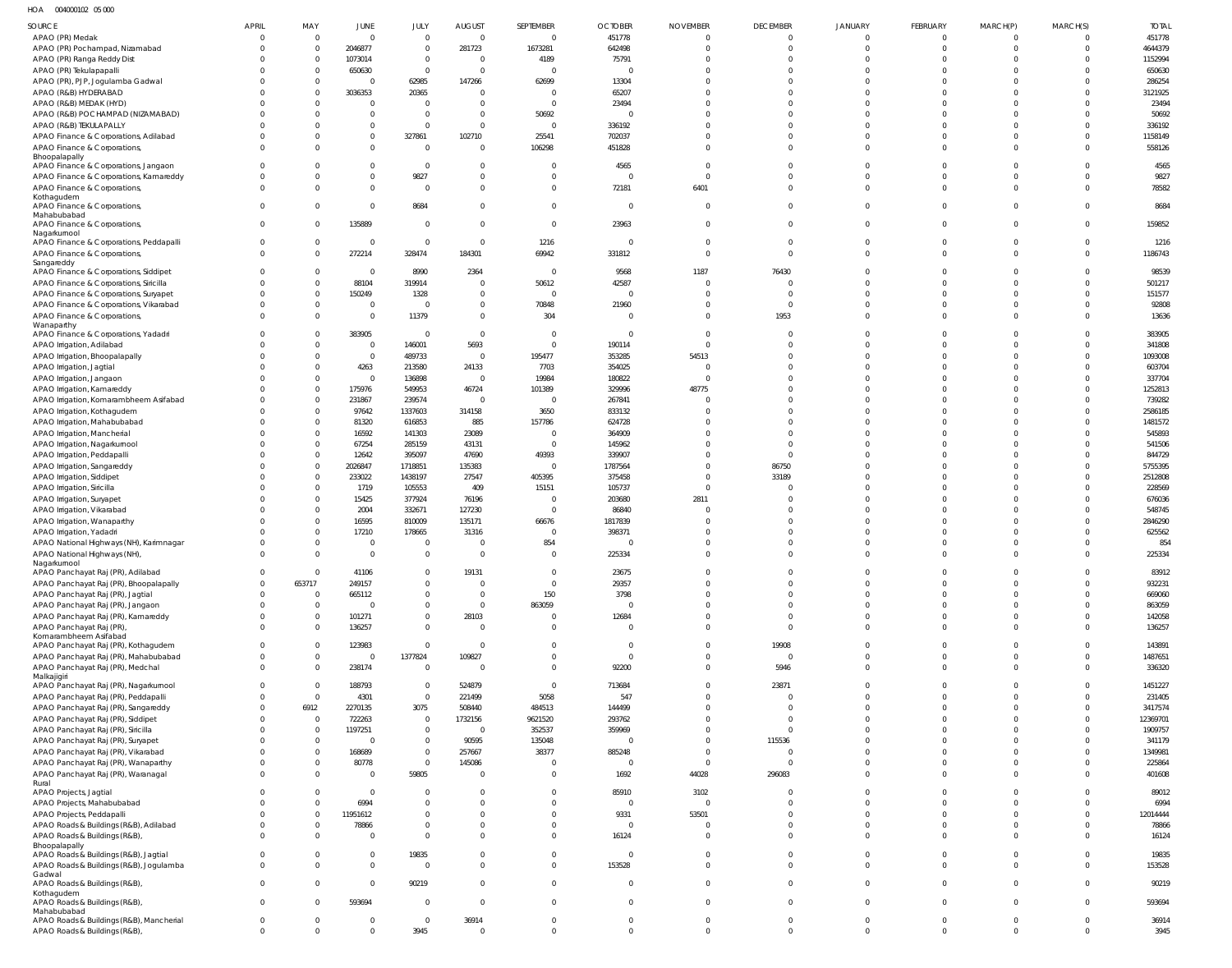HOA 004000102 05 000

| SOURCE | APRIL | MAY | JUNE | JULY | AUGUST | SEPTEMBER | OCTOBER | NOVEMBER | DECEMBER | JANUARY | FEBRUARY | MARCH(P) | MARCH(S) | TOTAL |
|---|---|---|---|---|---|---|---|---|---|---|---|---|---|---|
| APAO (PR) Medak | 0 | 0 | 0 | 0 | 0 | 0 | 451778 | 0 | 0 | 0 | 0 | 0 | 0 | 451778 |
| APAO (PR) Pochampad, Nizamabad | 0 | 0 | 2046877 | 0 | 281723 | 1673281 | 642498 | 0 | 0 | 0 | 0 | 0 | 0 | 4644379 |
| APAO (PR) Ranga Reddy Dist | 0 | 0 | 1073014 | 0 | 0 | 4189 | 75791 | 0 | 0 | 0 | 0 | 0 | 0 | 1152994 |
| APAO (PR) Tekulapapalli | 0 | 0 | 650630 | 0 | 0 | 0 | 0 | 0 | 0 | 0 | 0 | 0 | 0 | 650630 |
| APAO (PR), PJP, Jogulamba Gadwal | 0 | 0 | 0 | 62985 | 147266 | 62699 | 13304 | 0 | 0 | 0 | 0 | 0 | 0 | 286254 |
| APAO (R&B) HYDERABAD | 0 | 0 | 3036353 | 20365 | 0 | 0 | 65207 | 0 | 0 | 0 | 0 | 0 | 0 | 3121925 |
| APAO (R&B) MEDAK (HYD) | 0 | 0 | 0 | 0 | 0 | 0 | 23494 | 0 | 0 | 0 | 0 | 0 | 0 | 23494 |
| APAO (R&B) POCHAMPAD (NIZAMABAD) | 0 | 0 | 0 | 0 | 0 | 50692 | 0 | 0 | 0 | 0 | 0 | 0 | 0 | 50692 |
| APAO (R&B) TEKULAPALLY | 0 | 0 | 0 | 0 | 0 | 0 | 336192 | 0 | 0 | 0 | 0 | 0 | 0 | 336192 |
| APAO Finance & Corporations, Adilabad | 0 | 0 | 0 | 327861 | 102710 | 25541 | 702037 | 0 | 0 | 0 | 0 | 0 | 0 | 1158149 |
| APAO Finance & Corporations, Bhoopalapally | 0 | 0 | 0 | 0 | 0 | 106298 | 451828 | 0 | 0 | 0 | 0 | 0 | 0 | 558126 |
| APAO Finance & Corporations, Jangaon | 0 | 0 | 0 | 0 | 0 | 0 | 4565 | 0 | 0 | 0 | 0 | 0 | 0 | 4565 |
| APAO Finance & Corporations, Kamareddy | 0 | 0 | 0 | 9827 | 0 | 0 | 0 | 0 | 0 | 0 | 0 | 0 | 0 | 9827 |
| APAO Finance & Corporations, Kothagudem | 0 | 0 | 0 | 0 | 0 | 0 | 72181 | 6401 | 0 | 0 | 0 | 0 | 0 | 78582 |
| APAO Finance & Corporations, Mahabubabad | 0 | 0 | 0 | 8684 | 0 | 0 | 0 | 0 | 0 | 0 | 0 | 0 | 0 | 8684 |
| APAO Finance & Corporations, Nagarkurnool | 0 | 0 | 135889 | 0 | 0 | 0 | 23963 | 0 | 0 | 0 | 0 | 0 | 0 | 159852 |
| APAO Finance & Corporations, Peddapalli | 0 | 0 | 0 | 0 | 0 | 1216 | 0 | 0 | 0 | 0 | 0 | 0 | 0 | 1216 |
| APAO Finance & Corporations, Sangareddy | 0 | 0 | 272214 | 328474 | 184301 | 69942 | 331812 | 0 | 0 | 0 | 0 | 0 | 0 | 1186743 |
| APAO Finance & Corporations, Siddipet | 0 | 0 | 0 | 8990 | 2364 | 0 | 9568 | 1187 | 76430 | 0 | 0 | 0 | 0 | 98539 |
| APAO Finance & Corporations, Siricilla | 0 | 0 | 88104 | 319914 | 0 | 50612 | 42587 | 0 | 0 | 0 | 0 | 0 | 0 | 501217 |
| APAO Finance & Corporations, Suryapet | 0 | 0 | 150249 | 1328 | 0 | 0 | 0 | 0 | 0 | 0 | 0 | 0 | 0 | 151577 |
| APAO Finance & Corporations, Vikarabad | 0 | 0 | 0 | 0 | 0 | 70848 | 21960 | 0 | 0 | 0 | 0 | 0 | 0 | 92808 |
| APAO Finance & Corporations, Wanaparthy | 0 | 0 | 0 | 11379 | 0 | 304 | 0 | 0 | 1953 | 0 | 0 | 0 | 0 | 13636 |
| APAO Finance & Corporations, Yadadri | 0 | 0 | 383905 | 0 | 0 | 0 | 0 | 0 | 0 | 0 | 0 | 0 | 0 | 383905 |
| APAO Irrigation, Adilabad | 0 | 0 | 0 | 146001 | 5693 | 0 | 190114 | 0 | 0 | 0 | 0 | 0 | 0 | 341808 |
| APAO Irrigation, Bhoopalapally | 0 | 0 | 0 | 489733 | 0 | 195477 | 353285 | 54513 | 0 | 0 | 0 | 0 | 0 | 1093008 |
| APAO Irrigation, Jagtial | 0 | 0 | 4263 | 213580 | 24133 | 7703 | 354025 | 0 | 0 | 0 | 0 | 0 | 0 | 603704 |
| APAO Irrigation, Jangaon | 0 | 0 | 0 | 136898 | 0 | 19984 | 180822 | 0 | 0 | 0 | 0 | 0 | 0 | 337704 |
| APAO Irrigation, Kamareddy | 0 | 0 | 175976 | 549953 | 46724 | 101389 | 329996 | 48775 | 0 | 0 | 0 | 0 | 0 | 1252813 |
| APAO Irrigation, Komarambheem Asifabad | 0 | 0 | 231867 | 239574 | 0 | 0 | 267841 | 0 | 0 | 0 | 0 | 0 | 0 | 739282 |
| APAO Irrigation, Kothagudem | 0 | 0 | 97642 | 1337603 | 314158 | 3650 | 833132 | 0 | 0 | 0 | 0 | 0 | 0 | 2586185 |
| APAO Irrigation, Mahabubabad | 0 | 0 | 81320 | 616853 | 885 | 157786 | 624728 | 0 | 0 | 0 | 0 | 0 | 0 | 1481572 |
| APAO Irrigation, Mancherial | 0 | 0 | 16592 | 141303 | 23089 | 0 | 364909 | 0 | 0 | 0 | 0 | 0 | 0 | 545893 |
| APAO Irrigation, Nagarkurnool | 0 | 0 | 67254 | 285159 | 43131 | 0 | 145962 | 0 | 0 | 0 | 0 | 0 | 0 | 541506 |
| APAO Irrigation, Peddapalli | 0 | 0 | 12642 | 395097 | 47690 | 49393 | 339907 | 0 | 0 | 0 | 0 | 0 | 0 | 844729 |
| APAO Irrigation, Sangareddy | 0 | 0 | 2026847 | 1718851 | 135383 | 0 | 1787564 | 0 | 86750 | 0 | 0 | 0 | 0 | 5755395 |
| APAO Irrigation, Siddipet | 0 | 0 | 233022 | 1438197 | 27547 | 405395 | 375458 | 0 | 33189 | 0 | 0 | 0 | 0 | 2512808 |
| APAO Irrigation, Siricilla | 0 | 0 | 1719 | 105553 | 409 | 15151 | 105737 | 0 | 0 | 0 | 0 | 0 | 0 | 228569 |
| APAO Irrigation, Suryapet | 0 | 0 | 15425 | 377924 | 76196 | 0 | 203680 | 2811 | 0 | 0 | 0 | 0 | 0 | 676036 |
| APAO Irrigation, Vikarabad | 0 | 0 | 2004 | 332671 | 127230 | 0 | 86840 | 0 | 0 | 0 | 0 | 0 | 0 | 548745 |
| APAO Irrigation, Wanaparthy | 0 | 0 | 16595 | 810009 | 135171 | 66676 | 1817839 | 0 | 0 | 0 | 0 | 0 | 0 | 2846290 |
| APAO Irrigation, Yadadri | 0 | 0 | 17210 | 178665 | 31316 | 0 | 398371 | 0 | 0 | 0 | 0 | 0 | 0 | 625562 |
| APAO National Highways (NH), Karimnagar | 0 | 0 | 0 | 0 | 0 | 854 | 0 | 0 | 0 | 0 | 0 | 0 | 0 | 854 |
| APAO National Highways (NH), Nagarkurnool | 0 | 0 | 0 | 0 | 0 | 0 | 225334 | 0 | 0 | 0 | 0 | 0 | 0 | 225334 |
| APAO Panchayat Raj (PR), Adilabad | 0 | 0 | 41106 | 0 | 19131 | 0 | 23675 | 0 | 0 | 0 | 0 | 0 | 0 | 83912 |
| APAO Panchayat Raj (PR), Bhoopalapally | 0 | 653717 | 249157 | 0 | 0 | 0 | 29357 | 0 | 0 | 0 | 0 | 0 | 0 | 932231 |
| APAO Panchayat Raj (PR), Jagtial | 0 | 0 | 665112 | 0 | 0 | 150 | 3798 | 0 | 0 | 0 | 0 | 0 | 0 | 669060 |
| APAO Panchayat Raj (PR), Jangaon | 0 | 0 | 0 | 0 | 0 | 863059 | 0 | 0 | 0 | 0 | 0 | 0 | 0 | 863059 |
| APAO Panchayat Raj (PR), Kamareddy | 0 | 0 | 101271 | 0 | 28103 | 0 | 12684 | 0 | 0 | 0 | 0 | 0 | 0 | 142058 |
| APAO Panchayat Raj (PR), Komarambheem Asifabad | 0 | 0 | 136257 | 0 | 0 | 0 | 0 | 0 | 0 | 0 | 0 | 0 | 0 | 136257 |
| APAO Panchayat Raj (PR), Kothagudem | 0 | 0 | 123983 | 0 | 0 | 0 | 0 | 0 | 19908 | 0 | 0 | 0 | 0 | 143891 |
| APAO Panchayat Raj (PR), Mahabubabad | 0 | 0 | 0 | 1377824 | 109827 | 0 | 0 | 0 | 0 | 0 | 0 | 0 | 0 | 1487651 |
| APAO Panchayat Raj (PR), Medchal Malkajigiri | 0 | 0 | 238174 | 0 | 0 | 0 | 92200 | 0 | 5946 | 0 | 0 | 0 | 0 | 336320 |
| APAO Panchayat Raj (PR), Nagarkurnool | 0 | 0 | 188793 | 0 | 524879 | 0 | 713684 | 0 | 23871 | 0 | 0 | 0 | 0 | 1451227 |
| APAO Panchayat Raj (PR), Peddapalli | 0 | 0 | 4301 | 0 | 221499 | 5058 | 547 | 0 | 0 | 0 | 0 | 0 | 0 | 231405 |
| APAO Panchayat Raj (PR), Sangareddy | 0 | 6912 | 2270135 | 3075 | 508440 | 484513 | 144499 | 0 | 0 | 0 | 0 | 0 | 0 | 3417574 |
| APAO Panchayat Raj (PR), Siddipet | 0 | 0 | 722263 | 0 | 1732156 | 9621520 | 293762 | 0 | 0 | 0 | 0 | 0 | 0 | 12369701 |
| APAO Panchayat Raj (PR), Siricilla | 0 | 0 | 1197251 | 0 | 0 | 352537 | 359969 | 0 | 0 | 0 | 0 | 0 | 0 | 1909757 |
| APAO Panchayat Raj (PR), Suryapet | 0 | 0 | 0 | 0 | 90595 | 135048 | 0 | 0 | 115536 | 0 | 0 | 0 | 0 | 341179 |
| APAO Panchayat Raj (PR), Vikarabad | 0 | 0 | 168689 | 0 | 257667 | 38377 | 885248 | 0 | 0 | 0 | 0 | 0 | 0 | 1349981 |
| APAO Panchayat Raj (PR), Wanaparthy | 0 | 0 | 80778 | 0 | 145086 | 0 | 0 | 0 | 0 | 0 | 0 | 0 | 0 | 225864 |
| APAO Panchayat Raj (PR), Waranagal Rural | 0 | 0 | 0 | 59805 | 0 | 0 | 1692 | 44028 | 296083 | 0 | 0 | 0 | 0 | 401608 |
| APAO Projects, Jagtial | 0 | 0 | 0 | 0 | 0 | 0 | 85910 | 3102 | 0 | 0 | 0 | 0 | 0 | 89012 |
| APAO Projects, Mahabubabad | 0 | 0 | 6994 | 0 | 0 | 0 | 0 | 0 | 0 | 0 | 0 | 0 | 0 | 6994 |
| APAO Projects, Peddapalli | 0 | 0 | 11951612 | 0 | 0 | 0 | 9331 | 53501 | 0 | 0 | 0 | 0 | 0 | 12014444 |
| APAO Roads & Buildings (R&B), Adilabad | 0 | 0 | 78866 | 0 | 0 | 0 | 0 | 0 | 0 | 0 | 0 | 0 | 0 | 78866 |
| APAO Roads & Buildings (R&B), Bhoopalapally | 0 | 0 | 0 | 0 | 0 | 0 | 16124 | 0 | 0 | 0 | 0 | 0 | 0 | 16124 |
| APAO Roads & Buildings (R&B), Jagtial | 0 | 0 | 0 | 19835 | 0 | 0 | 0 | 0 | 0 | 0 | 0 | 0 | 0 | 19835 |
| APAO Roads & Buildings (R&B), Jogulamba Gadwal | 0 | 0 | 0 | 0 | 0 | 0 | 153528 | 0 | 0 | 0 | 0 | 0 | 0 | 153528 |
| APAO Roads & Buildings (R&B), Kothagudem | 0 | 0 | 0 | 90219 | 0 | 0 | 0 | 0 | 0 | 0 | 0 | 0 | 0 | 90219 |
| APAO Roads & Buildings (R&B), Mahabubabad | 0 | 0 | 593694 | 0 | 0 | 0 | 0 | 0 | 0 | 0 | 0 | 0 | 0 | 593694 |
| APAO Roads & Buildings (R&B), Mancherial | 0 | 0 | 0 | 0 | 36914 | 0 | 0 | 0 | 0 | 0 | 0 | 0 | 0 | 36914 |
| APAO Roads & Buildings (R&B), | 0 | 0 | 0 | 3945 | 0 | 0 | 0 | 0 | 0 | 0 | 0 | 0 | 0 | 3945 |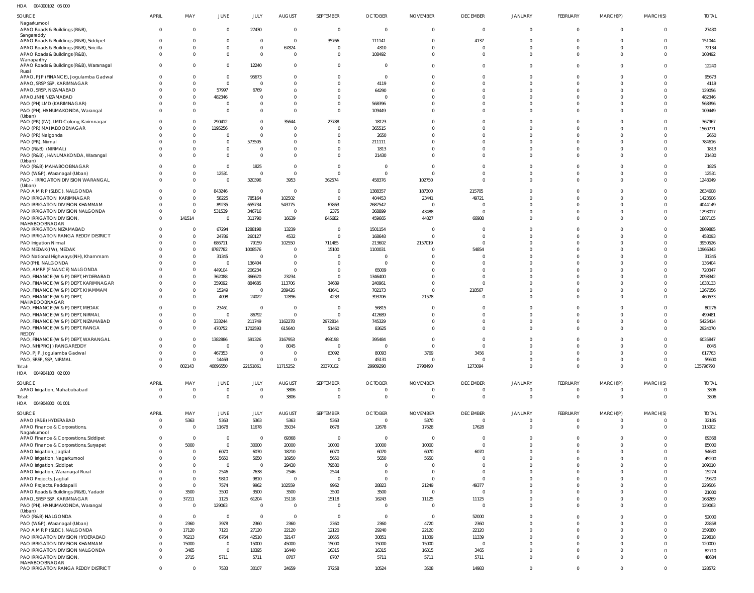HOA 004000102 05 000

| SOURCE | APRIL | MAY | JUNE | JULY | AUGUST | SEPTEMBER | OCTOBER | NOVEMBER | DECEMBER | JANUARY | FEBRUARY | MARCH(P) | MARCH(S) | TOTAL |
|---|---|---|---|---|---|---|---|---|---|---|---|---|---|---|
| Nagarkurnool | | | | | | | | | | | | | | |
| APAO Roads & Buildings (R&B), Sangareddy | 0 | 0 | 0 | 27430 | 0 | 0 | 0 | 0 | 0 | 0 | 0 | 0 | 0 | 27430 |
| APAO Roads & Buildings (R&B), Siddipet | 0 | 0 | 0 | 0 | 0 | 35766 | 111141 | 0 | 4137 | 0 | 0 | 0 | 0 | 151044 |
| APAO Roads & Buildings (R&B), Siricilla | 0 | 0 | 0 | 0 | 67824 | 0 | 4310 | 0 | 0 | 0 | 0 | 0 | 0 | 72134 |
| APAO Roads & Buildings (R&B), Wanaparthy | 0 | 0 | 0 | 0 | 0 | 0 | 108492 | 0 | 0 | 0 | 0 | 0 | 0 | 108492 |
| APAO Roads & Buildings (R&B), Waranagal Rural | 0 | 0 | 0 | 12240 | 0 | 0 | 0 | 0 | 0 | 0 | 0 | 0 | 0 | 12240 |
| APAO, PJP (FINANCE), Jogulamba Gadwal | 0 | 0 | 0 | 95673 | 0 | 0 | 0 | 0 | 0 | 0 | 0 | 0 | 0 | 95673 |
| APAO, SRSP SSP, KARIMNAGAR | 0 | 0 | 0 | 0 | 0 | 0 | 4119 | 0 | 0 | 0 | 0 | 0 | 0 | 4119 |
| APAO, SRSP, NIZAMABAD | 0 | 0 | 57997 | 6769 | 0 | 0 | 64290 | 0 | 0 | 0 | 0 | 0 | 0 | 129056 |
| APAO,(NH) NIZAMABAD | 0 | 0 | 482346 | 0 | 0 | 0 | 0 | 0 | 0 | 0 | 0 | 0 | 0 | 482346 |
| PAO (PH) LMD (KARIMNAGAR) | 0 | 0 | 0 | 0 | 0 | 0 | 568396 | 0 | 0 | 0 | 0 | 0 | 0 | 568396 |
| PAO (PH), HANUMAKONDA, Warangal (Urban) | 0 | 0 | 0 | 0 | 0 | 0 | 109449 | 0 | 0 | 0 | 0 | 0 | 0 | 109449 |
| PAO (PR) (IW), LMD Colony, Karimnagar | 0 | 0 | 290412 | 0 | 35644 | 23788 | 18123 | 0 | 0 | 0 | 0 | 0 | 0 | 367967 |
| PAO (PR) MAHABOOBNAGAR | 0 | 0 | 1195256 | 0 | 0 | 0 | 365515 | 0 | 0 | 0 | 0 | 0 | 0 | 1560771 |
| PAO (PR) Nalgonda | 0 | 0 | 0 | 0 | 0 | 0 | 2650 | 0 | 0 | 0 | 0 | 0 | 0 | 2650 |
| PAO (PR), Nirmal | 0 | 0 | 0 | 573505 | 0 | 0 | 211111 | 0 | 0 | 0 | 0 | 0 | 0 | 784616 |
| PAO (R&B) (NIRMAL) | 0 | 0 | 0 | 0 | 0 | 0 | 1813 | 0 | 0 | 0 | 0 | 0 | 0 | 1813 |
| PAO (R&B) , HANUMAKONDA, Warangal (Urban) | 0 | 0 | 0 | 0 | 0 | 0 | 21430 | 0 | 0 | 0 | 0 | 0 | 0 | 21430 |
| PAO (R&B) MAHABOOBNAGAR | 0 | 0 | 0 | 1825 | 0 | 0 | 0 | 0 | 0 | 0 | 0 | 0 | 0 | 1825 |
| PAO (W&P), Waranagal (Urban) | 0 | 0 | 12531 | 0 | 0 | 0 | 0 | 0 | 0 | 0 | 0 | 0 | 0 | 12531 |
| PAO - IRRIGATION DIVISION WARANGAL (Urban) | 0 | 0 | 0 | 320396 | 3953 | 362574 | 458376 | 102750 | 0 | 0 | 0 | 0 | 0 | 1248049 |
| PAO A M R P (SLBC), NALGONDA | 0 | 0 | 843246 | 0 | 0 | 0 | 1388357 | 187300 | 215705 | 0 | 0 | 0 | 0 | 2634608 |
| PAO IRRIGATION KARIMNAGAR | 0 | 0 | 58225 | 785164 | 102502 | 0 | 404453 | 23441 | 49721 | 0 | 0 | 0 | 0 | 1423506 |
| PAO IRRIGATION DIVISION KHAMMAM | 0 | 0 | 89235 | 655734 | 543775 | 67863 | 2687542 | 0 | 0 | 0 | 0 | 0 | 0 | 4044149 |
| PAO IRRIGATION DIVISION NALGONDA | 0 | 0 | 531539 | 346716 | 0 | 2375 | 368899 | 43488 | 0 | 0 | 0 | 0 | 0 | 1293017 |
| PAO IRRIGATION DIVISION, MAHABOOBNAGAR | 0 | 141514 | 0 | 311790 | 16639 | 845682 | 459665 | 44827 | 66988 | 0 | 0 | 0 | 0 | 1887105 |
| PAO IRRIGATION NIZAMABAD | 0 | 0 | 67294 | 1288198 | 13239 | 0 | 1501154 | 0 | 0 | 0 | 0 | 0 | 0 | 2869885 |
| PAO IRRIGATION RANGA REDDY DISTRICT | 0 | 0 | 24786 | 260127 | 4532 | 0 | 168648 | 0 | 0 | 0 | 0 | 0 | 0 | 458093 |
| PAO Irrigation Nirmal | 0 | 0 | 686711 | 79159 | 102550 | 711485 | 213602 | 2157019 | 0 | 0 | 0 | 0 | 0 | 3950526 |
| PAO MEDAK(IW), MEDAK | 0 | 0 | 8787782 | 1008576 | 0 | 15100 | 1100031 | 0 | 54854 | 0 | 0 | 0 | 0 | 10966343 |
| PAO National Highways (NH), Khammam | 0 | 0 | 31345 | 0 | 0 | 0 | 0 | 0 | 0 | 0 | 0 | 0 | 0 | 31345 |
| PAO(PH), NALGONDA | 0 | 0 | 0 | 136404 | 0 | 0 | 0 | 0 | 0 | 0 | 0 | 0 | 0 | 136404 |
| PAO, AMRP (FINANCE) NALGONDA | 0 | 0 | 449104 | 206234 | 0 | 0 | 65009 | 0 | 0 | 0 | 0 | 0 | 0 | 720347 |
| PAO, FINANCE (W & P) DEPT, HYDERABAD | 0 | 0 | 362088 | 366620 | 23234 | 0 | 1346400 | 0 | 0 | 0 | 0 | 0 | 0 | 2098342 |
| PAO, FINANCE (W & P) DEPT, KARIMNAGAR | 0 | 0 | 359092 | 884685 | 113706 | 34689 | 240961 | 0 | 0 | 0 | 0 | 0 | 0 | 1633133 |
| PAO, FINANCE (W & P) DEPT, KHAMMAM | 0 | 0 | 15249 | 0 | 289426 | 41641 | 702173 | 0 | 218567 | 0 | 0 | 0 | 0 | 1267056 |
| PAO, FINANCE (W & P) DEPT, MAHABOOBNAGAR | 0 | 0 | 4098 | 24022 | 12896 | 4233 | 393706 | 21578 | 0 | 0 | 0 | 0 | 0 | 460533 |
| PAO, FINANCE (W & P) DEPT, MEDAK | 0 | 0 | 23461 | 0 | 0 | 0 | 56815 | 0 | 0 | 0 | 0 | 0 | 0 | 80276 |
| PAO, FINANCE (W & P) DEPT, NIRMAL | 0 | 0 | 0 | 86792 | 0 | 0 | 412689 | 0 | 0 | 0 | 0 | 0 | 0 | 499481 |
| PAO, FINANCE (W & P) DEPT, NIZAMABAD | 0 | 0 | 333244 | 211749 | 1162278 | 2972814 | 745329 | 0 | 0 | 0 | 0 | 0 | 0 | 5425414 |
| PAO, FINANCE (W & P) DEPT, RANGA REDDY | 0 | 0 | 470752 | 1702593 | 615640 | 51460 | 83625 | 0 | 0 | 0 | 0 | 0 | 0 | 2924070 |
| PAO, FINANCE (W & P) DEPT, WARANGAL | 0 | 0 | 1382886 | 591326 | 3167953 | 498198 | 395484 | 0 | 0 | 0 | 0 | 0 | 0 | 6035847 |
| PAO, NH(PROJ) RANGAREDDY | 0 | 0 | 0 | 0 | 8045 | 0 | 0 | 0 | 0 | 0 | 0 | 0 | 0 | 8045 |
| PAO, PJP, Jogulamba Gadwal | 0 | 0 | 467353 | 0 | 0 | 63092 | 80093 | 3769 | 3456 | 0 | 0 | 0 | 0 | 617763 |
| PAO, SRSP, SSP, NIRMAL | 0 | 0 | 14469 | 0 | 0 | 0 | 45131 | 0 | 0 | 0 | 0 | 0 | 0 | 59600 |
| Total: | 0 | 802143 | 46696550 | 22151861 | 11715252 | 20370102 | 29989298 | 2798490 | 1273094 | 0 | 0 | 0 | 0 | 135796790 |

HOA 004904103 02 000

| SOURCE | APRIL | MAY | JUNE | JULY | AUGUST | SEPTEMBER | OCTOBER | NOVEMBER | DECEMBER | JANUARY | FEBRUARY | MARCH(P) | MARCH(S) | TOTAL |
|---|---|---|---|---|---|---|---|---|---|---|---|---|---|---|
| APAO Irrigation, Mahabubabad | 0 | 0 | 0 | 0 | 3806 | 0 | 0 | 0 | 0 | 0 | 0 | 0 | 0 | 3806 |
| Total: | 0 | 0 | 0 | 0 | 3806 | 0 | 0 | 0 | 0 | 0 | 0 | 0 | 0 | 3806 |

HOA 004904800 01 001

| SOURCE | APRIL | MAY | JUNE | JULY | AUGUST | SEPTEMBER | OCTOBER | NOVEMBER | DECEMBER | JANUARY | FEBRUARY | MARCH(P) | MARCH(S) | TOTAL |
|---|---|---|---|---|---|---|---|---|---|---|---|---|---|---|
| APAO (R&B) HYDERABAD | 0 | 5363 | 5363 | 5363 | 5363 | 5363 | 0 | 5370 | 0 | 0 | 0 | 0 | 0 | 32185 |
| APAO Finance & Corporations, Nagarkurnool | 0 | 0 | 11678 | 11678 | 35034 | 8678 | 12678 | 17628 | 17628 | 0 | 0 | 0 | 0 | 115002 |
| APAO Finance & Corporations, Siddipet | 0 | 0 | 0 | 0 | 69368 | 0 | 0 | 0 | 0 | 0 | 0 | 0 | 0 | 69368 |
| APAO Finance & Corporations, Suryapet | 0 | 5000 | 0 | 30000 | 20000 | 10000 | 10000 | 10000 | 0 | 0 | 0 | 0 | 0 | 85000 |
| APAO Irrigation, Jagtial | 0 | 0 | 6070 | 6070 | 18210 | 6070 | 6070 | 6070 | 6070 | 0 | 0 | 0 | 0 | 54630 |
| APAO Irrigation, Nagarkurnool | 0 | 0 | 5650 | 5650 | 16950 | 5650 | 5650 | 5650 | 0 | 0 | 0 | 0 | 0 | 45200 |
| APAO Irrigation, Siddipet | 0 | 0 | 0 | 0 | 29430 | 79580 | 0 | 0 | 0 | 0 | 0 | 0 | 0 | 109010 |
| APAO Irrigation, Waranagal Rural | 0 | 0 | 2546 | 7638 | 2546 | 2544 | 0 | 0 | 0 | 0 | 0 | 0 | 0 | 15274 |
| APAO Projects, Jagtial | 0 | 0 | 9810 | 9810 | 0 | 0 | 0 | 0 | 0 | 0 | 0 | 0 | 0 | 19620 |
| APAO Projects, Peddapalli | 0 | 0 | 7574 | 9962 | 102559 | 9962 | 28823 | 21249 | 49377 | 0 | 0 | 0 | 0 | 229506 |
| APAO Roads & Buildings (R&B), Yadadri | 0 | 3500 | 3500 | 3500 | 3500 | 3500 | 3500 | 0 | 0 | 0 | 0 | 0 | 0 | 21000 |
| APAO, SRSP SSP, KARIMNAGAR | 0 | 37211 | 1125 | 61204 | 15118 | 15118 | 16243 | 11125 | 11125 | 0 | 0 | 0 | 0 | 168269 |
| PAO (PH), HANUMAKONDA, Warangal (Urban) | 0 | 0 | 129063 | 0 | 0 | 0 | 0 | 0 | 0 | 0 | 0 | 0 | 0 | 129063 |
| PAO (R&B) NALGONDA | 0 | 0 | 0 | 0 | 0 | 0 | 0 | 0 | 52000 | 0 | 0 | 0 | 0 | 52000 |
| PAO (W&P), Waranagal (Urban) | 0 | 2360 | 3978 | 2360 | 2360 | 2360 | 2360 | 4720 | 2360 | 0 | 0 | 0 | 0 | 22858 |
| PAO A M R P (SLBC), NALGONDA | 0 | 17120 | 7120 | 27120 | 22120 | 12120 | 29240 | 22120 | 22120 | 0 | 0 | 0 | 0 | 159080 |
| PAO IRRIGATION DIVISION HYDERABAD | 0 | 76213 | 6764 | 42510 | 32147 | 18655 | 30851 | 11339 | 11339 | 0 | 0 | 0 | 0 | 229818 |
| PAO IRRIGATION DIVISION KHAMMAM | 0 | 15000 | 0 | 15000 | 45000 | 15000 | 15000 | 15000 | 0 | 0 | 0 | 0 | 0 | 120000 |
| PAO IRRIGATION DIVISION NALGONDA | 0 | 3465 | 0 | 10395 | 16440 | 16315 | 16315 | 16315 | 3465 | 0 | 0 | 0 | 0 | 82710 |
| PAO IRRIGATION DIVISION, MAHABOOBNAGAR | 0 | 2715 | 5711 | 5711 | 8707 | 8707 | 5711 | 5711 | 5711 | 0 | 0 | 0 | 0 | 48684 |
| PAO IRRIGATION RANGA REDDY DISTRICT | 0 | 0 | 7533 | 30107 | 24659 | 37258 | 10524 | 3508 | 14983 | 0 | 0 | 0 | 0 | 128572 |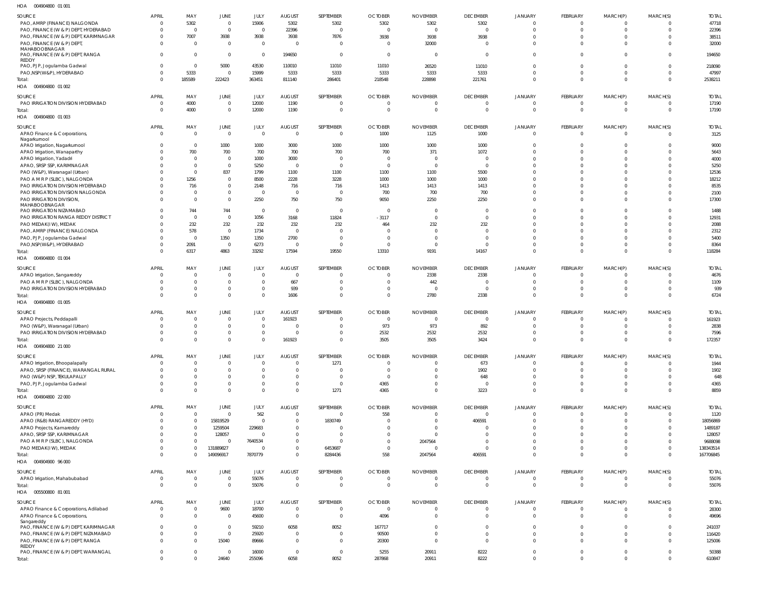HOA 004904800 01 001

| SOURCE | APRIL | MAY | JUNE | JULY | AUGUST | SEPTEMBER | OCTOBER | NOVEMBER | DECEMBER | JANUARY | FEBRUARY | MARCH(P) | MARCH(S) | TOTAL |
|---|---|---|---|---|---|---|---|---|---|---|---|---|---|---|
| PAO, AMRP (FINANCE) NALGONDA | 0 | 5302 | 0 | 15906 | 5302 | 5302 | 5302 | 5302 | 5302 | 0 | 0 | 0 | 0 | 47718 |
| PAO, FINANCE (W & P) DEPT, HYDERABAD | 0 | 0 | 0 | 0 | 22396 | 0 | 0 | 0 | 0 | 0 | 0 | 0 | 0 | 22396 |
| PAO, FINANCE (W & P) DEPT, KARIMNAGAR | 0 | 7007 | 3938 | 3938 | 3938 | 7876 | 3938 | 3938 | 3938 | 0 | 0 | 0 | 0 | 38511 |
| PAO, FINANCE (W & P) DEPT, MAHABOOBNAGAR | 0 | 0 | 0 | 0 | 0 | 0 | 0 | 32000 | 0 | 0 | 0 | 0 | 0 | 32000 |
| PAO, FINANCE (W & P) DEPT, RANGA REDDY | 0 | 0 | 0 | 0 | 194650 | 0 | 0 | 0 | 0 | 0 | 0 | 0 | 0 | 194650 |
| PAO, PJP, Jogulamba Gadwal | 0 | 0 | 5000 | 43530 | 110010 | 11010 | 11010 | 26520 | 11010 | 0 | 0 | 0 | 0 | 218090 |
| PAO,NSP(W&P), HYDERABAD | 0 | 5333 | 0 | 15999 | 5333 | 5333 | 5333 | 5333 | 5333 | 0 | 0 | 0 | 0 | 47997 |
| Total: | 0 | 185589 | 222423 | 363451 | 811140 | 286401 | 218548 | 228898 | 221761 | 0 | 0 | 0 | 0 | 2538211 |

HOA 004904800 01 002

| SOURCE | APRIL | MAY | JUNE | JULY | AUGUST | SEPTEMBER | OCTOBER | NOVEMBER | DECEMBER | JANUARY | FEBRUARY | MARCH(P) | MARCH(S) | TOTAL |
|---|---|---|---|---|---|---|---|---|---|---|---|---|---|---|
| PAO IRRIGATION DIVISION HYDERABAD | 0 | 4000 | 0 | 12000 | 1190 | 0 | 0 | 0 | 0 | 0 | 0 | 0 | 0 | 17190 |
| Total: | 0 | 4000 | 0 | 12000 | 1190 | 0 | 0 | 0 | 0 | 0 | 0 | 0 | 0 | 17190 |

HOA 004904800 01 003

| SOURCE | APRIL | MAY | JUNE | JULY | AUGUST | SEPTEMBER | OCTOBER | NOVEMBER | DECEMBER | JANUARY | FEBRUARY | MARCH(P) | MARCH(S) | TOTAL |
|---|---|---|---|---|---|---|---|---|---|---|---|---|---|---|
| APAO Finance & Corporations, Nagarkurnool | 0 | 0 | 0 | 0 | 0 | 0 | 1000 | 1125 | 1000 | 0 | 0 | 0 | 0 | 3125 |
| APAO Irrigation, Nagarkurnool | 0 | 0 | 1000 | 1000 | 3000 | 1000 | 1000 | 1000 | 1000 | 0 | 0 | 0 | 0 | 9000 |
| APAO Irrigation, Wanaparthy | 0 | 700 | 700 | 700 | 700 | 700 | 700 | 371 | 1072 | 0 | 0 | 0 | 0 | 5643 |
| APAO Irrigation, Yadadri | 0 | 0 | 0 | 1000 | 3000 | 0 | 0 | 0 | 0 | 0 | 0 | 0 | 0 | 4000 |
| APAO, SRSP SSP, KARIMNAGAR | 0 | 0 | 0 | 5250 | 0 | 0 | 0 | 0 | 0 | 0 | 0 | 0 | 0 | 5250 |
| PAO (W&P), Waranagal (Urban) | 0 | 0 | 837 | 1799 | 1100 | 1100 | 1100 | 1100 | 5500 | 0 | 0 | 0 | 0 | 12536 |
| PAO A M R P (SLBC), NALGONDA | 0 | 1256 | 0 | 8500 | 2228 | 3228 | 1000 | 1000 | 1000 | 0 | 0 | 0 | 0 | 18212 |
| PAO IRRIGATION DIVISION HYDERABAD | 0 | 716 | 0 | 2148 | 716 | 716 | 1413 | 1413 | 1413 | 0 | 0 | 0 | 0 | 8535 |
| PAO IRRIGATION DIVISION NALGONDA | 0 | 0 | 0 | 0 | 0 | 0 | 700 | 700 | 700 | 0 | 0 | 0 | 0 | 2100 |
| PAO IRRIGATION DIVISION, MAHABOOBNAGAR | 0 | 0 | 0 | 2250 | 750 | 750 | 9050 | 2250 | 2250 | 0 | 0 | 0 | 0 | 17300 |
| PAO IRRIGATION NIZAMABAD | 0 | 744 | 744 | 0 | 0 | 0 | 0 | 0 | 0 | 0 | 0 | 0 | 0 | 1488 |
| PAO IRRIGATION RANGA REDDY DISTRICT | 0 | 0 | 0 | 1056 | 3168 | 11824 | -3117 | 0 | 0 | 0 | 0 | 0 | 0 | 12931 |
| PAO MEDAK(IW), MEDAK | 0 | 232 | 232 | 232 | 232 | 232 | 464 | 232 | 232 | 0 | 0 | 0 | 0 | 2088 |
| PAO, AMRP (FINANCE) NALGONDA | 0 | 578 | 0 | 1734 | 0 | 0 | 0 | 0 | 0 | 0 | 0 | 0 | 0 | 2312 |
| PAO, PJP, Jogulamba Gadwal | 0 | 0 | 1350 | 1350 | 2700 | 0 | 0 | 0 | 0 | 0 | 0 | 0 | 0 | 5400 |
| PAO,NSP(W&P), HYDERABAD | 0 | 2091 | 0 | 6273 | 0 | 0 | 0 | 0 | 0 | 0 | 0 | 0 | 0 | 8364 |
| Total: | 0 | 6317 | 4863 | 33292 | 17594 | 19550 | 13310 | 9191 | 14167 | 0 | 0 | 0 | 0 | 118284 |

HOA 004904800 01 004

| SOURCE | APRIL | MAY | JUNE | JULY | AUGUST | SEPTEMBER | OCTOBER | NOVEMBER | DECEMBER | JANUARY | FEBRUARY | MARCH(P) | MARCH(S) | TOTAL |
|---|---|---|---|---|---|---|---|---|---|---|---|---|---|---|
| APAO Irrigation, Sangareddy | 0 | 0 | 0 | 0 | 0 | 0 | 0 | 2338 | 2338 | 0 | 0 | 0 | 0 | 4676 |
| PAO A M R P (SLBC), NALGONDA | 0 | 0 | 0 | 0 | 667 | 0 | 0 | 442 | 0 | 0 | 0 | 0 | 0 | 1109 |
| PAO IRRIGATION DIVISION HYDERABAD | 0 | 0 | 0 | 0 | 939 | 0 | 0 | 0 | 0 | 0 | 0 | 0 | 0 | 939 |
| Total: | 0 | 0 | 0 | 0 | 1606 | 0 | 0 | 2780 | 2338 | 0 | 0 | 0 | 0 | 6724 |

HOA 004904800 01 005

| SOURCE | APRIL | MAY | JUNE | JULY | AUGUST | SEPTEMBER | OCTOBER | NOVEMBER | DECEMBER | JANUARY | FEBRUARY | MARCH(P) | MARCH(S) | TOTAL |
|---|---|---|---|---|---|---|---|---|---|---|---|---|---|---|
| APAO Projects, Peddapalli | 0 | 0 | 0 | 0 | 161923 | 0 | 0 | 0 | 0 | 0 | 0 | 0 | 0 | 161923 |
| PAO (W&P), Waranagal (Urban) | 0 | 0 | 0 | 0 | 0 | 0 | 973 | 973 | 892 | 0 | 0 | 0 | 0 | 2838 |
| PAO IRRIGATION DIVISION HYDERABAD | 0 | 0 | 0 | 0 | 0 | 0 | 2532 | 2532 | 2532 | 0 | 0 | 0 | 0 | 7596 |
| Total: | 0 | 0 | 0 | 0 | 161923 | 0 | 3505 | 3505 | 3424 | 0 | 0 | 0 | 0 | 172357 |

HOA 004904800 21 000

| SOURCE | APRIL | MAY | JUNE | JULY | AUGUST | SEPTEMBER | OCTOBER | NOVEMBER | DECEMBER | JANUARY | FEBRUARY | MARCH(P) | MARCH(S) | TOTAL |
|---|---|---|---|---|---|---|---|---|---|---|---|---|---|---|
| APAO Irrigation, Bhoopalapally | 0 | 0 | 0 | 0 | 0 | 1271 | 0 | 0 | 673 | 0 | 0 | 0 | 0 | 1944 |
| APAO, SRSP (FINANCE), WARANGAL RURAL | 0 | 0 | 0 | 0 | 0 | 0 | 0 | 0 | 1902 | 0 | 0 | 0 | 0 | 1902 |
| PAO (W&P) NSP, TEKULAPALLY | 0 | 0 | 0 | 0 | 0 | 0 | 0 | 0 | 648 | 0 | 0 | 0 | 0 | 648 |
| PAO, PJP, Jogulamba Gadwal | 0 | 0 | 0 | 0 | 0 | 0 | 4365 | 0 | 0 | 0 | 0 | 0 | 0 | 4365 |
| Total: | 0 | 0 | 0 | 0 | 0 | 1271 | 4365 | 0 | 3223 | 0 | 0 | 0 | 0 | 8859 |

HOA 004904800 22 000

| SOURCE | APRIL | MAY | JUNE | JULY | AUGUST | SEPTEMBER | OCTOBER | NOVEMBER | DECEMBER | JANUARY | FEBRUARY | MARCH(P) | MARCH(S) | TOTAL |
|---|---|---|---|---|---|---|---|---|---|---|---|---|---|---|
| APAO (PR) Medak | 0 | 0 | 0 | 562 | 0 | 0 | 558 | 0 | 0 | 0 | 0 | 0 | 0 | 1120 |
| APAO (R&B) RANGAREDDY (HYD) | 0 | 0 | 15819529 | 0 | 0 | 1830749 | 0 | 0 | 406591 | 0 | 0 | 0 | 0 | 18056869 |
| APAO Projects, Kamareddy | 0 | 0 | 1259504 | 229683 | 0 | 0 | 0 | 0 | 0 | 0 | 0 | 0 | 0 | 1489187 |
| APAO, SRSP SSP, KARIMNAGAR | 0 | 0 | 128057 | 0 | 0 | 0 | 0 | 0 | 0 | 0 | 0 | 0 | 0 | 128057 |
| PAO A M R P (SLBC), NALGONDA | 0 | 0 | 0 | 7640534 | 0 | 0 | 0 | 2047564 | 0 | 0 | 0 | 0 | 0 | 9688098 |
| PAO MEDAK(IW), MEDAK | 0 | 0 | 131889827 | 0 | 0 | 6453687 | 0 | 0 | 0 | 0 | 0 | 0 | 0 | 138343514 |
| Total: | 0 | 0 | 149096917 | 7870779 | 0 | 8284436 | 558 | 2047564 | 406591 | 0 | 0 | 0 | 0 | 167706845 |

HOA 004904900 96 000

| SOURCE | APRIL | MAY | JUNE | JULY | AUGUST | SEPTEMBER | OCTOBER | NOVEMBER | DECEMBER | JANUARY | FEBRUARY | MARCH(P) | MARCH(S) | TOTAL |
|---|---|---|---|---|---|---|---|---|---|---|---|---|---|---|
| APAO Irrigation, Mahabubabad | 0 | 0 | 0 | 55076 | 0 | 0 | 0 | 0 | 0 | 0 | 0 | 0 | 0 | 55076 |
| Total: | 0 | 0 | 0 | 55076 | 0 | 0 | 0 | 0 | 0 | 0 | 0 | 0 | 0 | 55076 |

HOA 005500800 81 001

| SOURCE | APRIL | MAY | JUNE | JULY | AUGUST | SEPTEMBER | OCTOBER | NOVEMBER | DECEMBER | JANUARY | FEBRUARY | MARCH(P) | MARCH(S) | TOTAL |
|---|---|---|---|---|---|---|---|---|---|---|---|---|---|---|
| APAO Finance & Corporations, Adilabad | 0 | 0 | 9600 | 18700 | 0 | 0 | 0 | 0 | 0 | 0 | 0 | 0 | 0 | 28300 |
| APAO Finance & Corporations, Sangareddy | 0 | 0 | 0 | 45600 | 0 | 0 | 4096 | 0 | 0 | 0 | 0 | 0 | 0 | 49696 |
| PAO, FINANCE (W & P) DEPT, KARIMNAGAR | 0 | 0 | 0 | 59210 | 6058 | 8052 | 167717 | 0 | 0 | 0 | 0 | 0 | 0 | 241037 |
| PAO, FINANCE (W & P) DEPT, NIZAMABAD | 0 | 0 | 0 | 25920 | 0 | 0 | 90500 | 0 | 0 | 0 | 0 | 0 | 0 | 116420 |
| PAO, FINANCE (W & P) DEPT, RANGA REDDY | 0 | 0 | 15040 | 89666 | 0 | 0 | 20300 | 0 | 0 | 0 | 0 | 0 | 0 | 125006 |
| PAO, FINANCE (W & P) DEPT, WARANGAL | 0 | 0 | 0 | 16000 | 0 | 0 | 5255 | 20911 | 8222 | 0 | 0 | 0 | 0 | 50388 |
| Total: | 0 | 0 | 24640 | 255096 | 6058 | 8052 | 287868 | 20911 | 8222 | 0 | 0 | 0 | 0 | 610847 |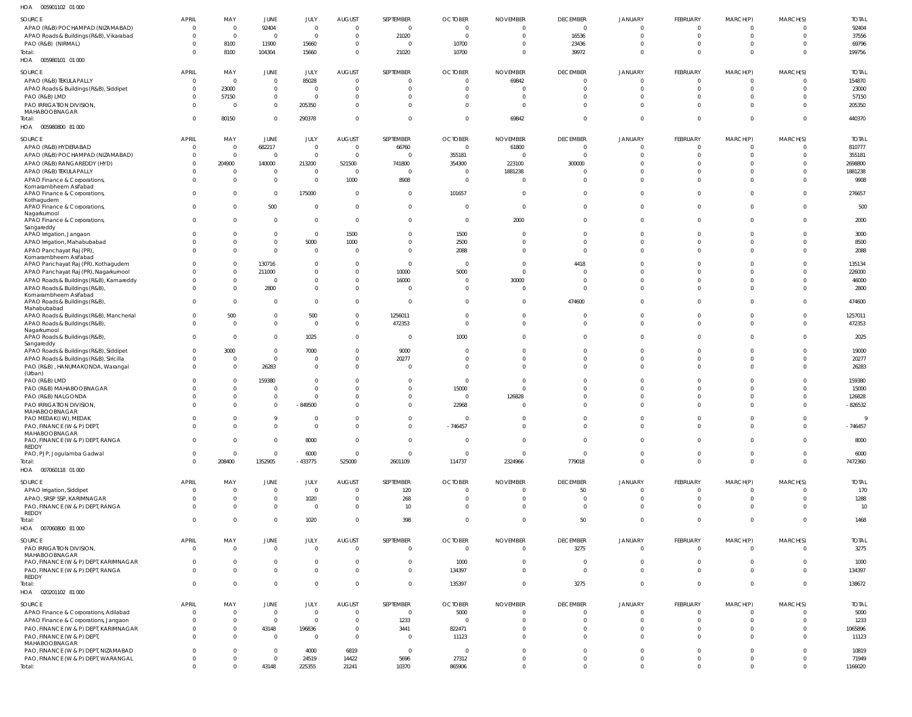HOA 005901102 01 000

| SOURCE | APRIL | MAY | JUNE | JULY | AUGUST | SEPTEMBER | OCTOBER | NOVEMBER | DECEMBER | JANUARY | FEBRUARY | MARCH(P) | MARCH(S) | TOTAL |
|---|---|---|---|---|---|---|---|---|---|---|---|---|---|---|
| APAO (R&B) POCHAMPAD (NIZAMABAD) | 0 | 0 | 92404 | 0 | 0 | 0 | 0 | 0 | 0 | 0 | 0 | 0 | 0 | 92404 |
| APAO Roads & Buildings (R&B), Vikarabad | 0 | 0 | 0 | 0 | 0 | 21020 | 0 | 0 | 16536 | 0 | 0 | 0 | 0 | 37556 |
| PAO (R&B) (NIRMAL) | 0 | 8100 | 11900 | 15660 | 0 | 0 | 10700 | 0 | 23436 | 0 | 0 | 0 | 0 | 69796 |
| Total: | 0 | 8100 | 104304 | 15660 | 0 | 21020 | 10700 | 0 | 39972 | 0 | 0 | 0 | 0 | 199756 |

HOA 005980101 01 000

| SOURCE | APRIL | MAY | JUNE | JULY | AUGUST | SEPTEMBER | OCTOBER | NOVEMBER | DECEMBER | JANUARY | FEBRUARY | MARCH(P) | MARCH(S) | TOTAL |
|---|---|---|---|---|---|---|---|---|---|---|---|---|---|---|
| APAO (R&B) TEKULAPALLY | 0 | 0 | 0 | 85028 | 0 | 0 | 0 | 69842 | 0 | 0 | 0 | 0 | 0 | 154870 |
| APAO Roads & Buildings (R&B), Siddipet | 0 | 23000 | 0 | 0 | 0 | 0 | 0 | 0 | 0 | 0 | 0 | 0 | 0 | 23000 |
| PAO (R&B) LMD | 0 | 57150 | 0 | 0 | 0 | 0 | 0 | 0 | 0 | 0 | 0 | 0 | 0 | 57150 |
| PAO IRRIGATION DIVISION, MAHABOOBNAGAR | 0 | 0 | 0 | 205350 | 0 | 0 | 0 | 0 | 0 | 0 | 0 | 0 | 0 | 205350 |
| Total: | 0 | 80150 | 0 | 290378 | 0 | 0 | 0 | 69842 | 0 | 0 | 0 | 0 | 0 | 440370 |

HOA 005980800 81 000

| SOURCE | APRIL | MAY | JUNE | JULY | AUGUST | SEPTEMBER | OCTOBER | NOVEMBER | DECEMBER | JANUARY | FEBRUARY | MARCH(P) | MARCH(S) | TOTAL |
|---|---|---|---|---|---|---|---|---|---|---|---|---|---|---|
| APAO (R&B) HYDERABAD | 0 | 0 | 682217 | 0 | 0 | 66760 | 0 | 61800 | 0 | 0 | 0 | 0 | 0 | 810777 |
| APAO (R&B) POCHAMPAD (NIZAMABAD) | 0 | 0 | 0 | 0 | 0 | 0 | 355181 | 0 | 0 | 0 | 0 | 0 | 0 | 355181 |
| APAO (R&B) RANGAREDDY (HYD) | 0 | 204900 | 140000 | 213200 | 521500 | 741800 | 354300 | 223100 | 300000 | 0 | 0 | 0 | 0 | 2698800 |
| APAO (R&B) TEKULAPALLY | 0 | 0 | 0 | 0 | 0 | 0 | 0 | 1881238 | 0 | 0 | 0 | 0 | 0 | 1881238 |
| APAO Finance & Corporations, Komarambheem Asifabad | 0 | 0 | 0 | 0 | 1000 | 8908 | 0 | 0 | 0 | 0 | 0 | 0 | 0 | 9908 |
| APAO Finance & Corporations, Kothagudem | 0 | 0 | 0 | 175000 | 0 | 0 | 101657 | 0 | 0 | 0 | 0 | 0 | 0 | 276657 |
| APAO Finance & Corporations, Nagarkurnool | 0 | 0 | 500 | 0 | 0 | 0 | 0 | 0 | 0 | 0 | 0 | 0 | 0 | 500 |
| APAO Finance & Corporations, Sangareddy | 0 | 0 | 0 | 0 | 0 | 0 | 0 | 2000 | 0 | 0 | 0 | 0 | 0 | 2000 |
| APAO Irrigation, Jangaon | 0 | 0 | 0 | 0 | 1500 | 0 | 1500 | 0 | 0 | 0 | 0 | 0 | 0 | 3000 |
| APAO Irrigation, Mahabubabad | 0 | 0 | 0 | 5000 | 1000 | 0 | 2500 | 0 | 0 | 0 | 0 | 0 | 0 | 8500 |
| APAO Panchayat Raj (PR), Komarambheem Asifabad | 0 | 0 | 0 | 0 | 0 | 0 | 2088 | 0 | 0 | 0 | 0 | 0 | 0 | 2088 |
| APAO Panchayat Raj (PR), Kothagudem | 0 | 0 | 130716 | 0 | 0 | 0 | 0 | 0 | 4418 | 0 | 0 | 0 | 0 | 135134 |
| APAO Panchayat Raj (PR), Nagarkurnool | 0 | 0 | 211000 | 0 | 0 | 10000 | 5000 | 0 | 0 | 0 | 0 | 0 | 0 | 226000 |
| APAO Roads & Buildings (R&B), Kamareddy | 0 | 0 | 0 | 0 | 0 | 16000 | 0 | 30000 | 0 | 0 | 0 | 0 | 0 | 46000 |
| APAO Roads & Buildings (R&B), Komarambheem Asifabad | 0 | 0 | 2800 | 0 | 0 | 0 | 0 | 0 | 0 | 0 | 0 | 0 | 0 | 2800 |
| APAO Roads & Buildings (R&B), Mahabubabad | 0 | 0 | 0 | 0 | 0 | 0 | 0 | 0 | 474600 | 0 | 0 | 0 | 0 | 474600 |
| APAO Roads & Buildings (R&B), Mancherial | 0 | 500 | 0 | 500 | 0 | 1256011 | 0 | 0 | 0 | 0 | 0 | 0 | 0 | 1257011 |
| APAO Roads & Buildings (R&B), Nagarkurnool | 0 | 0 | 0 | 0 | 0 | 472353 | 0 | 0 | 0 | 0 | 0 | 0 | 0 | 472353 |
| APAO Roads & Buildings (R&B), Sangareddy | 0 | 0 | 0 | 1025 | 0 | 0 | 1000 | 0 | 0 | 0 | 0 | 0 | 0 | 2025 |
| APAO Roads & Buildings (R&B), Siddipet | 0 | 3000 | 0 | 7000 | 0 | 9000 | 0 | 0 | 0 | 0 | 0 | 0 | 0 | 19000 |
| APAO Roads & Buildings (R&B), Siricilla | 0 | 0 | 0 | 0 | 0 | 20277 | 0 | 0 | 0 | 0 | 0 | 0 | 0 | 20277 |
| PAO (R&B) , HANUMAKONDA, Warangal (Urban) | 0 | 0 | 26283 | 0 | 0 | 0 | 0 | 0 | 0 | 0 | 0 | 0 | 0 | 26283 |
| PAO (R&B) LMD | 0 | 0 | 159380 | 0 | 0 | 0 | 0 | 0 | 0 | 0 | 0 | 0 | 0 | 159380 |
| PAO (R&B) MAHABOOBNAGAR | 0 | 0 | 0 | 0 | 0 | 0 | 15000 | 0 | 0 | 0 | 0 | 0 | 0 | 15000 |
| PAO (R&B) NALGONDA | 0 | 0 | 0 | 0 | 0 | 0 | 0 | 126828 | 0 | 0 | 0 | 0 | 0 | 126828 |
| PAO IRRIGATION DIVISION, MAHABOOBNAGAR | 0 | 0 | 0 | -849500 | 0 | 0 | 22968 | 0 | 0 | 0 | 0 | 0 | 0 | -826532 |
| PAO MEDAK(IW), MEDAK | 0 | 0 | 9 | 0 | 0 | 0 | 0 | 0 | 0 | 0 | 0 | 0 | 0 | 9 |
| PAO, FINANCE (W & P) DEPT, MAHABOOBNAGAR | 0 | 0 | 0 | 0 | 0 | 0 | -746457 | 0 | 0 | 0 | 0 | 0 | 0 | -746457 |
| PAO, FINANCE (W & P) DEPT, RANGA REDDY | 0 | 0 | 0 | 8000 | 0 | 0 | 0 | 0 | 0 | 0 | 0 | 0 | 0 | 8000 |
| PAO, PJP, Jogulamba Gadwal | 0 | 0 | 0 | 6000 | 0 | 0 | 0 | 0 | 0 | 0 | 0 | 0 | 0 | 6000 |
| Total: | 0 | 208400 | 1352905 | -433775 | 525000 | 2601109 | 114737 | 2324966 | 779018 | 0 | 0 | 0 | 0 | 7472360 |

HOA 007060118 01 000

| SOURCE | APRIL | MAY | JUNE | JULY | AUGUST | SEPTEMBER | OCTOBER | NOVEMBER | DECEMBER | JANUARY | FEBRUARY | MARCH(P) | MARCH(S) | TOTAL |
|---|---|---|---|---|---|---|---|---|---|---|---|---|---|---|
| APAO Irrigation, Siddipet | 0 | 0 | 0 | 0 | 0 | 120 | 0 | 0 | 50 | 0 | 0 | 0 | 0 | 170 |
| APAO, SRSP SSP, KARIMNAGAR | 0 | 0 | 0 | 1020 | 0 | 268 | 0 | 0 | 0 | 0 | 0 | 0 | 0 | 1288 |
| PAO, FINANCE (W & P) DEPT, RANGA REDDY | 0 | 0 | 0 | 0 | 0 | 10 | 0 | 0 | 0 | 0 | 0 | 0 | 0 | 10 |
| Total: | 0 | 0 | 0 | 1020 | 0 | 398 | 0 | 0 | 50 | 0 | 0 | 0 | 0 | 1468 |

HOA 007060800 81 000

| SOURCE | APRIL | MAY | JUNE | JULY | AUGUST | SEPTEMBER | OCTOBER | NOVEMBER | DECEMBER | JANUARY | FEBRUARY | MARCH(P) | MARCH(S) | TOTAL |
|---|---|---|---|---|---|---|---|---|---|---|---|---|---|---|
| PAO IRRIGATION DIVISION, MAHABOOBNAGAR | 0 | 0 | 0 | 0 | 0 | 0 | 0 | 0 | 3275 | 0 | 0 | 0 | 0 | 3275 |
| PAO, FINANCE (W & P) DEPT, KARIMNAGAR | 0 | 0 | 0 | 0 | 0 | 0 | 1000 | 0 | 0 | 0 | 0 | 0 | 0 | 1000 |
| PAO, FINANCE (W & P) DEPT, RANGA REDDY | 0 | 0 | 0 | 0 | 0 | 0 | 134397 | 0 | 0 | 0 | 0 | 0 | 0 | 134397 |
| Total: | 0 | 0 | 0 | 0 | 0 | 0 | 135397 | 0 | 3275 | 0 | 0 | 0 | 0 | 138672 |

HOA 020201102 81 000

| SOURCE | APRIL | MAY | JUNE | JULY | AUGUST | SEPTEMBER | OCTOBER | NOVEMBER | DECEMBER | JANUARY | FEBRUARY | MARCH(P) | MARCH(S) | TOTAL |
|---|---|---|---|---|---|---|---|---|---|---|---|---|---|---|
| APAO Finance & Corporations, Adilabad | 0 | 0 | 0 | 0 | 0 | 0 | 5000 | 0 | 0 | 0 | 0 | 0 | 0 | 5000 |
| APAO Finance & Corporations, Jangaon | 0 | 0 | 0 | 0 | 0 | 1233 | 0 | 0 | 0 | 0 | 0 | 0 | 0 | 1233 |
| PAO, FINANCE (W & P) DEPT, KARIMNAGAR | 0 | 0 | 43148 | 196836 | 0 | 3441 | 822471 | 0 | 0 | 0 | 0 | 0 | 0 | 1065896 |
| PAO, FINANCE (W & P) DEPT, MAHABOOBNAGAR | 0 | 0 | 0 | 0 | 0 | 0 | 11123 | 0 | 0 | 0 | 0 | 0 | 0 | 11123 |
| PAO, FINANCE (W & P) DEPT, NIZAMABAD | 0 | 0 | 0 | 4000 | 6819 | 0 | 0 | 0 | 0 | 0 | 0 | 0 | 0 | 10819 |
| PAO, FINANCE (W & P) DEPT, WARANGAL | 0 | 0 | 0 | 24519 | 14422 | 5696 | 27312 | 0 | 0 | 0 | 0 | 0 | 0 | 71949 |
| Total: | 0 | 0 | 43148 | 225355 | 21241 | 10370 | 865906 | 0 | 0 | 0 | 0 | 0 | 0 | 1166020 |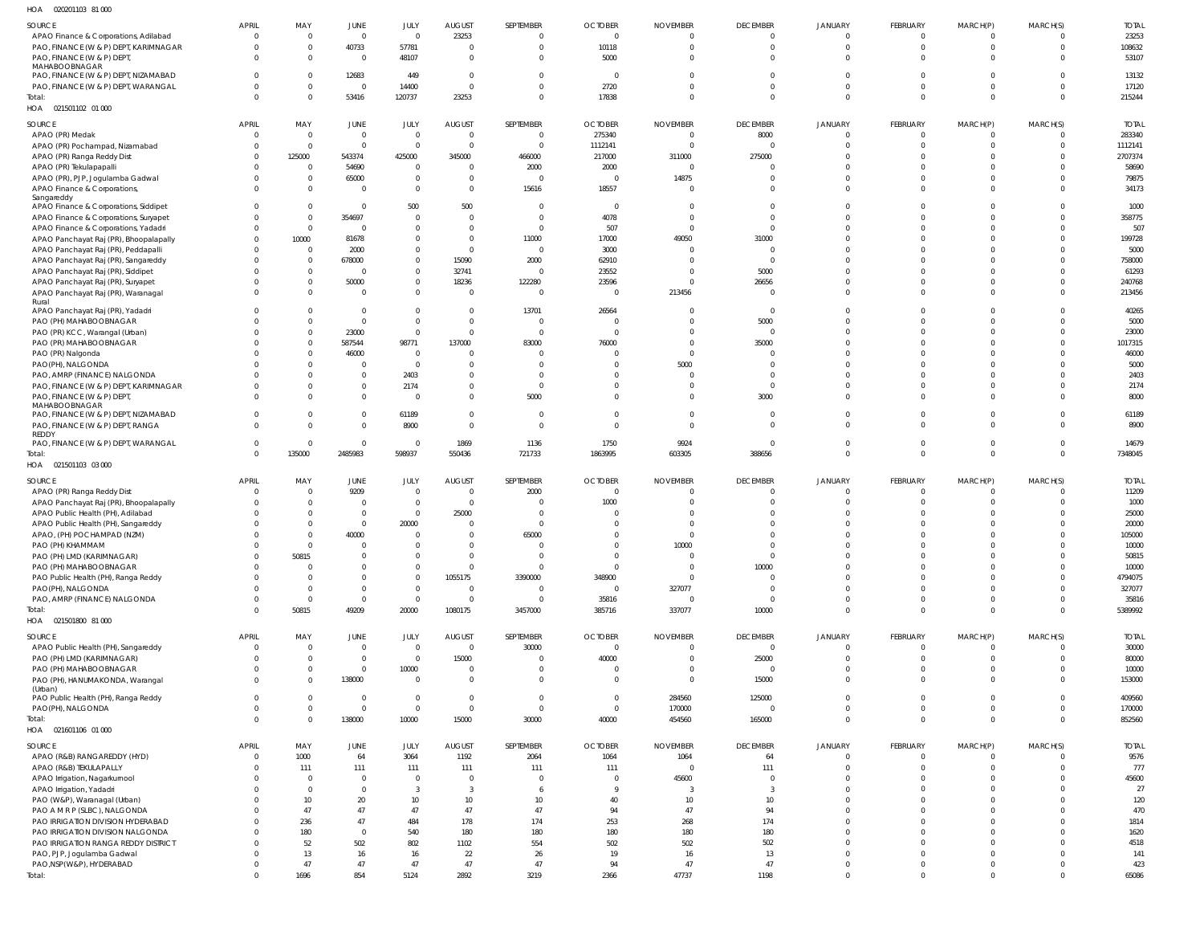HOA 020201103 81 000

| SOURCE | APRIL | MAY | JUNE | JULY | AUGUST | SEPTEMBER | OCTOBER | NOVEMBER | DECEMBER | JANUARY | FEBRUARY | MARCH(P) | MARCH(S) | TOTAL |
|---|---|---|---|---|---|---|---|---|---|---|---|---|---|---|
| APAO Finance & Corporations, Adilabad | 0 | 0 | 0 | 0 | 23253 | 0 | 0 | 0 | 0 | 0 | 0 | 0 | 0 | 23253 |
| PAO, FINANCE (W & P) DEPT, KARIMNAGAR | 0 | 0 | 40733 | 57781 | 0 | 0 | 10118 | 0 | 0 | 0 | 0 | 0 | 0 | 108632 |
| PAO, FINANCE (W & P) DEPT, MAHABOOBNAGAR | 0 | 0 | 0 | 48107 | 0 | 0 | 5000 | 0 | 0 | 0 | 0 | 0 | 0 | 53107 |
| PAO, FINANCE (W & P) DEPT, NIZAMABAD | 0 | 0 | 12683 | 449 | 0 | 0 | 0 | 0 | 0 | 0 | 0 | 0 | 0 | 13132 |
| PAO, FINANCE (W & P) DEPT, WARANGAL | 0 | 0 | 0 | 14400 | 0 | 0 | 2720 | 0 | 0 | 0 | 0 | 0 | 0 | 17120 |
| Total: | 0 | 0 | 53416 | 120737 | 23253 | 0 | 17838 | 0 | 0 | 0 | 0 | 0 | 0 | 215244 |

HOA 021501102 01 000

| SOURCE | APRIL | MAY | JUNE | JULY | AUGUST | SEPTEMBER | OCTOBER | NOVEMBER | DECEMBER | JANUARY | FEBRUARY | MARCH(P) | MARCH(S) | TOTAL |
|---|---|---|---|---|---|---|---|---|---|---|---|---|---|---|
| APAO (PR) Medak | 0 | 0 | 0 | 0 | 0 | 0 | 275340 | 0 | 8000 | 0 | 0 | 0 | 0 | 283340 |
| APAO (PR) Pochampad, Nizamabad | 0 | 0 | 0 | 0 | 0 | 0 | 1112141 | 0 | 0 | 0 | 0 | 0 | 0 | 1112141 |
| APAO (PR) Ranga Reddy Dist | 0 | 125000 | 543374 | 425000 | 345000 | 466000 | 217000 | 311000 | 275000 | 0 | 0 | 0 | 0 | 2707374 |
| APAO (PR) Tekulapapalli | 0 | 0 | 54690 | 0 | 0 | 2000 | 2000 | 0 | 0 | 0 | 0 | 0 | 0 | 58690 |
| APAO (PR), PJP, Jogulamba Gadwal | 0 | 0 | 65000 | 0 | 0 | 0 | 0 | 14875 | 0 | 0 | 0 | 0 | 0 | 79875 |
| APAO Finance & Corporations, Sangareddy | 0 | 0 | 0 | 0 | 0 | 15616 | 18557 | 0 | 0 | 0 | 0 | 0 | 0 | 34173 |
| APAO Finance & Corporations, Siddipet | 0 | 0 | 0 | 500 | 500 | 0 | 0 | 0 | 0 | 0 | 0 | 0 | 0 | 1000 |
| APAO Finance & Corporations, Suryapet | 0 | 0 | 354697 | 0 | 0 | 0 | 4078 | 0 | 0 | 0 | 0 | 0 | 0 | 358775 |
| APAO Finance & Corporations, Yadadri | 0 | 0 | 0 | 0 | 0 | 0 | 507 | 0 | 0 | 0 | 0 | 0 | 0 | 507 |
| APAO Panchayat Raj (PR), Bhoopalapally | 0 | 10000 | 81678 | 0 | 0 | 11000 | 17000 | 49050 | 31000 | 0 | 0 | 0 | 0 | 199728 |
| APAO Panchayat Raj (PR), Peddapalli | 0 | 0 | 2000 | 0 | 0 | 0 | 3000 | 0 | 0 | 0 | 0 | 0 | 0 | 5000 |
| APAO Panchayat Raj (PR), Sangareddy | 0 | 0 | 678000 | 0 | 15090 | 2000 | 62910 | 0 | 0 | 0 | 0 | 0 | 0 | 758000 |
| APAO Panchayat Raj (PR), Siddipet | 0 | 0 | 0 | 0 | 32741 | 0 | 23552 | 0 | 5000 | 0 | 0 | 0 | 0 | 61293 |
| APAO Panchayat Raj (PR), Suryapet | 0 | 0 | 50000 | 0 | 18236 | 122280 | 23596 | 0 | 26656 | 0 | 0 | 0 | 0 | 240768 |
| APAO Panchayat Raj (PR), Waranagal Rural | 0 | 0 | 0 | 0 | 0 | 0 | 0 | 213456 | 0 | 0 | 0 | 0 | 0 | 213456 |
| APAO Panchayat Raj (PR), Yadadri | 0 | 0 | 0 | 0 | 0 | 13701 | 26564 | 0 | 0 | 0 | 0 | 0 | 0 | 40265 |
| PAO (PH) MAHABOOBNAGAR | 0 | 0 | 0 | 0 | 0 | 0 | 0 | 0 | 5000 | 0 | 0 | 0 | 0 | 5000 |
| PAO (PR) KCC, Warangal (Urban) | 0 | 0 | 23000 | 0 | 0 | 0 | 0 | 0 | 0 | 0 | 0 | 0 | 0 | 23000 |
| PAO (PR) MAHABOOBNAGAR | 0 | 0 | 587544 | 98771 | 137000 | 83000 | 76000 | 0 | 35000 | 0 | 0 | 0 | 0 | 1017315 |
| PAO (PR) Nalgonda | 0 | 0 | 46000 | 0 | 0 | 0 | 0 | 0 | 0 | 0 | 0 | 0 | 0 | 46000 |
| PAO(PH), NALGONDA | 0 | 0 | 0 | 0 | 0 | 0 | 0 | 5000 | 0 | 0 | 0 | 0 | 0 | 5000 |
| PAO, AMRP (FINANCE) NALGONDA | 0 | 0 | 0 | 2403 | 0 | 0 | 0 | 0 | 0 | 0 | 0 | 0 | 0 | 2403 |
| PAO, FINANCE (W & P) DEPT, KARIMNAGAR | 0 | 0 | 0 | 2174 | 0 | 0 | 0 | 0 | 0 | 0 | 0 | 0 | 0 | 2174 |
| PAO, FINANCE (W & P) DEPT, MAHABOOBNAGAR | 0 | 0 | 0 | 0 | 0 | 5000 | 0 | 0 | 3000 | 0 | 0 | 0 | 0 | 8000 |
| PAO, FINANCE (W & P) DEPT, NIZAMABAD | 0 | 0 | 0 | 61189 | 0 | 0 | 0 | 0 | 0 | 0 | 0 | 0 | 0 | 61189 |
| PAO, FINANCE (W & P) DEPT, RANGA REDDY | 0 | 0 | 0 | 8900 | 0 | 0 | 0 | 0 | 0 | 0 | 0 | 0 | 0 | 8900 |
| PAO, FINANCE (W & P) DEPT, WARANGAL | 0 | 0 | 0 | 0 | 1869 | 1136 | 1750 | 9924 | 0 | 0 | 0 | 0 | 0 | 14679 |
| Total: | 0 | 135000 | 2485983 | 598937 | 550436 | 721733 | 1863995 | 603305 | 388656 | 0 | 0 | 0 | 0 | 7348045 |

HOA 021501103 03 000

| SOURCE | APRIL | MAY | JUNE | JULY | AUGUST | SEPTEMBER | OCTOBER | NOVEMBER | DECEMBER | JANUARY | FEBRUARY | MARCH(P) | MARCH(S) | TOTAL |
|---|---|---|---|---|---|---|---|---|---|---|---|---|---|---|
| APAO (PR) Ranga Reddy Dist | 0 | 0 | 9209 | 0 | 0 | 2000 | 0 | 0 | 0 | 0 | 0 | 0 | 0 | 11209 |
| APAO Panchayat Raj (PR), Bhoopalapally | 0 | 0 | 0 | 0 | 0 | 0 | 1000 | 0 | 0 | 0 | 0 | 0 | 0 | 1000 |
| APAO Public Health (PH), Adilabad | 0 | 0 | 0 | 0 | 25000 | 0 | 0 | 0 | 0 | 0 | 0 | 0 | 0 | 25000 |
| APAO Public Health (PH), Sangareddy | 0 | 0 | 0 | 20000 | 0 | 0 | 0 | 0 | 0 | 0 | 0 | 0 | 0 | 20000 |
| APAO, (PH) POCHAMPAD (NZM) | 0 | 0 | 40000 | 0 | 0 | 65000 | 0 | 0 | 0 | 0 | 0 | 0 | 0 | 105000 |
| PAO (PH) KHAMMAM | 0 | 0 | 0 | 0 | 0 | 0 | 0 | 10000 | 0 | 0 | 0 | 0 | 0 | 10000 |
| PAO (PH) LMD (KARIMNAGAR) | 0 | 50815 | 0 | 0 | 0 | 0 | 0 | 0 | 0 | 0 | 0 | 0 | 0 | 50815 |
| PAO (PH) MAHABOOBNAGAR | 0 | 0 | 0 | 0 | 0 | 0 | 0 | 0 | 10000 | 0 | 0 | 0 | 0 | 10000 |
| PAO Public Health (PH), Ranga Reddy | 0 | 0 | 0 | 0 | 1055175 | 3390000 | 348900 | 0 | 0 | 0 | 0 | 0 | 0 | 4794075 |
| PAO(PH), NALGONDA | 0 | 0 | 0 | 0 | 0 | 0 | 0 | 327077 | 0 | 0 | 0 | 0 | 0 | 327077 |
| PAO, AMRP (FINANCE) NALGONDA | 0 | 0 | 0 | 0 | 0 | 0 | 35816 | 0 | 0 | 0 | 0 | 0 | 0 | 35816 |
| Total: | 0 | 50815 | 49209 | 20000 | 1080175 | 3457000 | 385716 | 337077 | 10000 | 0 | 0 | 0 | 0 | 5389992 |

HOA 021501800 81 000

| SOURCE | APRIL | MAY | JUNE | JULY | AUGUST | SEPTEMBER | OCTOBER | NOVEMBER | DECEMBER | JANUARY | FEBRUARY | MARCH(P) | MARCH(S) | TOTAL |
|---|---|---|---|---|---|---|---|---|---|---|---|---|---|---|
| APAO Public Health (PH), Sangareddy | 0 | 0 | 0 | 0 | 0 | 30000 | 0 | 0 | 0 | 0 | 0 | 0 | 0 | 30000 |
| PAO (PH) LMD (KARIMNAGAR) | 0 | 0 | 0 | 0 | 15000 | 0 | 40000 | 0 | 25000 | 0 | 0 | 0 | 0 | 80000 |
| PAO (PH) MAHABOOBNAGAR | 0 | 0 | 0 | 10000 | 0 | 0 | 0 | 0 | 0 | 0 | 0 | 0 | 0 | 10000 |
| PAO (PH), HANUMAKONDA, Warangal (Urban) | 0 | 0 | 138000 | 0 | 0 | 0 | 0 | 0 | 15000 | 0 | 0 | 0 | 0 | 153000 |
| PAO Public Health (PH), Ranga Reddy | 0 | 0 | 0 | 0 | 0 | 0 | 0 | 284560 | 125000 | 0 | 0 | 0 | 0 | 409560 |
| PAO(PH), NALGONDA | 0 | 0 | 0 | 0 | 0 | 0 | 0 | 170000 | 0 | 0 | 0 | 0 | 0 | 170000 |
| Total: | 0 | 0 | 138000 | 10000 | 15000 | 30000 | 40000 | 454560 | 165000 | 0 | 0 | 0 | 0 | 852560 |

HOA 021601106 01 000

| SOURCE | APRIL | MAY | JUNE | JULY | AUGUST | SEPTEMBER | OCTOBER | NOVEMBER | DECEMBER | JANUARY | FEBRUARY | MARCH(P) | MARCH(S) | TOTAL |
|---|---|---|---|---|---|---|---|---|---|---|---|---|---|---|
| APAO (R&B) RANGAREDDY (HYD) | 0 | 1000 | 64 | 3064 | 1192 | 2064 | 1064 | 1064 | 64 | 0 | 0 | 0 | 0 | 9576 |
| APAO (R&B) TEKULAPALLY | 0 | 111 | 111 | 111 | 111 | 111 | 111 | 0 | 111 | 0 | 0 | 0 | 0 | 777 |
| APAO Irrigation, Nagarkurnool | 0 | 0 | 0 | 0 | 0 | 0 | 0 | 45600 | 0 | 0 | 0 | 0 | 0 | 45600 |
| APAO Irrigation, Yadadri | 0 | 0 | 0 | 3 | 3 | 6 | 9 | 3 | 3 | 0 | 0 | 0 | 0 | 27 |
| PAO (W&P), Waranagal (Urban) | 0 | 10 | 20 | 10 | 10 | 10 | 40 | 10 | 10 | 0 | 0 | 0 | 0 | 120 |
| PAO A M R P (SLBC), NALGONDA | 0 | 47 | 47 | 47 | 47 | 47 | 94 | 47 | 94 | 0 | 0 | 0 | 0 | 470 |
| PAO IRRIGATION DIVISION HYDERABAD | 0 | 236 | 47 | 484 | 178 | 174 | 253 | 268 | 174 | 0 | 0 | 0 | 0 | 1814 |
| PAO IRRIGATION DIVISION NALGONDA | 0 | 180 | 0 | 540 | 180 | 180 | 180 | 180 | 180 | 0 | 0 | 0 | 0 | 1620 |
| PAO IRRIGATION RANGA REDDY DISTRICT | 0 | 52 | 502 | 802 | 1102 | 554 | 502 | 502 | 502 | 0 | 0 | 0 | 0 | 4518 |
| PAO, PJP, Jogulamba Gadwal | 0 | 13 | 16 | 16 | 22 | 26 | 19 | 16 | 13 | 0 | 0 | 0 | 0 | 141 |
| PAO,NSP(W&P), HYDERABAD | 0 | 47 | 47 | 47 | 47 | 47 | 94 | 47 | 47 | 0 | 0 | 0 | 0 | 423 |
| Total: | 0 | 1696 | 854 | 5124 | 2892 | 3219 | 2366 | 47737 | 1198 | 0 | 0 | 0 | 0 | 65086 |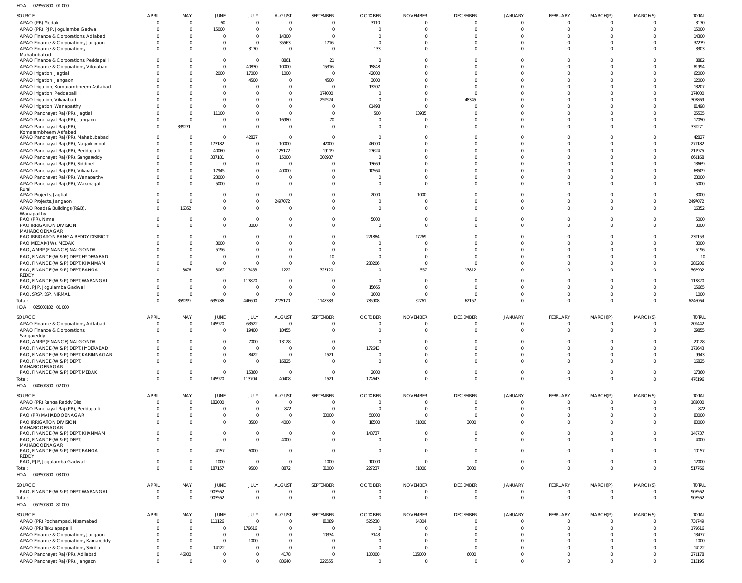HOA 023560800 01 000

| SOURCE | APRIL | MAY | JUNE | JULY | AUGUST | SEPTEMBER | OCTOBER | NOVEMBER | DECEMBER | JANUARY | FEBRUARY | MARCH(P) | MARCH(S) | TOTAL |
|---|---|---|---|---|---|---|---|---|---|---|---|---|---|---|
| APAO (PR) Medak | 0 | 0 | 60 | 0 | 0 | 0 | 3110 | 0 | 0 | 0 | 0 | 0 | 0 | 3170 |
| APAO (PR), PJP, Jogulamba Gadwal | 0 | 0 | 15000 | 0 | 0 | 0 | 0 | 0 | 0 | 0 | 0 | 0 | 0 | 15000 |
| APAO Finance & Corporations, Adilabad | 0 | 0 | 0 | 0 | 14300 | 0 | 0 | 0 | 0 | 0 | 0 | 0 | 0 | 14300 |
| APAO Finance & Corporations, Jangaon | 0 | 0 | 0 | 0 | 35563 | 1716 | 0 | 0 | 0 | 0 | 0 | 0 | 0 | 37279 |
| APAO Finance & Corporations, Mahabubabad | 0 | 0 | 0 | 3170 | 0 | 0 | 133 | 0 | 0 | 0 | 0 | 0 | 0 | 3303 |
| APAO Finance & Corporations, Peddapalli | 0 | 0 | 0 | 0 | 8861 | 21 | 0 | 0 | 0 | 0 | 0 | 0 | 0 | 8882 |
| APAO Finance & Corporations, Vikarabad | 0 | 0 | 0 | 40830 | 10000 | 15316 | 15848 | 0 | 0 | 0 | 0 | 0 | 0 | 81994 |
| APAO Irrigation, Jagtial | 0 | 0 | 2000 | 17000 | 1000 | 0 | 42000 | 0 | 0 | 0 | 0 | 0 | 0 | 62000 |
| APAO Irrigation, Jangaon | 0 | 0 | 0 | 4500 | 0 | 4500 | 3000 | 0 | 0 | 0 | 0 | 0 | 0 | 12000 |
| APAO Irrigation, Komarambheem Asifabad | 0 | 0 | 0 | 0 | 0 | 0 | 13207 | 0 | 0 | 0 | 0 | 0 | 0 | 13207 |
| APAO Irrigation, Peddapalli | 0 | 0 | 0 | 0 | 0 | 174000 | 0 | 0 | 0 | 0 | 0 | 0 | 0 | 174000 |
| APAO Irrigation, Vikarabad | 0 | 0 | 0 | 0 | 0 | 259524 | 0 | 0 | 48345 | 0 | 0 | 0 | 0 | 307869 |
| APAO Irrigation, Wanaparthy | 0 | 0 | 0 | 0 | 0 | 0 | 81498 | 0 | 0 | 0 | 0 | 0 | 0 | 81498 |
| APAO Panchayat Raj (PR), Jagtial | 0 | 0 | 11100 | 0 | 0 | 0 | 500 | 13935 | 0 | 0 | 0 | 0 | 0 | 25535 |
| APAO Panchayat Raj (PR), Jangaon | 0 | 0 | 0 | 0 | 16980 | 70 | 0 | 0 | 0 | 0 | 0 | 0 | 0 | 17050 |
| APAO Panchayat Raj (PR), Komarambheem Asifabad | 0 | 339271 | 0 | 0 | 0 | 0 | 0 | 0 | 0 | 0 | 0 | 0 | 0 | 339271 |
| APAO Panchayat Raj (PR), Mahabubabad | 0 | 0 | 0 | 42827 | 0 | 0 | 0 | 0 | 0 | 0 | 0 | 0 | 0 | 42827 |
| APAO Panchayat Raj (PR), Nagarkurnool | 0 | 0 | 173182 | 0 | 10000 | 42000 | 46000 | 0 | 0 | 0 | 0 | 0 | 0 | 271182 |
| APAO Panchayat Raj (PR), Peddapalli | 0 | 0 | 40060 | 0 | 125172 | 19119 | 27624 | 0 | 0 | 0 | 0 | 0 | 0 | 211975 |
| APAO Panchayat Raj (PR), Sangareddy | 0 | 0 | 337181 | 0 | 15000 | 308987 | 0 | 0 | 0 | 0 | 0 | 0 | 0 | 661168 |
| APAO Panchayat Raj (PR), Siddipet | 0 | 0 | 0 | 0 | 0 | 0 | 13669 | 0 | 0 | 0 | 0 | 0 | 0 | 13669 |
| APAO Panchayat Raj (PR), Vikarabad | 0 | 0 | 17945 | 0 | 40000 | 0 | 10564 | 0 | 0 | 0 | 0 | 0 | 0 | 68509 |
| APAO Panchayat Raj (PR), Wanaparthy | 0 | 0 | 23000 | 0 | 0 | 0 | 0 | 0 | 0 | 0 | 0 | 0 | 0 | 23000 |
| APAO Panchayat Raj (PR), Waranagal Rural | 0 | 0 | 5000 | 0 | 0 | 0 | 0 | 0 | 0 | 0 | 0 | 0 | 0 | 5000 |
| APAO Projects, Jagtial | 0 | 0 | 0 | 0 | 0 | 0 | 2000 | 1000 | 0 | 0 | 0 | 0 | 0 | 3000 |
| APAO Projects, Jangaon | 0 | 0 | 0 | 0 | 2497072 | 0 | 0 | 0 | 0 | 0 | 0 | 0 | 0 | 2497072 |
| APAO Roads & Buildings (R&B), Wanaparthy | 0 | 16352 | 0 | 0 | 0 | 0 | 0 | 0 | 0 | 0 | 0 | 0 | 0 | 16352 |
| PAO (PR), Nirmal | 0 | 0 | 0 | 0 | 0 | 0 | 5000 | 0 | 0 | 0 | 0 | 0 | 0 | 5000 |
| PAO IRRIGATION DIVISION, MAHABOOBNAGAR | 0 | 0 | 0 | 3000 | 0 | 0 | 0 | 0 | 0 | 0 | 0 | 0 | 0 | 3000 |
| PAO IRRIGATION RANGA REDDY DISTRICT | 0 | 0 | 0 | 0 | 0 | 0 | 221884 | 17269 | 0 | 0 | 0 | 0 | 0 | 239153 |
| PAO MEDAK(IW), MEDAK | 0 | 0 | 3000 | 0 | 0 | 0 | 0 | 0 | 0 | 0 | 0 | 0 | 0 | 3000 |
| PAO, AMRP (FINANCE) NALGONDA | 0 | 0 | 5196 | 0 | 0 | 0 | 0 | 0 | 0 | 0 | 0 | 0 | 0 | 5196 |
| PAO, FINANCE (W & P) DEPT, HYDERABAD | 0 | 0 | 0 | 0 | 0 | 10 | 0 | 0 | 0 | 0 | 0 | 0 | 0 | 10 |
| PAO, FINANCE (W & P) DEPT, KHAMMAM | 0 | 0 | 0 | 0 | 0 | 0 | 283206 | 0 | 0 | 0 | 0 | 0 | 0 | 283206 |
| PAO, FINANCE (W & P) DEPT, RANGA REDDY | 0 | 3676 | 3062 | 217453 | 1222 | 323120 | 0 | 557 | 13812 | 0 | 0 | 0 | 0 | 562902 |
| PAO, FINANCE (W & P) DEPT, WARANGAL | 0 | 0 | 0 | 117820 | 0 | 0 | 0 | 0 | 0 | 0 | 0 | 0 | 0 | 117820 |
| PAO, PJP, Jogulamba Gadwal | 0 | 0 | 0 | 0 | 0 | 0 | 15665 | 0 | 0 | 0 | 0 | 0 | 0 | 15665 |
| PAO, SRSP, SSP, NIRMAL | 0 | 0 | 0 | 0 | 0 | 0 | 1000 | 0 | 0 | 0 | 0 | 0 | 0 | 1000 |
| Total: | 0 | 359299 | 635786 | 446600 | 2775170 | 1148383 | 785908 | 32761 | 62157 | 0 | 0 | 0 | 0 | 6246064 |

HOA 025000102 01 000

| SOURCE | APRIL | MAY | JUNE | JULY | AUGUST | SEPTEMBER | OCTOBER | NOVEMBER | DECEMBER | JANUARY | FEBRUARY | MARCH(P) | MARCH(S) | TOTAL |
|---|---|---|---|---|---|---|---|---|---|---|---|---|---|---|
| APAO Finance & Corporations, Adilabad | 0 | 0 | 145920 | 63522 | 0 | 0 | 0 | 0 | 0 | 0 | 0 | 0 | 0 | 209442 |
| APAO Finance & Corporations, Sangareddy | 0 | 0 | 0 | 19400 | 10455 | 0 | 0 | 0 | 0 | 0 | 0 | 0 | 0 | 29855 |
| PAO, AMRP (FINANCE) NALGONDA | 0 | 0 | 0 | 7000 | 13128 | 0 | 0 | 0 | 0 | 0 | 0 | 0 | 0 | 20128 |
| PAO, FINANCE (W & P) DEPT, HYDERABAD | 0 | 0 | 0 | 0 | 0 | 0 | 172643 | 0 | 0 | 0 | 0 | 0 | 0 | 172643 |
| PAO, FINANCE (W & P) DEPT, KARIMNAGAR | 0 | 0 | 0 | 8422 | 0 | 1521 | 0 | 0 | 0 | 0 | 0 | 0 | 0 | 9943 |
| PAO, FINANCE (W & P) DEPT, MAHABOOBNAGAR | 0 | 0 | 0 | 0 | 16825 | 0 | 0 | 0 | 0 | 0 | 0 | 0 | 0 | 16825 |
| PAO, FINANCE (W & P) DEPT, MEDAK | 0 | 0 | 0 | 15360 | 0 | 0 | 2000 | 0 | 0 | 0 | 0 | 0 | 0 | 17360 |
| Total: | 0 | 0 | 145920 | 113704 | 40408 | 1521 | 174643 | 0 | 0 | 0 | 0 | 0 | 0 | 476196 |

HOA 040601800 02 000

| SOURCE | APRIL | MAY | JUNE | JULY | AUGUST | SEPTEMBER | OCTOBER | NOVEMBER | DECEMBER | JANUARY | FEBRUARY | MARCH(P) | MARCH(S) | TOTAL |
|---|---|---|---|---|---|---|---|---|---|---|---|---|---|---|
| APAO (PR) Ranga Reddy Dist | 0 | 0 | 182000 | 0 | 0 | 0 | 0 | 0 | 0 | 0 | 0 | 0 | 0 | 182000 |
| APAO Panchayat Raj (PR), Peddapalli | 0 | 0 | 0 | 0 | 872 | 0 | 0 | 0 | 0 | 0 | 0 | 0 | 0 | 872 |
| PAO (PR) MAHABOOBNAGAR | 0 | 0 | 0 | 0 | 0 | 30000 | 50000 | 0 | 0 | 0 | 0 | 0 | 0 | 80000 |
| PAO IRRIGATION DIVISION, MAHABOOBNAGAR | 0 | 0 | 0 | 3500 | 4000 | 0 | 18500 | 51000 | 3000 | 0 | 0 | 0 | 0 | 80000 |
| PAO, FINANCE (W & P) DEPT, KHAMMAM | 0 | 0 | 0 | 0 | 0 | 0 | 148737 | 0 | 0 | 0 | 0 | 0 | 0 | 148737 |
| PAO, FINANCE (W & P) DEPT, MAHABOOBNAGAR | 0 | 0 | 0 | 0 | 4000 | 0 | 0 | 0 | 0 | 0 | 0 | 0 | 0 | 4000 |
| PAO, FINANCE (W & P) DEPT, RANGA REDDY | 0 | 0 | 4157 | 6000 | 0 | 0 | 0 | 0 | 0 | 0 | 0 | 0 | 0 | 10157 |
| PAO, PJP, Jogulamba Gadwal | 0 | 0 | 1000 | 0 | 0 | 1000 | 10000 | 0 | 0 | 0 | 0 | 0 | 0 | 12000 |
| Total: | 0 | 0 | 187157 | 9500 | 8872 | 31000 | 227237 | 51000 | 3000 | 0 | 0 | 0 | 0 | 517766 |

HOA 043500800 03 000

| SOURCE | APRIL | MAY | JUNE | JULY | AUGUST | SEPTEMBER | OCTOBER | NOVEMBER | DECEMBER | JANUARY | FEBRUARY | MARCH(P) | MARCH(S) | TOTAL |
|---|---|---|---|---|---|---|---|---|---|---|---|---|---|---|
| PAO, FINANCE (W & P) DEPT, WARANGAL | 0 | 0 | 903562 | 0 | 0 | 0 | 0 | 0 | 0 | 0 | 0 | 0 | 0 | 903562 |
| Total: | 0 | 0 | 903562 | 0 | 0 | 0 | 0 | 0 | 0 | 0 | 0 | 0 | 0 | 903562 |

HOA 051500800 81 000

| SOURCE | APRIL | MAY | JUNE | JULY | AUGUST | SEPTEMBER | OCTOBER | NOVEMBER | DECEMBER | JANUARY | FEBRUARY | MARCH(P) | MARCH(S) | TOTAL |
|---|---|---|---|---|---|---|---|---|---|---|---|---|---|---|
| APAO (PR) Pochampad, Nizamabad | 0 | 0 | 111126 | 0 | 0 | 81089 | 525230 | 14304 | 0 | 0 | 0 | 0 | 0 | 731749 |
| APAO (PR) Tekulapapalli | 0 | 0 | 0 | 179616 | 0 | 0 | 0 | 0 | 0 | 0 | 0 | 0 | 0 | 179616 |
| APAO Finance & Corporations, Jangaon | 0 | 0 | 0 | 0 | 0 | 10334 | 3143 | 0 | 0 | 0 | 0 | 0 | 0 | 13477 |
| APAO Finance & Corporations, Kamareddy | 0 | 0 | 0 | 1000 | 0 | 0 | 0 | 0 | 0 | 0 | 0 | 0 | 0 | 1000 |
| APAO Finance & Corporations, Siricilla | 0 | 0 | 14122 | 0 | 0 | 0 | 0 | 0 | 0 | 0 | 0 | 0 | 0 | 14122 |
| APAO Panchayat Raj (PR), Adilabad | 0 | 46000 | 0 | 0 | 4178 | 0 | 100000 | 115000 | 6000 | 0 | 0 | 0 | 0 | 271178 |
| APAO Panchayat Raj (PR), Jangaon | 0 | 0 | 0 | 0 | 83640 | 229555 | 0 | 0 | 0 | 0 | 0 | 0 | 0 | 313195 |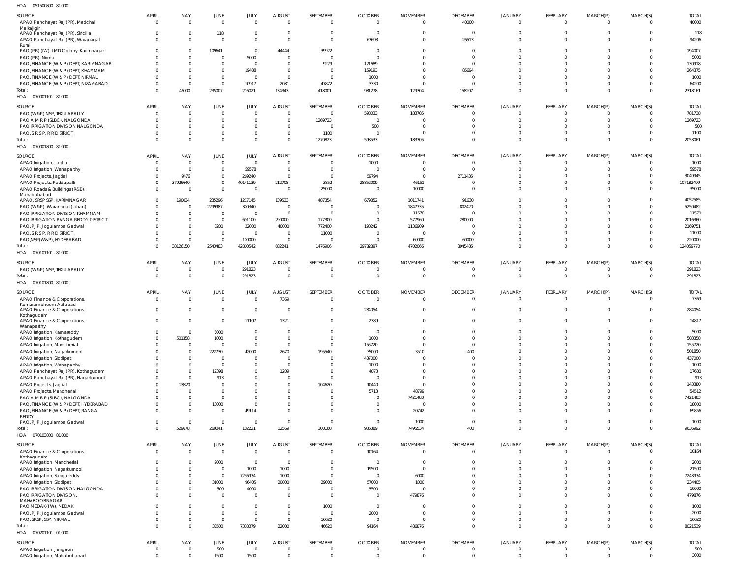HOA 051500800 81 000

| SOURCE | APRIL | MAY | JUNE | JULY | AUGUST | SEPTEMBER | OCTOBER | NOVEMBER | DECEMBER | JANUARY | FEBRUARY | MARCH(P) | MARCH(S) | TOTAL |
|---|---|---|---|---|---|---|---|---|---|---|---|---|---|---|
| APAO Panchayat Raj (PR), Medchal Malkajigiri | 0 | 0 | 0 | 0 | 0 | 0 | 0 | 0 | 40000 | 0 | 0 | 0 | 0 | 40000 |
| APAO Panchayat Raj (PR), Siricilla | 0 | 0 | 118 | 0 | 0 | 0 | 0 | 0 | 0 | 0 | 0 | 0 | 0 | 118 |
| APAO Panchayat Raj (PR), Waranagal Rural | 0 | 0 | 0 | 0 | 0 | 0 | 67693 | 0 | 26513 | 0 | 0 | 0 | 0 | 94206 |
| PAO (PR) (IW), LMD Colony, Karimnagar | 0 | 0 | 109641 | 0 | 44444 | 39922 | 0 | 0 | 0 | 0 | 0 | 0 | 0 | 194007 |
| PAO (PR), Nirmal | 0 | 0 | 0 | 5000 | 0 | 0 | 0 | 0 | 0 | 0 | 0 | 0 | 0 | 5000 |
| PAO, FINANCE (W & P) DEPT, KARIMNAGAR | 0 | 0 | 0 | 0 | 0 | 9229 | 121689 | 0 | 0 | 0 | 0 | 0 | 0 | 130918 |
| PAO, FINANCE (W & P) DEPT, KHAMMAM | 0 | 0 | 0 | 19488 | 0 | 0 | 159193 | 0 | 85694 | 0 | 0 | 0 | 0 | 264375 |
| PAO, FINANCE (W & P) DEPT, NIRMAL | 0 | 0 | 0 | 0 | 0 | 0 | 1000 | 0 | 0 | 0 | 0 | 0 | 0 | 1000 |
| PAO, FINANCE (W & P) DEPT, NIZAMABAD | 0 | 0 | 0 | 10917 | 2081 | 47872 | 3330 | 0 | 0 | 0 | 0 | 0 | 0 | 64200 |
| Total: | 0 | 46000 | 235007 | 216021 | 134343 | 418001 | 981278 | 129304 | 158207 | 0 | 0 | 0 | 0 | 2318161 |

HOA 070001101 81 000

| SOURCE | APRIL | MAY | JUNE | JULY | AUGUST | SEPTEMBER | OCTOBER | NOVEMBER | DECEMBER | JANUARY | FEBRUARY | MARCH(P) | MARCH(S) | TOTAL |
|---|---|---|---|---|---|---|---|---|---|---|---|---|---|---|
| PAO (W&P) NSP, TEKULAPALLY | 0 | 0 | 0 | 0 | 0 | 0 | 598033 | 183705 | 0 | 0 | 0 | 0 | 0 | 781738 |
| PAO A M R P (SLBC), NALGONDA | 0 | 0 | 0 | 0 | 0 | 1269723 | 0 | 0 | 0 | 0 | 0 | 0 | 0 | 1269723 |
| PAO IRRIGATION DIVISION NALGONDA | 0 | 0 | 0 | 0 | 0 | 0 | 500 | 0 | 0 | 0 | 0 | 0 | 0 | 500 |
| PAO, S R S P, R R DISTRICT | 0 | 0 | 0 | 0 | 0 | 1100 | 0 | 0 | 0 | 0 | 0 | 0 | 0 | 1100 |
| Total: | 0 | 0 | 0 | 0 | 0 | 1270823 | 598533 | 183705 | 0 | 0 | 0 | 0 | 0 | 2053061 |

HOA 070001800 81 000

| SOURCE | APRIL | MAY | JUNE | JULY | AUGUST | SEPTEMBER | OCTOBER | NOVEMBER | DECEMBER | JANUARY | FEBRUARY | MARCH(P) | MARCH(S) | TOTAL |
|---|---|---|---|---|---|---|---|---|---|---|---|---|---|---|
| APAO Irrigation, Jagtial | 0 | 0 | 0 | 0 | 0 | 0 | 1000 | 0 | 0 | 0 | 0 | 0 | 0 | 1000 |
| APAO Irrigation, Wanaparthy | 0 | 0 | 0 | 59578 | 0 | 0 | 0 | 0 | 0 | 0 | 0 | 0 | 0 | 59578 |
| APAO Projects, Jagtial | 0 | 9476 | 0 | 269240 | 0 | 0 | 59794 | 0 | 2711435 | 0 | 0 | 0 | 0 | 3049945 |
| APAO Projects, Peddapalli | 0 | 37926640 | 0 | 40141139 | 212708 | 3852 | 28852009 | 46151 | 0 | 0 | 0 | 0 | 0 | 107182499 |
| APAO Roads & Buildings (R&B), Mahabubabad | 0 | 0 | 0 | 0 | 0 | 25000 | 0 | 10000 | 0 | 0 | 0 | 0 | 0 | 35000 |
| APAO, SRSP SSP, KARIMNAGAR | 0 | 190034 | 235296 | 1217145 | 139533 | 487354 | 679852 | 1011741 | 91630 | 0 | 0 | 0 | 0 | 4052585 |
| PAO (W&P), Waranagal (Urban) | 0 | 0 | 2299987 | 300340 | 0 | 0 | 0 | 1847735 | 802420 | 0 | 0 | 0 | 0 | 5250482 |
| PAO IRRIGATION DIVISION KHAMMAM | 0 | 0 | 0 | 0 | 0 | 0 | 0 | 11570 | 0 | 0 | 0 | 0 | 0 | 11570 |
| PAO IRRIGATION RANGA REDDY DISTRICT | 0 | 0 | 0 | 691100 | 290000 | 177300 | 0 | 577960 | 280000 | 0 | 0 | 0 | 0 | 2016360 |
| PAO, PJP, Jogulamba Gadwal | 0 | 0 | 8200 | 22000 | 40000 | 772400 | 190242 | 1136909 | 0 | 0 | 0 | 0 | 0 | 2169751 |
| PAO, S R S P, R R DISTRICT | 0 | 0 | 0 | 0 | 0 | 11000 | 0 | 0 | 0 | 0 | 0 | 0 | 0 | 11000 |
| PAO,NSP(W&P), HYDERABAD | 0 | 0 | 0 | 100000 | 0 | 0 | 0 | 60000 | 60000 | 0 | 0 | 0 | 0 | 220000 |
| Total: | 0 | 38126150 | 2543483 | 42800542 | 682241 | 1476906 | 29782897 | 4702066 | 3945485 | 0 | 0 | 0 | 0 | 124059770 |

HOA 070101101 81 000

| SOURCE | APRIL | MAY | JUNE | JULY | AUGUST | SEPTEMBER | OCTOBER | NOVEMBER | DECEMBER | JANUARY | FEBRUARY | MARCH(P) | MARCH(S) | TOTAL |
|---|---|---|---|---|---|---|---|---|---|---|---|---|---|---|
| PAO (W&P) NSP, TEKULAPALLY | 0 | 0 | 0 | 291823 | 0 | 0 | 0 | 0 | 0 | 0 | 0 | 0 | 0 | 291823 |
| Total: | 0 | 0 | 0 | 291823 | 0 | 0 | 0 | 0 | 0 | 0 | 0 | 0 | 0 | 291823 |

HOA 070101800 81 000

| SOURCE | APRIL | MAY | JUNE | JULY | AUGUST | SEPTEMBER | OCTOBER | NOVEMBER | DECEMBER | JANUARY | FEBRUARY | MARCH(P) | MARCH(S) | TOTAL |
|---|---|---|---|---|---|---|---|---|---|---|---|---|---|---|
| APAO Finance & Corporations, Komarambheem Asifabad | 0 | 0 | 0 | 0 | 7369 | 0 | 0 | 0 | 0 | 0 | 0 | 0 | 0 | 7369 |
| APAO Finance & Corporations, Kothagudem | 0 | 0 | 0 | 0 | 0 | 0 | 284054 | 0 | 0 | 0 | 0 | 0 | 0 | 284054 |
| APAO Finance & Corporations, Wanaparthy | 0 | 0 | 0 | 11107 | 1321 | 0 | 2389 | 0 | 0 | 0 | 0 | 0 | 0 | 14817 |
| APAO Irrigation, Kamareddy | 0 | 0 | 5000 | 0 | 0 | 0 | 0 | 0 | 0 | 0 | 0 | 0 | 0 | 5000 |
| APAO Irrigation, Kothagudem | 0 | 501358 | 1000 | 0 | 0 | 0 | 1000 | 0 | 0 | 0 | 0 | 0 | 0 | 503358 |
| APAO Irrigation, Mancherial | 0 | 0 | 0 | 0 | 0 | 0 | 155720 | 0 | 0 | 0 | 0 | 0 | 0 | 155720 |
| APAO Irrigation, Nagarkurnool | 0 | 0 | 222730 | 42000 | 2670 | 195540 | 35000 | 3510 | 400 | 0 | 0 | 0 | 0 | 501850 |
| APAO Irrigation, Siddipet | 0 | 0 | 0 | 0 | 0 | 0 | 437000 | 0 | 0 | 0 | 0 | 0 | 0 | 437000 |
| APAO Irrigation, Wanaparthy | 0 | 0 | 0 | 0 | 0 | 0 | 1000 | 0 | 0 | 0 | 0 | 0 | 0 | 1000 |
| APAO Panchayat Raj (PR), Kothagudem | 0 | 0 | 12398 | 0 | 1209 | 0 | 4073 | 0 | 0 | 0 | 0 | 0 | 0 | 17680 |
| APAO Panchayat Raj (PR), Nagarkurnool | 0 | 0 | 913 | 0 | 0 | 0 | 0 | 0 | 0 | 0 | 0 | 0 | 0 | 913 |
| APAO Projects, Jagtial | 0 | 28320 | 0 | 0 | 0 | 104620 | 10440 | 0 | 0 | 0 | 0 | 0 | 0 | 143380 |
| APAO Projects, Mancherial | 0 | 0 | 0 | 0 | 0 | 0 | 5713 | 48799 | 0 | 0 | 0 | 0 | 0 | 54512 |
| PAO A M R P (SLBC), NALGONDA | 0 | 0 | 0 | 0 | 0 | 0 | 0 | 7421483 | 0 | 0 | 0 | 0 | 0 | 7421483 |
| PAO, FINANCE (W & P) DEPT, HYDERABAD | 0 | 0 | 18000 | 0 | 0 | 0 | 0 | 0 | 0 | 0 | 0 | 0 | 0 | 18000 |
| PAO, FINANCE (W & P) DEPT, RANGA REDDY | 0 | 0 | 0 | 49114 | 0 | 0 | 0 | 20742 | 0 | 0 | 0 | 0 | 0 | 69856 |
| PAO, PJP, Jogulamba Gadwal | 0 | 0 | 0 | 0 | 0 | 0 | 0 | 1000 | 0 | 0 | 0 | 0 | 0 | 1000 |
| Total: | 0 | 529678 | 260041 | 102221 | 12569 | 300160 | 936389 | 7495534 | 400 | 0 | 0 | 0 | 0 | 9636992 |

HOA 070103800 81 000

| SOURCE | APRIL | MAY | JUNE | JULY | AUGUST | SEPTEMBER | OCTOBER | NOVEMBER | DECEMBER | JANUARY | FEBRUARY | MARCH(P) | MARCH(S) | TOTAL |
|---|---|---|---|---|---|---|---|---|---|---|---|---|---|---|
| APAO Finance & Corporations, Kothagudem | 0 | 0 | 0 | 0 | 0 | 0 | 10164 | 0 | 0 | 0 | 0 | 0 | 0 | 10164 |
| APAO Irrigation, Mancherial | 0 | 0 | 2000 | 0 | 0 | 0 | 0 | 0 | 0 | 0 | 0 | 0 | 0 | 2000 |
| APAO Irrigation, Nagarkurnool | 0 | 0 | 0 | 1000 | 1000 | 0 | 19500 | 0 | 0 | 0 | 0 | 0 | 0 | 21500 |
| APAO Irrigation, Sangareddy | 0 | 0 | 0 | 7236974 | 1000 | 0 | 0 | 6000 | 0 | 0 | 0 | 0 | 0 | 7243974 |
| APAO Irrigation, Siddipet | 0 | 0 | 31000 | 96405 | 20000 | 29000 | 57000 | 1000 | 0 | 0 | 0 | 0 | 0 | 234405 |
| PAO IRRIGATION DIVISION NALGONDA | 0 | 0 | 500 | 4000 | 0 | 0 | 5500 | 0 | 0 | 0 | 0 | 0 | 0 | 10000 |
| PAO IRRIGATION DIVISION, MAHABOOBNAGAR | 0 | 0 | 0 | 0 | 0 | 0 | 0 | 479876 | 0 | 0 | 0 | 0 | 0 | 479876 |
| PAO MEDAK(IW), MEDAK | 0 | 0 | 0 | 0 | 0 | 1000 | 0 | 0 | 0 | 0 | 0 | 0 | 0 | 1000 |
| PAO, PJP, Jogulamba Gadwal | 0 | 0 | 0 | 0 | 0 | 0 | 2000 | 0 | 0 | 0 | 0 | 0 | 0 | 2000 |
| PAO, SRSP, SSP, NIRMAL | 0 | 0 | 0 | 0 | 0 | 16620 | 0 | 0 | 0 | 0 | 0 | 0 | 0 | 16620 |
| Total: | 0 | 0 | 33500 | 7338379 | 22000 | 46620 | 94164 | 486876 | 0 | 0 | 0 | 0 | 0 | 8021539 |

HOA 070201101 01 000

| SOURCE | APRIL | MAY | JUNE | JULY | AUGUST | SEPTEMBER | OCTOBER | NOVEMBER | DECEMBER | JANUARY | FEBRUARY | MARCH(P) | MARCH(S) | TOTAL |
|---|---|---|---|---|---|---|---|---|---|---|---|---|---|---|
| APAO Irrigation, Jangaon | 0 | 0 | 500 | 0 | 0 | 0 | 0 | 0 | 0 | 0 | 0 | 0 | 0 | 500 |
| APAO Irrigation, Mahabubabad | 0 | 0 | 1500 | 1500 | 0 | 0 | 0 | 0 | 0 | 0 | 0 | 0 | 0 | 3000 |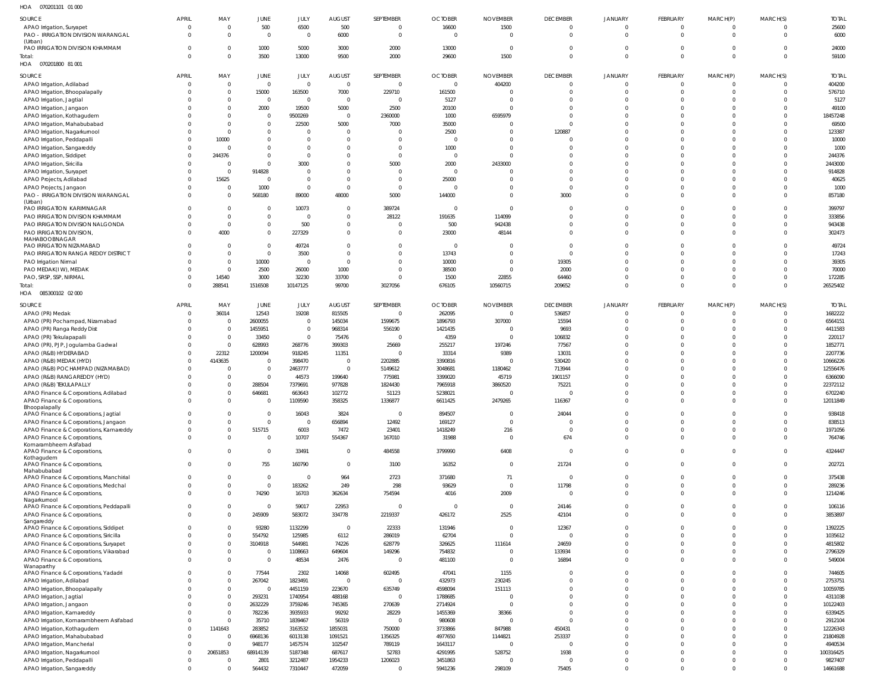HOA 070201101 01 000

| SOURCE | APRIL | MAY | JUNE | JULY | AUGUST | SEPTEMBER | OCTOBER | NOVEMBER | DECEMBER | JANUARY | FEBRUARY | MARCH(P) | MARCH(S) | TOTAL |
|---|---|---|---|---|---|---|---|---|---|---|---|---|---|---|
| APAO Irrigation, Suryapet | 0 | 0 | 500 | 6500 | 500 | 0 | 16600 | 1500 | 0 | 0 | 0 | 0 | 0 | 25600 |
| PAO - IRRIGATION DIVISION WARANGAL (Urban) | 0 | 0 | 0 | 0 | 6000 | 0 | 0 | 0 | 0 | 0 | 0 | 0 | 0 | 6000 |
| PAO IRRIGATION DIVISION KHAMMAM | 0 | 0 | 1000 | 5000 | 3000 | 2000 | 13000 | 0 | 0 | 0 | 0 | 0 | 0 | 24000 |
| Total: | 0 | 0 | 3500 | 13000 | 9500 | 2000 | 29600 | 1500 | 0 | 0 | 0 | 0 | 0 | 59100 |

HOA 070201800 81 001

| SOURCE | APRIL | MAY | JUNE | JULY | AUGUST | SEPTEMBER | OCTOBER | NOVEMBER | DECEMBER | JANUARY | FEBRUARY | MARCH(P) | MARCH(S) | TOTAL |
|---|---|---|---|---|---|---|---|---|---|---|---|---|---|---|
| APAO Irrigation, Adilabad | 0 | 0 | 0 | 0 | 0 | 0 | 0 | 404200 | 0 | 0 | 0 | 0 | 0 | 404200 |
| APAO Irrigation, Bhoopalapally | 0 | 0 | 15000 | 163500 | 7000 | 229710 | 161500 | 0 | 0 | 0 | 0 | 0 | 0 | 576710 |
| APAO Irrigation, Jagtial | 0 | 0 | 0 | 0 | 0 | 0 | 5127 | 0 | 0 | 0 | 0 | 0 | 0 | 5127 |
| APAO Irrigation, Jangaon | 0 | 0 | 2000 | 19500 | 5000 | 2500 | 20100 | 0 | 0 | 0 | 0 | 0 | 0 | 49100 |
| APAO Irrigation, Kothagudem | 0 | 0 | 0 | 9500269 | 0 | 2360000 | 1000 | 6595979 | 0 | 0 | 0 | 0 | 0 | 18457248 |
| APAO Irrigation, Mahabubabad | 0 | 0 | 0 | 22500 | 5000 | 7000 | 35000 | 0 | 0 | 0 | 0 | 0 | 0 | 69500 |
| APAO Irrigation, Nagarkurnool | 0 | 0 | 0 | 0 | 0 | 0 | 2500 | 0 | 120887 | 0 | 0 | 0 | 0 | 123387 |
| APAO Irrigation, Peddapalli | 0 | 10000 | 0 | 0 | 0 | 0 | 0 | 0 | 0 | 0 | 0 | 0 | 0 | 10000 |
| APAO Irrigation, Sangareddy | 0 | 0 | 0 | 0 | 0 | 0 | 1000 | 0 | 0 | 0 | 0 | 0 | 0 | 1000 |
| APAO Irrigation, Siddipet | 0 | 244376 | 0 | 0 | 0 | 0 | 0 | 0 | 0 | 0 | 0 | 0 | 0 | 244376 |
| APAO Irrigation, Siricilla | 0 | 0 | 0 | 3000 | 0 | 5000 | 2000 | 2433000 | 0 | 0 | 0 | 0 | 0 | 2443000 |
| APAO Irrigation, Suryapet | 0 | 0 | 914828 | 0 | 0 | 0 | 0 | 0 | 0 | 0 | 0 | 0 | 0 | 914828 |
| APAO Projects, Adilabad | 0 | 15625 | 0 | 0 | 0 | 0 | 25000 | 0 | 0 | 0 | 0 | 0 | 0 | 40625 |
| APAO Projects, Jangaon | 0 | 0 | 1000 | 0 | 0 | 0 | 0 | 0 | 0 | 0 | 0 | 0 | 0 | 1000 |
| PAO - IRRIGATION DIVISION WARANGAL (Urban) | 0 | 0 | 568180 | 89000 | 48000 | 5000 | 144000 | 0 | 3000 | 0 | 0 | 0 | 0 | 857180 |
| PAO IRRIGATION KARIMNAGAR | 0 | 0 | 0 | 10073 | 0 | 389724 | 0 | 0 | 0 | 0 | 0 | 0 | 0 | 399797 |
| PAO IRRIGATION DIVISION KHAMMAM | 0 | 0 | 0 | 0 | 0 | 28122 | 191635 | 114099 | 0 | 0 | 0 | 0 | 0 | 333856 |
| PAO IRRIGATION DIVISION NALGONDA | 0 | 0 | 0 | 500 | 0 | 0 | 500 | 942438 | 0 | 0 | 0 | 0 | 0 | 943438 |
| PAO IRRIGATION DIVISION, MAHABOOBNAGAR | 0 | 4000 | 0 | 227329 | 0 | 0 | 23000 | 48144 | 0 | 0 | 0 | 0 | 0 | 302473 |
| PAO IRRIGATION NIZAMABAD | 0 | 0 | 0 | 49724 | 0 | 0 | 0 | 0 | 0 | 0 | 0 | 0 | 0 | 49724 |
| PAO IRRIGATION RANGA REDDY DISTRICT | 0 | 0 | 0 | 3500 | 0 | 0 | 13743 | 0 | 0 | 0 | 0 | 0 | 0 | 17243 |
| PAO Irrigation Nirmal | 0 | 0 | 10000 | 0 | 0 | 0 | 10000 | 0 | 19305 | 0 | 0 | 0 | 0 | 39305 |
| PAO MEDAK(IW), MEDAK | 0 | 0 | 2500 | 26000 | 1000 | 0 | 38500 | 0 | 2000 | 0 | 0 | 0 | 0 | 70000 |
| PAO, SRSP, SSP, NIRMAL | 0 | 14540 | 3000 | 32230 | 33700 | 0 | 1500 | 22855 | 64460 | 0 | 0 | 0 | 0 | 172285 |
| Total: | 0 | 288541 | 1516508 | 10147125 | 99700 | 3027056 | 676105 | 10560715 | 209652 | 0 | 0 | 0 | 0 | 26525402 |

HOA 085300102 02 000

| SOURCE | APRIL | MAY | JUNE | JULY | AUGUST | SEPTEMBER | OCTOBER | NOVEMBER | DECEMBER | JANUARY | FEBRUARY | MARCH(P) | MARCH(S) | TOTAL |
|---|---|---|---|---|---|---|---|---|---|---|---|---|---|---|
| APAO (PR) Medak | 0 | 36014 | 12543 | 19208 | 815505 | 0 | 262095 | 0 | 536857 | 0 | 0 | 0 | 0 | 1682222 |
| APAO (PR) Pochampad, Nizamabad | 0 | 0 | 2600055 | 0 | 145034 | 1599675 | 1896793 | 307000 | 15594 | 0 | 0 | 0 | 0 | 6564151 |
| APAO (PR) Ranga Reddy Dist | 0 | 0 | 1455951 | 0 | 968314 | 556190 | 1421435 | 0 | 9693 | 0 | 0 | 0 | 0 | 4411583 |
| APAO (PR) Tekulapapalli | 0 | 0 | 33450 | 0 | 75476 | 0 | 4359 | 0 | 106832 | 0 | 0 | 0 | 0 | 220117 |
| APAO (PR), PJP, Jogulamba Gadwal | 0 | 0 | 628993 | 268776 | 399303 | 25669 | 255217 | 197246 | 77567 | 0 | 0 | 0 | 0 | 1852771 |
| APAO (R&B) HYDERABAD | 0 | 22312 | 1200094 | 918245 | 11351 | 0 | 33314 | 9389 | 13031 | 0 | 0 | 0 | 0 | 2207736 |
| APAO (R&B) MEDAK (HYD) | 0 | 4143635 | 0 | 398470 | 0 | 2202885 | 3390816 | 0 | 530420 | 0 | 0 | 0 | 0 | 10666226 |
| APAO (R&B) POCHAMPAD (NIZAMABAD) | 0 | 0 | 0 | 2463777 | 0 | 5149612 | 3048681 | 1180462 | 713944 | 0 | 0 | 0 | 0 | 12556476 |
| APAO (R&B) RANGAREDDY (HYD) | 0 | 0 | 0 | 44573 | 199640 | 775981 | 3399020 | 45719 | 1901157 | 0 | 0 | 0 | 0 | 6366090 |
| APAO (R&B) TEKULAPALLY | 0 | 0 | 288504 | 7379691 | 977828 | 1824430 | 7965918 | 3860520 | 75221 | 0 | 0 | 0 | 0 | 22372112 |
| APAO Finance & Corporations, Adilabad | 0 | 0 | 646681 | 663643 | 102772 | 51123 | 5238021 | 0 | 0 | 0 | 0 | 0 | 0 | 6702240 |
| APAO Finance & Corporations, Bhoopalapally | 0 | 0 | 0 | 1109590 | 358325 | 1336877 | 6611425 | 2479265 | 116367 | 0 | 0 | 0 | 0 | 12011849 |
| APAO Finance & Corporations, Jagtial | 0 | 0 | 0 | 16043 | 3824 | 0 | 894507 | 0 | 24044 | 0 | 0 | 0 | 0 | 938418 |
| APAO Finance & Corporations, Jangaon | 0 | 0 | 0 | 0 | 656894 | 12492 | 169127 | 0 | 0 | 0 | 0 | 0 | 0 | 838513 |
| APAO Finance & Corporations, Kamareddy | 0 | 0 | 515715 | 6003 | 7472 | 23401 | 1418249 | 216 | 0 | 0 | 0 | 0 | 0 | 1971056 |
| APAO Finance & Corporations, Komarambheem Asifabad | 0 | 0 | 0 | 10707 | 554367 | 167010 | 31988 | 0 | 674 | 0 | 0 | 0 | 0 | 764746 |
| APAO Finance & Corporations, Kothagudem | 0 | 0 | 0 | 33491 | 0 | 484558 | 3799990 | 6408 | 0 | 0 | 0 | 0 | 0 | 4324447 |
| APAO Finance & Corporations, Mahabubabad | 0 | 0 | 755 | 160790 | 0 | 3100 | 16352 | 0 | 21724 | 0 | 0 | 0 | 0 | 202721 |
| APAO Finance & Corporations, Manchirial | 0 | 0 | 0 | 0 | 964 | 2723 | 371680 | 71 | 0 | 0 | 0 | 0 | 0 | 375438 |
| APAO Finance & Corporations, Medchal | 0 | 0 | 0 | 183262 | 249 | 298 | 93629 | 0 | 11798 | 0 | 0 | 0 | 0 | 289236 |
| APAO Finance & Corporations, Nagarkurnool | 0 | 0 | 74290 | 16703 | 362634 | 754594 | 4016 | 2009 | 0 | 0 | 0 | 0 | 0 | 1214246 |
| APAO Finance & Corporations, Peddapalli | 0 | 0 | 0 | 59017 | 22953 | 0 | 0 | 0 | 24146 | 0 | 0 | 0 | 0 | 106116 |
| APAO Finance & Corporations, Sangareddy | 0 | 0 | 245909 | 583072 | 334778 | 2219337 | 426172 | 2525 | 42104 | 0 | 0 | 0 | 0 | 3853897 |
| APAO Finance & Corporations, Siddipet | 0 | 0 | 93280 | 1132299 | 0 | 22333 | 131946 | 0 | 12367 | 0 | 0 | 0 | 0 | 1392225 |
| APAO Finance & Corporations, Siricilla | 0 | 0 | 554792 | 125985 | 6112 | 286019 | 62704 | 0 | 0 | 0 | 0 | 0 | 0 | 1035612 |
| APAO Finance & Corporations, Suryapet | 0 | 0 | 3104918 | 544981 | 74226 | 628779 | 326625 | 111614 | 24659 | 0 | 0 | 0 | 0 | 4815802 |
| APAO Finance & Corporations, Vikarabad | 0 | 0 | 0 | 1108663 | 649604 | 149296 | 754832 | 0 | 133934 | 0 | 0 | 0 | 0 | 2796329 |
| APAO Finance & Corporations, Wanaparthy | 0 | 0 | 0 | 48534 | 2476 | 0 | 481100 | 0 | 16894 | 0 | 0 | 0 | 0 | 549004 |
| APAO Finance & Corporations, Yadadri | 0 | 0 | 77544 | 2302 | 14068 | 602495 | 47041 | 1155 | 0 | 0 | 0 | 0 | 0 | 744605 |
| APAO Irrigation, Adilabad | 0 | 0 | 267042 | 1823491 | 0 | 0 | 432973 | 230245 | 0 | 0 | 0 | 0 | 0 | 2753751 |
| APAO Irrigation, Bhoopalapally | 0 | 0 | 0 | 4451159 | 223670 | 635749 | 4598094 | 151113 | 0 | 0 | 0 | 0 | 0 | 10059785 |
| APAO Irrigation, Jagtial | 0 | 0 | 293231 | 1740954 | 488168 | 0 | 1788685 | 0 | 0 | 0 | 0 | 0 | 0 | 4311038 |
| APAO Irrigation, Jangaon | 0 | 0 | 2632229 | 3759246 | 745365 | 270639 | 2714924 | 0 | 0 | 0 | 0 | 0 | 0 | 10122403 |
| APAO Irrigation, Kamareddy | 0 | 0 | 782236 | 3935933 | 99292 | 28229 | 1455369 | 38366 | 0 | 0 | 0 | 0 | 0 | 6339425 |
| APAO Irrigation, Komarambheem Asifabad | 0 | 0 | 35710 | 1839467 | 56319 | 0 | 980608 | 0 | 0 | 0 | 0 | 0 | 0 | 2912104 |
| APAO Irrigation, Kothagudem | 0 | 1141643 | 283852 | 3163532 | 1855031 | 750000 | 3733866 | 847988 | 450431 | 0 | 0 | 0 | 0 | 12226343 |
| APAO Irrigation, Mahabubabad | 0 | 0 | 6968136 | 6013138 | 1091521 | 1356325 | 4977650 | 1144821 | 253337 | 0 | 0 | 0 | 0 | 21804928 |
| APAO Irrigation, Mancherial | 0 | 0 | 948177 | 1457574 | 102547 | 789119 | 1643117 | 0 | 0 | 0 | 0 | 0 | 0 | 4940534 |
| APAO Irrigation, Nagarkurnool | 0 | 20651853 | 68914139 | 5187348 | 687617 | 52783 | 4291995 | 528752 | 1938 | 0 | 0 | 0 | 0 | 100316425 |
| APAO Irrigation, Peddapalli | 0 | 0 | 2801 | 3212487 | 1954233 | 1206023 | 3451863 | 0 | 0 | 0 | 0 | 0 | 0 | 9827407 |
| APAO Irrigation, Sangareddy | 0 | 0 | 564432 | 7310447 | 472059 | 0 | 5941236 | 298109 | 75405 | 0 | 0 | 0 | 0 | 14661688 |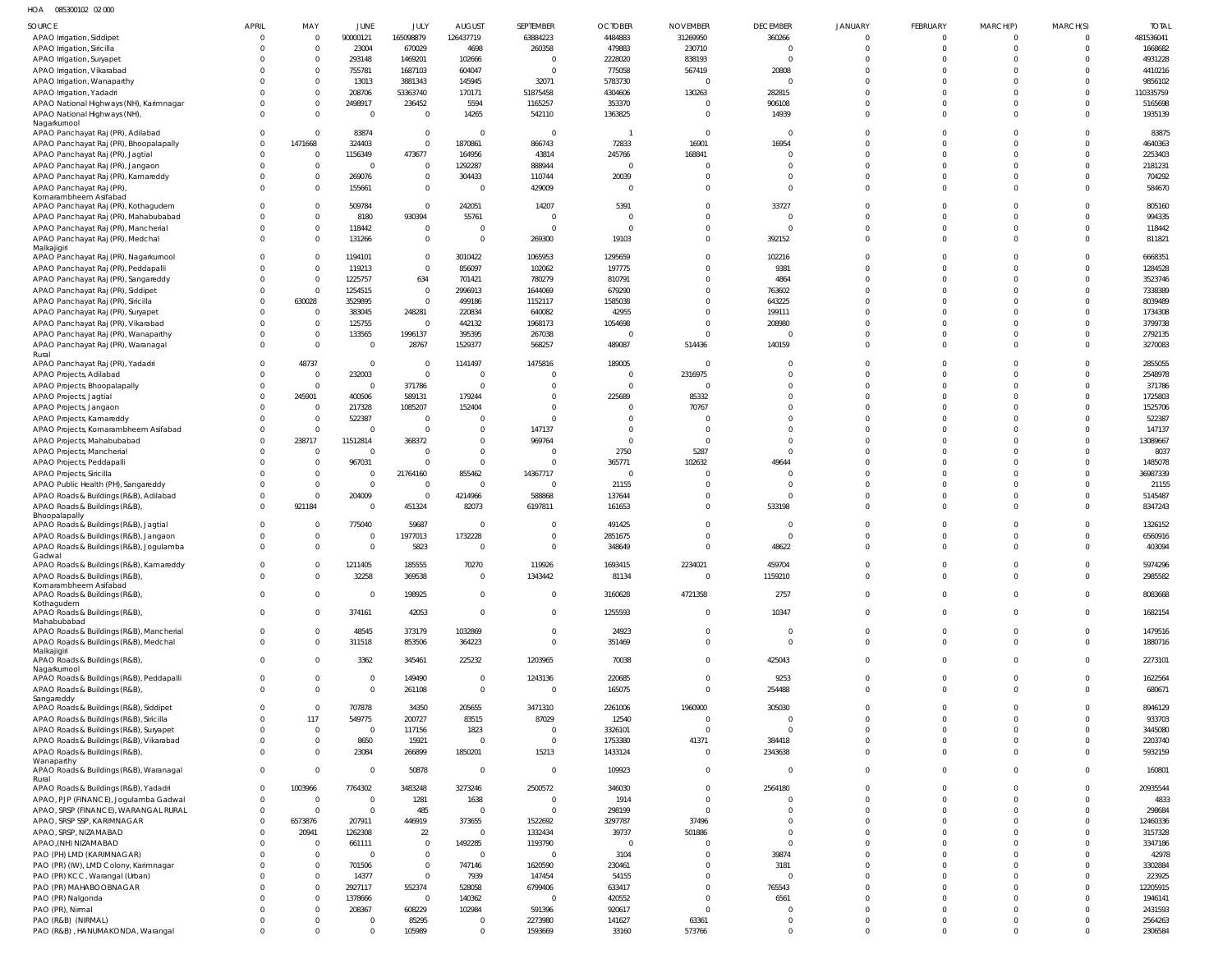HOA 085300102 02 000

| SOURCE | APRIL | MAY | JUNE | JULY | AUGUST | SEPTEMBER | OCTOBER | NOVEMBER | DECEMBER | JANUARY | FEBRUARY | MARCH(P) | MARCH(S) | TOTAL |
|---|---|---|---|---|---|---|---|---|---|---|---|---|---|---|
| APAO Irrigation, Siddipet | 0 | 0 | 90000121 | 165098879 | 126437719 | 63884223 | 4484883 | 31269950 | 360266 | 0 | 0 | 0 | 0 | 481536041 |
| APAO Irrigation, Siricilla | 0 | 0 | 23004 | 670029 | 4698 | 260358 | 479883 | 230710 | 0 | 0 | 0 | 0 | 0 | 1668682 |
| APAO Irrigation, Suryapet | 0 | 0 | 293148 | 1469201 | 102666 | 0 | 2228020 | 838193 | 0 | 0 | 0 | 0 | 0 | 4931228 |
| APAO Irrigation, Vikarabad | 0 | 0 | 755781 | 1687103 | 604047 | 0 | 775058 | 567419 | 20808 | 0 | 0 | 0 | 0 | 4410216 |
| APAO Irrigation, Wanaparthy | 0 | 0 | 13013 | 3881343 | 145945 | 32071 | 5783730 | 0 | 0 | 0 | 0 | 0 | 0 | 9856102 |
| APAO Irrigation, Yadadri | 0 | 0 | 208706 | 53363740 | 170171 | 51875458 | 4304606 | 130263 | 282815 | 0 | 0 | 0 | 0 | 110335759 |
| APAO National Highways (NH), Karimnagar | 0 | 0 | 2498917 | 236452 | 5594 | 1165257 | 353370 | 0 | 906108 | 0 | 0 | 0 | 0 | 5165698 |
| APAO National Highways (NH), Nagarkurnool | 0 | 0 | 0 | 0 | 14265 | 542110 | 1363825 | 0 | 14939 | 0 | 0 | 0 | 0 | 1935139 |
| APAO Panchayat Raj (PR), Adilabad | 0 | 0 | 83874 | 0 | 0 | 0 | 1 | 0 | 0 | 0 | 0 | 0 | 0 | 83875 |
| APAO Panchayat Raj (PR), Bhoopalapally | 0 | 1471668 | 324403 | 0 | 1870861 | 866743 | 72833 | 16901 | 16954 | 0 | 0 | 0 | 0 | 4640363 |
| APAO Panchayat Raj (PR), Jagtial | 0 | 0 | 1156349 | 473677 | 164956 | 43814 | 245766 | 168841 | 0 | 0 | 0 | 0 | 0 | 2253403 |
| APAO Panchayat Raj (PR), Jangaon | 0 | 0 | 0 | 0 | 1292287 | 888944 | 0 | 0 | 0 | 0 | 0 | 0 | 0 | 2181231 |
| APAO Panchayat Raj (PR), Kamareddy | 0 | 0 | 269076 | 0 | 304433 | 110744 | 20039 | 0 | 0 | 0 | 0 | 0 | 0 | 704292 |
| APAO Panchayat Raj (PR), Komarambheem Asifabad | 0 | 0 | 155661 | 0 | 0 | 429009 | 0 | 0 | 0 | 0 | 0 | 0 | 0 | 584670 |
| APAO Panchayat Raj (PR), Kothagudem | 0 | 0 | 509784 | 0 | 242051 | 14207 | 5391 | 0 | 33727 | 0 | 0 | 0 | 0 | 805160 |
| APAO Panchayat Raj (PR), Mahabubabad | 0 | 0 | 8180 | 930394 | 55761 | 0 | 0 | 0 | 0 | 0 | 0 | 0 | 0 | 994335 |
| APAO Panchayat Raj (PR), Mancherial | 0 | 0 | 118442 | 0 | 0 | 0 | 0 | 0 | 0 | 0 | 0 | 0 | 0 | 118442 |
| APAO Panchayat Raj (PR), Medchal Malkajigiri | 0 | 0 | 131266 | 0 | 0 | 269300 | 19103 | 0 | 392152 | 0 | 0 | 0 | 0 | 811821 |
| APAO Panchayat Raj (PR), Nagarkurnool | 0 | 0 | 1194101 | 0 | 3010422 | 1065953 | 1295659 | 0 | 102216 | 0 | 0 | 0 | 0 | 6668351 |
| APAO Panchayat Raj (PR), Peddapalli | 0 | 0 | 119213 | 0 | 856097 | 102062 | 197775 | 0 | 9381 | 0 | 0 | 0 | 0 | 1284528 |
| APAO Panchayat Raj (PR), Sangareddy | 0 | 0 | 1225757 | 634 | 701421 | 780279 | 810791 | 0 | 4864 | 0 | 0 | 0 | 0 | 3523746 |
| APAO Panchayat Raj (PR), Siddipet | 0 | 0 | 1254515 | 0 | 2996913 | 1644069 | 679290 | 0 | 763602 | 0 | 0 | 0 | 0 | 7338389 |
| APAO Panchayat Raj (PR), Siricilla | 0 | 630028 | 3529895 | 0 | 499186 | 1152117 | 1585038 | 0 | 643225 | 0 | 0 | 0 | 0 | 8039489 |
| APAO Panchayat Raj (PR), Suryapet | 0 | 0 | 383045 | 248281 | 220834 | 640082 | 42955 | 0 | 199111 | 0 | 0 | 0 | 0 | 1734308 |
| APAO Panchayat Raj (PR), Vikarabad | 0 | 0 | 125755 | 0 | 442132 | 1968173 | 1054698 | 0 | 208980 | 0 | 0 | 0 | 0 | 3799738 |
| APAO Panchayat Raj (PR), Wanaparthy | 0 | 0 | 133565 | 1996137 | 395395 | 267038 | 0 | 0 | 0 | 0 | 0 | 0 | 0 | 2792135 |
| APAO Panchayat Raj (PR), Waranagal Rural | 0 | 0 | 0 | 28767 | 1529377 | 568257 | 489087 | 514436 | 140159 | 0 | 0 | 0 | 0 | 3270083 |
| APAO Panchayat Raj (PR), Yadadri | 0 | 48737 | 0 | 0 | 1141497 | 1475816 | 189005 | 0 | 0 | 0 | 0 | 0 | 0 | 2855055 |
| APAO Projects, Adilabad | 0 | 0 | 232003 | 0 | 0 | 0 | 0 | 2316975 | 0 | 0 | 0 | 0 | 0 | 2548978 |
| APAO Projects, Bhoopalapally | 0 | 0 | 0 | 371786 | 0 | 0 | 0 | 0 | 0 | 0 | 0 | 0 | 0 | 371786 |
| APAO Projects, Jagtial | 0 | 245901 | 400506 | 589131 | 179244 | 0 | 225689 | 85332 | 0 | 0 | 0 | 0 | 0 | 1725803 |
| APAO Projects, Jangaon | 0 | 0 | 217328 | 1085207 | 152404 | 0 | 0 | 70767 | 0 | 0 | 0 | 0 | 0 | 1525706 |
| APAO Projects, Kamareddy | 0 | 0 | 522387 | 0 | 0 | 0 | 0 | 0 | 0 | 0 | 0 | 0 | 0 | 522387 |
| APAO Projects, Komarambheem Asifabad | 0 | 0 | 0 | 0 | 0 | 147137 | 0 | 0 | 0 | 0 | 0 | 0 | 0 | 147137 |
| APAO Projects, Mahabubabad | 0 | 238717 | 11512814 | 368372 | 0 | 969764 | 0 | 0 | 0 | 0 | 0 | 0 | 0 | 13089667 |
| APAO Projects, Mancherial | 0 | 0 | 0 | 0 | 0 | 0 | 2750 | 5287 | 0 | 0 | 0 | 0 | 0 | 8037 |
| APAO Projects, Peddapalli | 0 | 0 | 967031 | 0 | 0 | 0 | 365771 | 102632 | 49644 | 0 | 0 | 0 | 0 | 1485078 |
| APAO Projects, Siricilla | 0 | 0 | 0 | 21764160 | 855462 | 14367717 | 0 | 0 | 0 | 0 | 0 | 0 | 0 | 36987339 |
| APAO Public Health (PH), Sangareddy | 0 | 0 | 0 | 0 | 0 | 0 | 21155 | 0 | 0 | 0 | 0 | 0 | 0 | 21155 |
| APAO Roads & Buildings (R&B), Adilabad | 0 | 0 | 204009 | 0 | 4214966 | 588868 | 137644 | 0 | 0 | 0 | 0 | 0 | 0 | 5145487 |
| APAO Roads & Buildings (R&B), Bhoopalapally | 0 | 921184 | 0 | 451324 | 82073 | 6197811 | 161653 | 0 | 533198 | 0 | 0 | 0 | 0 | 8347243 |
| APAO Roads & Buildings (R&B), Jagtial | 0 | 0 | 775040 | 59687 | 0 | 0 | 491425 | 0 | 0 | 0 | 0 | 0 | 0 | 1326152 |
| APAO Roads & Buildings (R&B), Jangaon | 0 | 0 | 0 | 1977013 | 1732228 | 0 | 2851675 | 0 | 0 | 0 | 0 | 0 | 0 | 6560916 |
| APAO Roads & Buildings (R&B), Jogulamba Gadwal | 0 | 0 | 0 | 5823 | 0 | 0 | 348649 | 0 | 48622 | 0 | 0 | 0 | 0 | 403094 |
| APAO Roads & Buildings (R&B), Kamareddy | 0 | 0 | 1211405 | 185555 | 70270 | 119926 | 1693415 | 2234021 | 459704 | 0 | 0 | 0 | 0 | 5974296 |
| APAO Roads & Buildings (R&B), Komarambheem Asifabad | 0 | 0 | 32258 | 369538 | 0 | 1343442 | 81134 | 0 | 1159210 | 0 | 0 | 0 | 0 | 2985582 |
| APAO Roads & Buildings (R&B), Kothagudem | 0 | 0 | 0 | 198925 | 0 | 0 | 3160628 | 4721358 | 2757 | 0 | 0 | 0 | 0 | 8083668 |
| APAO Roads & Buildings (R&B), Mahabubabad | 0 | 0 | 374161 | 42053 | 0 | 0 | 1255593 | 0 | 10347 | 0 | 0 | 0 | 0 | 1682154 |
| APAO Roads & Buildings (R&B), Mancherial | 0 | 0 | 48545 | 373179 | 1032869 | 0 | 24923 | 0 | 0 | 0 | 0 | 0 | 0 | 1479516 |
| APAO Roads & Buildings (R&B), Medchal Malkajigiri | 0 | 0 | 311518 | 853506 | 364223 | 0 | 351469 | 0 | 0 | 0 | 0 | 0 | 0 | 1880716 |
| APAO Roads & Buildings (R&B), Nagarkurnool | 0 | 0 | 3362 | 345461 | 225232 | 1203965 | 70038 | 0 | 425043 | 0 | 0 | 0 | 0 | 2273101 |
| APAO Roads & Buildings (R&B), Peddapalli | 0 | 0 | 0 | 149490 | 0 | 1243136 | 220685 | 0 | 9253 | 0 | 0 | 0 | 0 | 1622564 |
| APAO Roads & Buildings (R&B), Sangareddy | 0 | 0 | 0 | 261108 | 0 | 0 | 165075 | 0 | 254488 | 0 | 0 | 0 | 0 | 680671 |
| APAO Roads & Buildings (R&B), Siddipet | 0 | 0 | 707878 | 34350 | 205655 | 3471310 | 2261006 | 1960900 | 305030 | 0 | 0 | 0 | 0 | 8946129 |
| APAO Roads & Buildings (R&B), Siricilla | 0 | 117 | 549775 | 200727 | 83515 | 87029 | 12540 | 0 | 0 | 0 | 0 | 0 | 0 | 933703 |
| APAO Roads & Buildings (R&B), Suryapet | 0 | 0 | 0 | 117156 | 1823 | 0 | 3326101 | 0 | 0 | 0 | 0 | 0 | 0 | 3445080 |
| APAO Roads & Buildings (R&B), Vikarabad | 0 | 0 | 8650 | 15921 | 0 | 0 | 1753380 | 41371 | 384418 | 0 | 0 | 0 | 0 | 2203740 |
| APAO Roads & Buildings (R&B), Wanaparthy | 0 | 0 | 23084 | 266899 | 1850201 | 15213 | 1433124 | 0 | 2343638 | 0 | 0 | 0 | 0 | 5932159 |
| APAO Roads & Buildings (R&B), Waranagal Rural | 0 | 0 | 0 | 50878 | 0 | 0 | 109923 | 0 | 0 | 0 | 0 | 0 | 0 | 160801 |
| APAO Roads & Buildings (R&B), Yadadri | 0 | 1003966 | 7764302 | 3483248 | 3273246 | 2500572 | 346030 | 0 | 2564180 | 0 | 0 | 0 | 0 | 20935544 |
| APAO, PJP (FINANCE), Jogulamba Gadwal | 0 | 0 | 0 | 1281 | 1638 | 0 | 1914 | 0 | 0 | 0 | 0 | 0 | 0 | 4833 |
| APAO, SRSP (FINANCE), WARANGAL RURAL | 0 | 0 | 0 | 485 | 0 | 0 | 298199 | 0 | 0 | 0 | 0 | 0 | 0 | 298684 |
| APAO, SRSP SSP, KARIMNAGAR | 0 | 6573876 | 207911 | 446919 | 373655 | 1522692 | 3297787 | 37496 | 0 | 0 | 0 | 0 | 0 | 12460336 |
| APAO, SRSP, NIZAMABAD | 0 | 20941 | 1262308 | 22 | 0 | 1332434 | 39737 | 501886 | 0 | 0 | 0 | 0 | 0 | 3157328 |
| APAO,(NH) NIZAMABAD | 0 | 0 | 661111 | 0 | 1492285 | 1193790 | 0 | 0 | 0 | 0 | 0 | 0 | 0 | 3347186 |
| PAO (PH) LMD (KARIMNAGAR) | 0 | 0 | 0 | 0 | 0 | 0 | 3104 | 0 | 39874 | 0 | 0 | 0 | 0 | 42978 |
| PAO (PR) (IW), LMD Colony, Karimnagar | 0 | 0 | 701506 | 0 | 747146 | 1620590 | 230461 | 0 | 3181 | 0 | 0 | 0 | 0 | 3302884 |
| PAO (PR) KCC, Warangal (Urban) | 0 | 0 | 14377 | 0 | 7939 | 147454 | 54155 | 0 | 0 | 0 | 0 | 0 | 0 | 223925 |
| PAO (PR) MAHABOOBNAGAR | 0 | 0 | 2927117 | 552374 | 528058 | 6799406 | 633417 | 0 | 765543 | 0 | 0 | 0 | 0 | 12205915 |
| PAO (PR) Nalgonda | 0 | 0 | 1378666 | 0 | 140362 | 0 | 420552 | 0 | 6561 | 0 | 0 | 0 | 0 | 1946141 |
| PAO (PR), Nirmal | 0 | 0 | 208367 | 608229 | 102984 | 591396 | 920617 | 0 | 0 | 0 | 0 | 0 | 0 | 2431593 |
| PAO (R&B) (NIRMAL) | 0 | 0 | 0 | 85295 | 0 | 2273980 | 141627 | 63361 | 0 | 0 | 0 | 0 | 0 | 2564263 |
| PAO (R&B), HANUMAKONDA, Warangal | 0 | 0 | 0 | 105989 | 0 | 1593669 | 33160 | 573766 | 0 | 0 | 0 | 0 | 0 | 2306584 |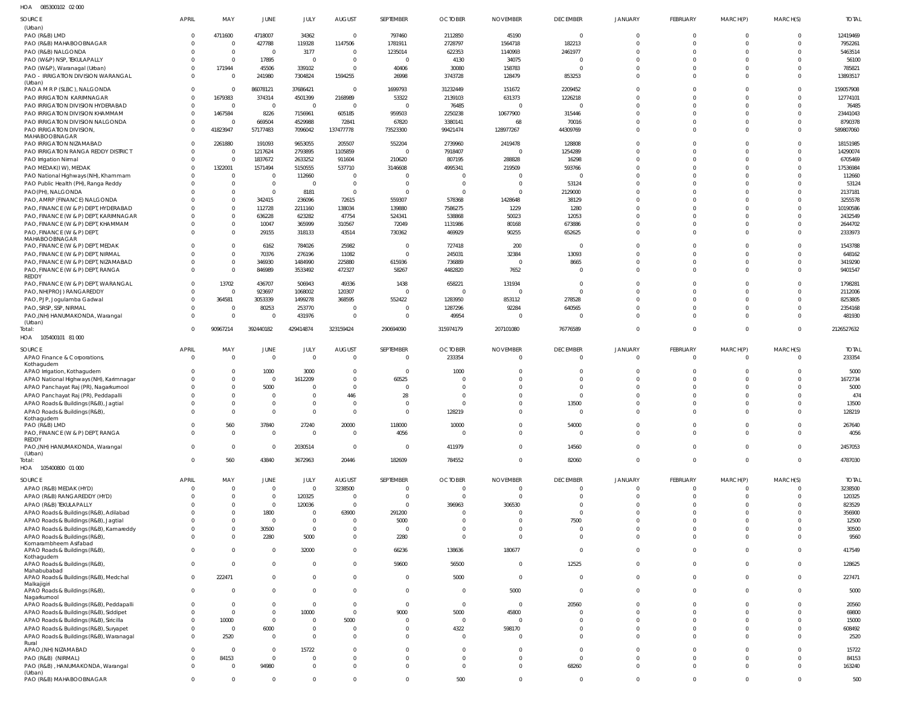HOA 085300102 02 000

| SOURCE | APRIL | MAY | JUNE | JULY | AUGUST | SEPTEMBER | OCTOBER | NOVEMBER | DECEMBER | JANUARY | FEBRUARY | MARCH(P) | MARCH(S) | TOTAL |
|---|---|---|---|---|---|---|---|---|---|---|---|---|---|---|
| (Urban) | | | | | | | | | | | | | | |
| PAO (R&B) LMD | 0 | 4711600 | 4718007 | 34362 | 0 | 797460 | 2112850 | 45190 | 0 | 0 | 0 | 0 | 0 | 12419469 |
| PAO (R&B) MAHABOOBNAGAR | 0 | 0 | 427788 | 119328 | 1147506 | 1781911 | 2728797 | 1564718 | 182213 | 0 | 0 | 0 | 0 | 7952261 |
| PAO (R&B) NALGONDA | 0 | 0 | 0 | 3177 | 0 | 1235014 | 622353 | 1140993 | 2461977 | 0 | 0 | 0 | 0 | 5463514 |
| PAO (W&P) NSP, TEKULAPALLY | 0 | 0 | 17895 | 0 | 0 | 0 | 4130 | 34075 | 0 | 0 | 0 | 0 | 0 | 56100 |
| PAO (W&P), Waranagal (Urban) | 0 | 171944 | 45506 | 339102 | 0 | 40406 | 30080 | 158783 | 0 | 0 | 0 | 0 | 0 | 785821 |
| PAO - IRRIGATION DIVISION WARANGAL (Urban) | 0 | 0 | 241980 | 7304824 | 1594255 | 26998 | 3743728 | 128479 | 853253 | 0 | 0 | 0 | 0 | 13893517 |
| PAO A M R P (SLBC), NALGONDA | 0 | 0 | 86078121 | 37686421 | 0 | 1699793 | 31232449 | 151672 | 2209452 | 0 | 0 | 0 | 0 | 159057908 |
| PAO IRRIGATION KARIMNAGAR | 0 | 1679383 | 374314 | 4501399 | 2168989 | 53322 | 2139103 | 631373 | 1226218 | 0 | 0 | 0 | 0 | 12774101 |
| PAO IRRIGATION DIVISION HYDERABAD | 0 | 0 | 0 | 0 | 0 | 0 | 76485 | 0 | 0 | 0 | 0 | 0 | 0 | 76485 |
| PAO IRRIGATION DIVISION KHAMMAM | 0 | 1467584 | 8226 | 7156961 | 605185 | 959503 | 2250238 | 10677900 | 315446 | 0 | 0 | 0 | 0 | 23441043 |
| PAO IRRIGATION DIVISION NALGONDA | 0 | 0 | 669504 | 4529988 | 72841 | 67820 | 3380141 | 68 | 70016 | 0 | 0 | 0 | 0 | 8790378 |
| PAO IRRIGATION DIVISION, MAHABOOBNAGAR | 0 | 41823947 | 57177483 | 7096042 | 137477778 | 73523300 | 99421474 | 128977267 | 44309769 | 0 | 0 | 0 | 0 | 589807060 |
| PAO IRRIGATION NIZAMABAD | 0 | 2261880 | 191093 | 9653055 | 205507 | 552204 | 2739960 | 2419478 | 128808 | 0 | 0 | 0 | 0 | 18151985 |
| PAO IRRIGATION RANGA REDDY DISTRICT | 0 | 0 | 1217624 | 2793895 | 1105859 | 0 | 7918407 | 0 | 1254289 | 0 | 0 | 0 | 0 | 14290074 |
| PAO Irrigation Nirmal | 0 | 0 | 1837672 | 2633252 | 911604 | 210620 | 807195 | 288828 | 16298 | 0 | 0 | 0 | 0 | 6705469 |
| PAO MEDAK(IW), MEDAK | 0 | 1322001 | 1571494 | 5150555 | 537710 | 3146608 | 4995341 | 219509 | 593766 | 0 | 0 | 0 | 0 | 17536984 |
| PAO National Highways (NH), Khammam | 0 | 0 | 0 | 112660 | 0 | 0 | 0 | 0 | 0 | 0 | 0 | 0 | 0 | 112660 |
| PAO Public Health (PH), Ranga Reddy | 0 | 0 | 0 | 0 | 0 | 0 | 0 | 0 | 53124 | 0 | 0 | 0 | 0 | 53124 |
| PAO(PH), NALGONDA | 0 | 0 | 0 | 8181 | 0 | 0 | 0 | 0 | 2129000 | 0 | 0 | 0 | 0 | 2137181 |
| PAO, AMRP (FINANCE) NALGONDA | 0 | 0 | 342415 | 236096 | 72615 | 559307 | 578368 | 1428648 | 38129 | 0 | 0 | 0 | 0 | 3255578 |
| PAO, FINANCE (W & P) DEPT, HYDERABAD | 0 | 0 | 112728 | 2211160 | 138034 | 139880 | 7586275 | 1229 | 1280 | 0 | 0 | 0 | 0 | 10190586 |
| PAO, FINANCE (W & P) DEPT, KARIMNAGAR | 0 | 0 | 636228 | 623282 | 47754 | 524341 | 538868 | 50023 | 12053 | 0 | 0 | 0 | 0 | 2432549 |
| PAO, FINANCE (W & P) DEPT, KHAMMAM | 0 | 0 | 10047 | 365999 | 310567 | 72049 | 1131986 | 80168 | 673886 | 0 | 0 | 0 | 0 | 2644702 |
| PAO, FINANCE (W & P) DEPT, MAHABOOBNAGAR | 0 | 0 | 29155 | 318133 | 43514 | 730362 | 469929 | 90255 | 652625 | 0 | 0 | 0 | 0 | 2333973 |
| PAO, FINANCE (W & P) DEPT, MEDAK | 0 | 0 | 6162 | 784026 | 25982 | 0 | 727418 | 200 | 0 | 0 | 0 | 0 | 0 | 1543788 |
| PAO, FINANCE (W & P) DEPT, NIRMAL | 0 | 0 | 70376 | 276196 | 11082 | 0 | 245031 | 32384 | 13093 | 0 | 0 | 0 | 0 | 648162 |
| PAO, FINANCE (W & P) DEPT, NIZAMABAD | 0 | 0 | 346930 | 1484990 | 225880 | 615936 | 736889 | 0 | 8665 | 0 | 0 | 0 | 0 | 3419290 |
| PAO, FINANCE (W & P) DEPT, RANGA REDDY | 0 | 0 | 846989 | 3533492 | 472327 | 58267 | 4482820 | 7652 | 0 | 0 | 0 | 0 | 0 | 9401547 |
| PAO, FINANCE (W & P) DEPT, WARANGAL | 0 | 13702 | 436707 | 506943 | 49336 | 1438 | 658221 | 131934 | 0 | 0 | 0 | 0 | 0 | 1798281 |
| PAO, NH(PROJ) RANGAREDDY | 0 | 0 | 923697 | 1068002 | 120307 | 0 | 0 | 0 | 0 | 0 | 0 | 0 | 0 | 2112006 |
| PAO, PJP, Jogulamba Gadwal | 0 | 364581 | 3053339 | 1499278 | 368595 | 552422 | 1283950 | 853112 | 278528 | 0 | 0 | 0 | 0 | 8253805 |
| PAO, SRSP, SSP, NIRMAL | 0 | 0 | 80253 | 253770 | 0 | 0 | 1287296 | 92284 | 640565 | 0 | 0 | 0 | 0 | 2354168 |
| PAO,(NH) HANUMAKONDA, Warangal (Urban) | 0 | 0 | 0 | 431976 | 0 | 0 | 49954 | 0 | 0 | 0 | 0 | 0 | 0 | 481930 |
| Total: | 0 | 90967214 | 392440182 | 429414874 | 323159424 | 290694090 | 315974179 | 207101080 | 76776589 | 0 | 0 | 0 | 0 | 2126527632 |

HOA 105400101 81 000

| SOURCE | APRIL | MAY | JUNE | JULY | AUGUST | SEPTEMBER | OCTOBER | NOVEMBER | DECEMBER | JANUARY | FEBRUARY | MARCH(P) | MARCH(S) | TOTAL |
|---|---|---|---|---|---|---|---|---|---|---|---|---|---|---|
| APAO Finance & Corporations, Kothagudem | 0 | 0 | 0 | 0 | 0 | 0 | 233354 | 0 | 0 | 0 | 0 | 0 | 0 | 233354 |
| APAO Irrigation, Kothagudem | 0 | 0 | 1000 | 3000 | 0 | 0 | 1000 | 0 | 0 | 0 | 0 | 0 | 0 | 5000 |
| APAO National Highways (NH), Karimnagar | 0 | 0 | 0 | 1612209 | 0 | 60525 | 0 | 0 | 0 | 0 | 0 | 0 | 0 | 1672734 |
| APAO Panchayat Raj (PR), Nagarkurnool | 0 | 0 | 5000 | 0 | 0 | 0 | 0 | 0 | 0 | 0 | 0 | 0 | 0 | 5000 |
| APAO Panchayat Raj (PR), Peddapalli | 0 | 0 | 0 | 0 | 446 | 28 | 0 | 0 | 0 | 0 | 0 | 0 | 0 | 474 |
| APAO Roads & Buildings (R&B), Jagtial | 0 | 0 | 0 | 0 | 0 | 0 | 0 | 0 | 13500 | 0 | 0 | 0 | 0 | 13500 |
| APAO Roads & Buildings (R&B), Kothagudem | 0 | 0 | 0 | 0 | 0 | 0 | 128219 | 0 | 0 | 0 | 0 | 0 | 0 | 128219 |
| PAO (R&B) LMD | 0 | 560 | 37840 | 27240 | 20000 | 118000 | 10000 | 0 | 54000 | 0 | 0 | 0 | 0 | 267640 |
| PAO, FINANCE (W & P) DEPT, RANGA REDDY | 0 | 0 | 0 | 0 | 0 | 4056 | 0 | 0 | 0 | 0 | 0 | 0 | 0 | 4056 |
| PAO,(NH) HANUMAKONDA, Warangal (Urban) | 0 | 0 | 0 | 2030514 | 0 | 0 | 411979 | 0 | 14560 | 0 | 0 | 0 | 0 | 2457053 |
| Total: | 0 | 560 | 43840 | 3672963 | 20446 | 182609 | 784552 | 0 | 82060 | 0 | 0 | 0 | 0 | 4787030 |

HOA 105400800 01 000

| SOURCE | APRIL | MAY | JUNE | JULY | AUGUST | SEPTEMBER | OCTOBER | NOVEMBER | DECEMBER | JANUARY | FEBRUARY | MARCH(P) | MARCH(S) | TOTAL |
|---|---|---|---|---|---|---|---|---|---|---|---|---|---|---|
| APAO (R&B) MEDAK (HYD) | 0 | 0 | 0 | 0 | 3238500 | 0 | 0 | 0 | 0 | 0 | 0 | 0 | 0 | 3238500 |
| APAO (R&B) RANGAREDDY (HYD) | 0 | 0 | 0 | 120325 | 0 | 0 | 0 | 0 | 0 | 0 | 0 | 0 | 0 | 120325 |
| APAO (R&B) TEKULAPALLY | 0 | 0 | 0 | 120036 | 0 | 0 | 396963 | 306530 | 0 | 0 | 0 | 0 | 0 | 823529 |
| APAO Roads & Buildings (R&B), Adilabad | 0 | 0 | 1800 | 0 | 63900 | 291200 | 0 | 0 | 0 | 0 | 0 | 0 | 0 | 356900 |
| APAO Roads & Buildings (R&B), Jagtial | 0 | 0 | 0 | 0 | 0 | 5000 | 0 | 0 | 7500 | 0 | 0 | 0 | 0 | 12500 |
| APAO Roads & Buildings (R&B), Kamareddy | 0 | 0 | 30500 | 0 | 0 | 0 | 0 | 0 | 0 | 0 | 0 | 0 | 0 | 30500 |
| APAO Roads & Buildings (R&B), Komarambheem Asifabad | 0 | 0 | 2280 | 5000 | 0 | 2280 | 0 | 0 | 0 | 0 | 0 | 0 | 0 | 9560 |
| APAO Roads & Buildings (R&B), Kothagudem | 0 | 0 | 0 | 32000 | 0 | 66236 | 138636 | 180677 | 0 | 0 | 0 | 0 | 0 | 417549 |
| APAO Roads & Buildings (R&B), Mahabubabad | 0 | 0 | 0 | 0 | 0 | 59600 | 56500 | 0 | 12525 | 0 | 0 | 0 | 0 | 128625 |
| APAO Roads & Buildings (R&B), Medchal Malkajigiri | 0 | 222471 | 0 | 0 | 0 | 0 | 5000 | 0 | 0 | 0 | 0 | 0 | 0 | 227471 |
| APAO Roads & Buildings (R&B), Nagarkurnool | 0 | 0 | 0 | 0 | 0 | 0 | 0 | 5000 | 0 | 0 | 0 | 0 | 0 | 5000 |
| APAO Roads & Buildings (R&B), Peddapalli | 0 | 0 | 0 | 0 | 0 | 0 | 0 | 0 | 20560 | 0 | 0 | 0 | 0 | 20560 |
| APAO Roads & Buildings (R&B), Siddipet | 0 | 0 | 0 | 10000 | 0 | 9000 | 5000 | 45800 | 0 | 0 | 0 | 0 | 0 | 69800 |
| APAO Roads & Buildings (R&B), Siricilla | 0 | 10000 | 0 | 0 | 5000 | 0 | 0 | 0 | 0 | 0 | 0 | 0 | 0 | 15000 |
| APAO Roads & Buildings (R&B), Suryapet | 0 | 0 | 6000 | 0 | 0 | 0 | 4322 | 598170 | 0 | 0 | 0 | 0 | 0 | 608492 |
| APAO Roads & Buildings (R&B), Waranagal Rural | 0 | 2520 | 0 | 0 | 0 | 0 | 0 | 0 | 0 | 0 | 0 | 0 | 0 | 2520 |
| APAO,(NH) NIZAMABAD | 0 | 0 | 0 | 15722 | 0 | 0 | 0 | 0 | 0 | 0 | 0 | 0 | 0 | 15722 |
| PAO (R&B) (NIRMAL) | 0 | 84153 | 0 | 0 | 0 | 0 | 0 | 0 | 0 | 0 | 0 | 0 | 0 | 84153 |
| PAO (R&B) , HANUMAKONDA, Warangal (Urban) | 0 | 0 | 94980 | 0 | 0 | 0 | 0 | 0 | 68260 | 0 | 0 | 0 | 0 | 163240 |
| PAO (R&B) MAHABOOBNAGAR | 0 | 0 | 0 | 0 | 0 | 0 | 500 | 0 | 0 | 0 | 0 | 0 | 0 | 500 |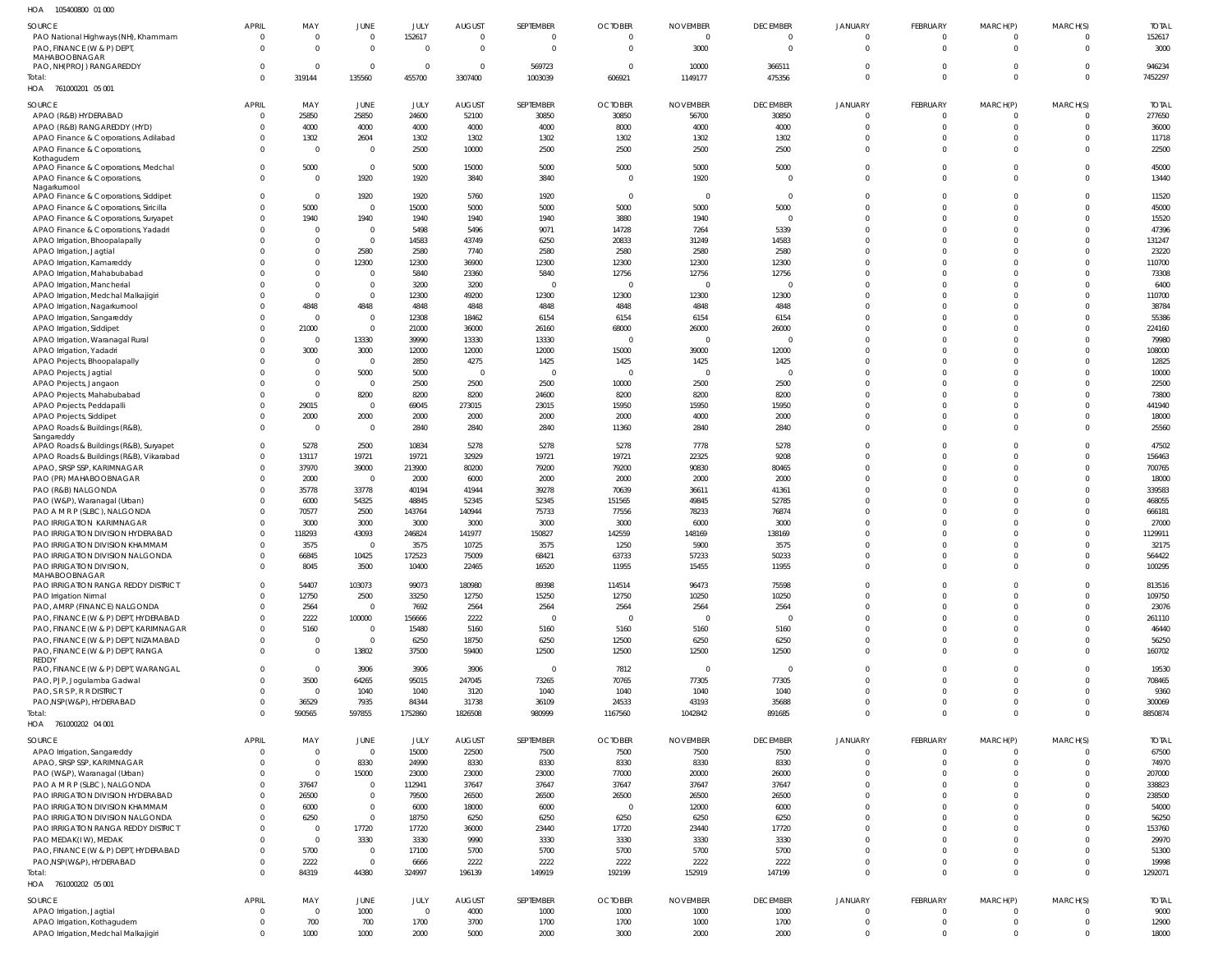HOA 105400800 01 000

| SOURCE | APRIL | MAY | JUNE | JULY | AUGUST | SEPTEMBER | OCTOBER | NOVEMBER | DECEMBER | JANUARY | FEBRUARY | MARCH(P) | MARCH(S) | TOTAL |
|---|---|---|---|---|---|---|---|---|---|---|---|---|---|---|
| PAO National Highways (NH), Khammam | 0 | 0 | 0 | 152617 | 0 | 0 | 0 | 0 | 0 | 0 | 0 | 0 | 0 | 152617 |
| PAO, FINANCE (W & P) DEPT, MAHABOOBNAGAR | 0 | 0 | 0 | 0 | 0 | 0 | 0 | 3000 | 0 | 0 | 0 | 0 | 0 | 3000 |
| PAO, NH(PROJ) RANGAREDDY | 0 | 0 | 0 | 0 | 0 | 569723 | 0 | 10000 | 366511 | 0 | 0 | 0 | 0 | 946234 |
| Total: | 0 | 319144 | 135560 | 455700 | 3307400 | 1003039 | 606921 | 1149177 | 475356 | 0 | 0 | 0 | 0 | 7452297 |

HOA 761000201 05 001

| SOURCE | APRIL | MAY | JUNE | JULY | AUGUST | SEPTEMBER | OCTOBER | NOVEMBER | DECEMBER | JANUARY | FEBRUARY | MARCH(P) | MARCH(S) | TOTAL |
|---|---|---|---|---|---|---|---|---|---|---|---|---|---|---|
| APAO (R&B) HYDERABAD | 0 | 25850 | 25850 | 24600 | 52100 | 30850 | 30850 | 56700 | 30850 | 0 | 0 | 0 | 0 | 277650 |
| APAO (R&B) RANGAREDDY (HYD) | 0 | 4000 | 4000 | 4000 | 4000 | 4000 | 8000 | 4000 | 4000 | 0 | 0 | 0 | 0 | 36000 |
| APAO Finance & Corporations, Adilabad | 0 | 1302 | 2604 | 1302 | 1302 | 1302 | 1302 | 1302 | 1302 | 0 | 0 | 0 | 0 | 11718 |
| APAO Finance & Corporations, Kothagudem | 0 | 0 | 0 | 2500 | 10000 | 2500 | 2500 | 2500 | 2500 | 0 | 0 | 0 | 0 | 22500 |
| APAO Finance & Corporations, Medchal | 0 | 5000 | 0 | 5000 | 15000 | 5000 | 5000 | 5000 | 5000 | 0 | 0 | 0 | 0 | 45000 |
| APAO Finance & Corporations, Nagarkurnool | 0 | 0 | 1920 | 1920 | 3840 | 3840 | 0 | 1920 | 0 | 0 | 0 | 0 | 0 | 13440 |
| APAO Finance & Corporations, Siddipet | 0 | 0 | 1920 | 1920 | 5760 | 1920 | 0 | 0 | 0 | 0 | 0 | 0 | 0 | 11520 |
| APAO Finance & Corporations, Siricilla | 0 | 5000 | 0 | 15000 | 5000 | 5000 | 5000 | 5000 | 5000 | 0 | 0 | 0 | 0 | 45000 |
| APAO Finance & Corporations, Suryapet | 0 | 1940 | 1940 | 1940 | 1940 | 1940 | 3880 | 1940 | 0 | 0 | 0 | 0 | 0 | 15520 |
| APAO Finance & Corporations, Yadadri | 0 | 0 | 0 | 5498 | 5496 | 9071 | 14728 | 7264 | 5339 | 0 | 0 | 0 | 0 | 47396 |
| APAO Irrigation, Bhoopalapally | 0 | 0 | 0 | 14583 | 43749 | 6250 | 20833 | 31249 | 14583 | 0 | 0 | 0 | 0 | 131247 |
| APAO Irrigation, Jagtial | 0 | 0 | 2580 | 2580 | 7740 | 2580 | 2580 | 2580 | 2580 | 0 | 0 | 0 | 0 | 23220 |
| APAO Irrigation, Kamareddy | 0 | 0 | 12300 | 12300 | 36900 | 12300 | 12300 | 12300 | 12300 | 0 | 0 | 0 | 0 | 110700 |
| APAO Irrigation, Mahabubabad | 0 | 0 | 0 | 5840 | 23360 | 5840 | 12756 | 12756 | 12756 | 0 | 0 | 0 | 0 | 73308 |
| APAO Irrigation, Mancherial | 0 | 0 | 0 | 3200 | 3200 | 0 | 0 | 0 | 0 | 0 | 0 | 0 | 0 | 6400 |
| APAO Irrigation, Medchal Malkajigiri | 0 | 0 | 0 | 12300 | 49200 | 12300 | 12300 | 12300 | 12300 | 0 | 0 | 0 | 0 | 110700 |
| APAO Irrigation, Nagarkurnool | 0 | 4848 | 4848 | 4848 | 4848 | 4848 | 4848 | 4848 | 4848 | 0 | 0 | 0 | 0 | 38784 |
| APAO Irrigation, Sangareddy | 0 | 0 | 0 | 12308 | 18462 | 6154 | 6154 | 6154 | 6154 | 0 | 0 | 0 | 0 | 55386 |
| APAO Irrigation, Siddipet | 0 | 21000 | 0 | 21000 | 36000 | 26160 | 68000 | 26000 | 26000 | 0 | 0 | 0 | 0 | 224160 |
| APAO Irrigation, Waranagal Rural | 0 | 0 | 13330 | 39990 | 13330 | 13330 | 0 | 0 | 0 | 0 | 0 | 0 | 0 | 79980 |
| APAO Irrigation, Yadadri | 0 | 3000 | 3000 | 12000 | 12000 | 12000 | 15000 | 39000 | 12000 | 0 | 0 | 0 | 0 | 108000 |
| APAO Projects, Bhoopalapally | 0 | 0 | 0 | 2850 | 4275 | 1425 | 1425 | 1425 | 1425 | 0 | 0 | 0 | 0 | 12825 |
| APAO Projects, Jagtial | 0 | 0 | 5000 | 5000 | 0 | 0 | 0 | 0 | 0 | 0 | 0 | 0 | 0 | 10000 |
| APAO Projects, Jangaon | 0 | 0 | 0 | 2500 | 2500 | 2500 | 10000 | 2500 | 2500 | 0 | 0 | 0 | 0 | 22500 |
| APAO Projects, Mahabubabad | 0 | 0 | 8200 | 8200 | 8200 | 24600 | 8200 | 8200 | 8200 | 0 | 0 | 0 | 0 | 73800 |
| APAO Projects, Peddapalli | 0 | 29015 | 0 | 69045 | 273015 | 23015 | 15950 | 15950 | 15950 | 0 | 0 | 0 | 0 | 441940 |
| APAO Projects, Siddipet | 0 | 2000 | 2000 | 2000 | 2000 | 2000 | 2000 | 4000 | 2000 | 0 | 0 | 0 | 0 | 18000 |
| APAO Roads & Buildings (R&B), Sangareddy | 0 | 0 | 0 | 2840 | 2840 | 2840 | 11360 | 2840 | 2840 | 0 | 0 | 0 | 0 | 25560 |
| APAO Roads & Buildings (R&B), Suryapet | 0 | 5278 | 2500 | 10834 | 5278 | 5278 | 5278 | 7778 | 5278 | 0 | 0 | 0 | 0 | 47502 |
| APAO Roads & Buildings (R&B), Vikarabad | 0 | 13117 | 19721 | 19721 | 32929 | 19721 | 19721 | 22325 | 9208 | 0 | 0 | 0 | 0 | 156463 |
| APAO, SRSP SSP, KARIMNAGAR | 0 | 37970 | 39000 | 213900 | 80200 | 79200 | 79200 | 90830 | 80465 | 0 | 0 | 0 | 0 | 700765 |
| PAO (PR) MAHABOOBNAGAR | 0 | 2000 | 0 | 2000 | 6000 | 2000 | 2000 | 2000 | 2000 | 0 | 0 | 0 | 0 | 18000 |
| PAO (R&B) NALGONDA | 0 | 35778 | 33778 | 40194 | 41944 | 39278 | 70639 | 36611 | 41361 | 0 | 0 | 0 | 0 | 339583 |
| PAO (W&P), Waranagal (Urban) | 0 | 6000 | 54325 | 48845 | 52345 | 52345 | 151565 | 49845 | 52785 | 0 | 0 | 0 | 0 | 468055 |
| PAO A M R P (SLBC), NALGONDA | 0 | 70577 | 2500 | 143764 | 140944 | 75733 | 77556 | 78233 | 76874 | 0 | 0 | 0 | 0 | 666181 |
| PAO IRRIGATION KARIMNAGAR | 0 | 3000 | 3000 | 3000 | 3000 | 3000 | 3000 | 6000 | 3000 | 0 | 0 | 0 | 0 | 27000 |
| PAO IRRIGATION DIVISION HYDERABAD | 0 | 118293 | 43093 | 246824 | 141977 | 150827 | 142559 | 148169 | 138169 | 0 | 0 | 0 | 0 | 1129911 |
| PAO IRRIGATION DIVISION KHAMMAM | 0 | 3575 | 0 | 3575 | 10725 | 3575 | 1250 | 5900 | 3575 | 0 | 0 | 0 | 0 | 32175 |
| PAO IRRIGATION DIVISION NALGONDA | 0 | 66845 | 10425 | 172523 | 75009 | 68421 | 63733 | 57233 | 50233 | 0 | 0 | 0 | 0 | 564422 |
| PAO IRRIGATION DIVISION, MAHABOOBNAGAR | 0 | 8045 | 3500 | 10400 | 22465 | 16520 | 11955 | 15455 | 11955 | 0 | 0 | 0 | 0 | 100295 |
| PAO IRRIGATION RANGA REDDY DISTRICT | 0 | 54407 | 103073 | 99073 | 180980 | 89398 | 114514 | 96473 | 75598 | 0 | 0 | 0 | 0 | 813516 |
| PAO Irrigation Nirmal | 0 | 12750 | 2500 | 33250 | 12750 | 15250 | 12750 | 10250 | 10250 | 0 | 0 | 0 | 0 | 109750 |
| PAO, AMRP (FINANCE) NALGONDA | 0 | 2564 | 0 | 7692 | 2564 | 2564 | 2564 | 2564 | 2564 | 0 | 0 | 0 | 0 | 23076 |
| PAO, FINANCE (W & P) DEPT, HYDERABAD | 0 | 2222 | 100000 | 156666 | 2222 | 0 | 0 | 0 | 0 | 0 | 0 | 0 | 0 | 261110 |
| PAO, FINANCE (W & P) DEPT, KARIMNAGAR | 0 | 5160 | 0 | 15480 | 5160 | 5160 | 5160 | 5160 | 5160 | 0 | 0 | 0 | 0 | 46440 |
| PAO, FINANCE (W & P) DEPT, NIZAMABAD | 0 | 0 | 0 | 6250 | 18750 | 6250 | 12500 | 6250 | 6250 | 0 | 0 | 0 | 0 | 56250 |
| PAO, FINANCE (W & P) DEPT, RANGA REDDY | 0 | 0 | 13802 | 37500 | 59400 | 12500 | 12500 | 12500 | 12500 | 0 | 0 | 0 | 0 | 160702 |
| PAO, FINANCE (W & P) DEPT, WARANGAL | 0 | 0 | 3906 | 3906 | 3906 | 0 | 7812 | 0 | 0 | 0 | 0 | 0 | 0 | 19530 |
| PAO, PJP, Jogulamba Gadwal | 0 | 3500 | 64265 | 95015 | 247045 | 73265 | 70765 | 77305 | 77305 | 0 | 0 | 0 | 0 | 708465 |
| PAO, S R S P, R R DISTRICT | 0 | 0 | 1040 | 1040 | 3120 | 1040 | 1040 | 1040 | 1040 | 0 | 0 | 0 | 0 | 9360 |
| PAO,NSP(W&P), HYDERABAD | 0 | 36529 | 7935 | 84344 | 31738 | 36109 | 24533 | 43193 | 35688 | 0 | 0 | 0 | 0 | 300069 |
| Total: | 0 | 590565 | 597855 | 1752860 | 1826508 | 980999 | 1167560 | 1042842 | 891685 | 0 | 0 | 0 | 0 | 8850874 |

HOA 761000202 04 001

| SOURCE | APRIL | MAY | JUNE | JULY | AUGUST | SEPTEMBER | OCTOBER | NOVEMBER | DECEMBER | JANUARY | FEBRUARY | MARCH(P) | MARCH(S) | TOTAL |
|---|---|---|---|---|---|---|---|---|---|---|---|---|---|---|
| APAO Irrigation, Sangareddy | 0 | 0 | 0 | 15000 | 22500 | 7500 | 7500 | 7500 | 7500 | 0 | 0 | 0 | 0 | 67500 |
| APAO, SRSP SSP, KARIMNAGAR | 0 | 0 | 8330 | 24990 | 8330 | 8330 | 8330 | 8330 | 8330 | 0 | 0 | 0 | 0 | 74970 |
| PAO (W&P), Waranagal (Urban) | 0 | 0 | 15000 | 23000 | 23000 | 23000 | 77000 | 20000 | 26000 | 0 | 0 | 0 | 0 | 207000 |
| PAO A M R P (SLBC), NALGONDA | 0 | 37647 | 0 | 112941 | 37647 | 37647 | 37647 | 37647 | 37647 | 0 | 0 | 0 | 0 | 338823 |
| PAO IRRIGATION DIVISION HYDERABAD | 0 | 26500 | 0 | 79500 | 26500 | 26500 | 26500 | 26500 | 26500 | 0 | 0 | 0 | 0 | 238500 |
| PAO IRRIGATION DIVISION KHAMMAM | 0 | 6000 | 0 | 6000 | 18000 | 6000 | 0 | 12000 | 6000 | 0 | 0 | 0 | 0 | 54000 |
| PAO IRRIGATION DIVISION NALGONDA | 0 | 6250 | 0 | 18750 | 6250 | 6250 | 6250 | 6250 | 6250 | 0 | 0 | 0 | 0 | 56250 |
| PAO IRRIGATION RANGA REDDY DISTRICT | 0 | 0 | 17720 | 17720 | 36000 | 23440 | 17720 | 23440 | 17720 | 0 | 0 | 0 | 0 | 153760 |
| PAO MEDAK(IW), MEDAK | 0 | 0 | 3330 | 3330 | 9990 | 3330 | 3330 | 3330 | 3330 | 0 | 0 | 0 | 0 | 29970 |
| PAO, FINANCE (W & P) DEPT, HYDERABAD | 0 | 5700 | 0 | 17100 | 5700 | 5700 | 5700 | 5700 | 5700 | 0 | 0 | 0 | 0 | 51300 |
| PAO,NSP(W&P), HYDERABAD | 0 | 2222 | 0 | 6666 | 2222 | 2222 | 2222 | 2222 | 2222 | 0 | 0 | 0 | 0 | 19998 |
| Total: | 0 | 84319 | 44380 | 324997 | 196139 | 149919 | 192199 | 152919 | 147199 | 0 | 0 | 0 | 0 | 1292071 |

HOA 761000202 05 001

| SOURCE | APRIL | MAY | JUNE | JULY | AUGUST | SEPTEMBER | OCTOBER | NOVEMBER | DECEMBER | JANUARY | FEBRUARY | MARCH(P) | MARCH(S) | TOTAL |
|---|---|---|---|---|---|---|---|---|---|---|---|---|---|---|
| APAO Irrigation, Jagtial | 0 | 0 | 1000 | 0 | 4000 | 1000 | 1000 | 1000 | 1000 | 0 | 0 | 0 | 0 | 9000 |
| APAO Irrigation, Kothagudem | 0 | 700 | 700 | 1700 | 3700 | 1700 | 1700 | 1000 | 1700 | 0 | 0 | 0 | 0 | 12900 |
| APAO Irrigation, Medchal Malkajigiri | 0 | 1000 | 1000 | 2000 | 5000 | 2000 | 3000 | 2000 | 2000 | 0 | 0 | 0 | 0 | 18000 |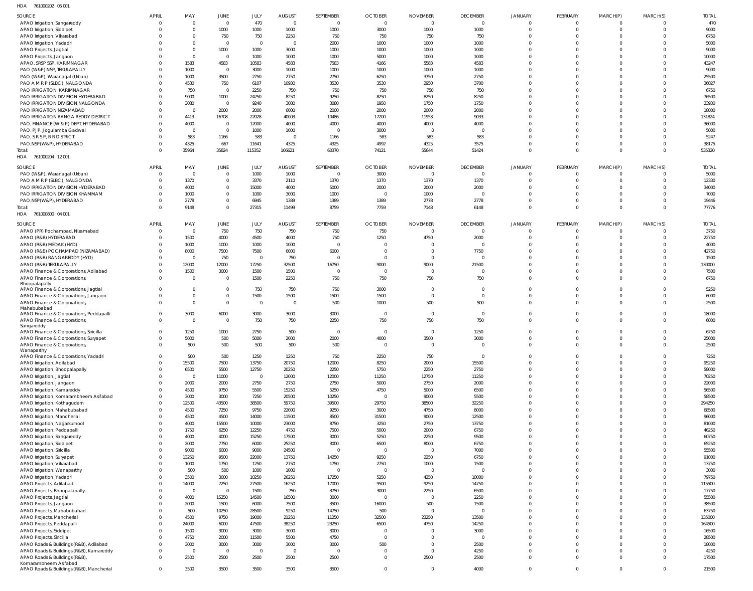HOA 761000202 05 001

| SOURCE | APRIL | MAY | JUNE | JULY | AUGUST | SEPTEMBER | OCTOBER | NOVEMBER | DECEMBER | JANUARY | FEBRUARY | MARCH(P) | MARCH(S) | TOTAL |
|---|---|---|---|---|---|---|---|---|---|---|---|---|---|---|
| APAO Irrigation, Sangareddy | 0 | 0 | 0 | 470 | 0 | 0 | 0 | 0 | 0 | 0 | 0 | 0 | 0 | 470 |
| APAO Irrigation, Siddipet | 0 | 0 | 1000 | 1000 | 1000 | 1000 | 3000 | 1000 | 1000 | 0 | 0 | 0 | 0 | 9000 |
| APAO Irrigation, Vikarabad | 0 | 0 | 750 | 750 | 2250 | 750 | 750 | 750 | 750 | 0 | 0 | 0 | 0 | 6750 |
| APAO Irrigation, Yadadri | 0 | 0 | 0 | 0 | 0 | 2000 | 1000 | 1000 | 1000 | 0 | 0 | 0 | 0 | 5000 |
| APAO Projects, Jagtial | 0 | 0 | 1000 | 1000 | 3000 | 1000 | 1000 | 1000 | 1000 | 0 | 0 | 0 | 0 | 9000 |
| APAO Projects, Jangaon | 0 | 0 | 0 | 1000 | 1000 | 1000 | 5000 | 1000 | 1000 | 0 | 0 | 0 | 0 | 10000 |
| APAO, SRSP SSP, KARIMNAGAR | 0 | 1583 | 4583 | 10583 | 4583 | 7583 | 4166 | 5583 | 4583 | 0 | 0 | 0 | 0 | 43247 |
| PAO (W&P) NSP, TEKULAPALLY | 0 | 1000 | 0 | 3000 | 1000 | 1000 | 1000 | 1000 | 1000 | 0 | 0 | 0 | 0 | 9000 |
| PAO (W&P), Waranagal (Urban) | 0 | 1000 | 3500 | 2750 | 2750 | 2750 | 6250 | 3750 | 2750 | 0 | 0 | 0 | 0 | 25500 |
| PAO A M R P (SLBC), NALGONDA | 0 | 4530 | 750 | 6107 | 10930 | 3530 | 3530 | 2950 | 3700 | 0 | 0 | 0 | 0 | 36027 |
| PAO IRRIGATION KARIMNAGAR | 0 | 750 | 0 | 2250 | 750 | 750 | 750 | 750 | 750 | 0 | 0 | 0 | 0 | 6750 |
| PAO IRRIGATION DIVISION HYDERABAD | 0 | 9000 | 1000 | 24250 | 8250 | 9250 | 8250 | 8250 | 8250 | 0 | 0 | 0 | 0 | 76500 |
| PAO IRRIGATION DIVISION NALGONDA | 0 | 3080 | 0 | 9240 | 3080 | 3080 | 1950 | 1750 | 1750 | 0 | 0 | 0 | 0 | 23930 |
| PAO IRRIGATION NIZAMABAD | 0 | 0 | 2000 | 2000 | 6000 | 2000 | 2000 | 2000 | 2000 | 0 | 0 | 0 | 0 | 18000 |
| PAO IRRIGATION RANGA REDDY DISTRICT | 0 | 4413 | 16708 | 22028 | 40003 | 10486 | 17200 | 11953 | 9033 | 0 | 0 | 0 | 0 | 131824 |
| PAO, FINANCE (W & P) DEPT, HYDERABAD | 0 | 4000 | 0 | 12000 | 4000 | 4000 | 4000 | 4000 | 4000 | 0 | 0 | 0 | 0 | 36000 |
| PAO, PJP, Jogulamba Gadwal | 0 | 0 | 0 | 1000 | 1000 | 0 | 3000 | 0 | 0 | 0 | 0 | 0 | 0 | 5000 |
| PAO, S R S P, R R DISTRICT | 0 | 583 | 1166 | 583 | 0 | 1166 | 583 | 583 | 583 | 0 | 0 | 0 | 0 | 5247 |
| PAO,NSP(W&P), HYDERABAD | 0 | 4325 | 667 | 11641 | 4325 | 4325 | 4992 | 4325 | 3575 | 0 | 0 | 0 | 0 | 38175 |
| Total: | 0 | 35964 | 35824 | 115352 | 106621 | 60370 | 74121 | 55644 | 51424 | 0 | 0 | 0 | 0 | 535320 |

HOA 761000204 12 001

| SOURCE | APRIL | MAY | JUNE | JULY | AUGUST | SEPTEMBER | OCTOBER | NOVEMBER | DECEMBER | JANUARY | FEBRUARY | MARCH(P) | MARCH(S) | TOTAL |
|---|---|---|---|---|---|---|---|---|---|---|---|---|---|---|
| PAO (W&P), Waranagal (Urban) | 0 | 0 | 0 | 1000 | 1000 | 0 | 3000 | 0 | 0 | 0 | 0 | 0 | 0 | 5000 |
| PAO A M R P (SLBC), NALGONDA | 0 | 1370 | 0 | 3370 | 2110 | 1370 | 1370 | 1370 | 1370 | 0 | 0 | 0 | 0 | 12330 |
| PAO IRRIGATION DIVISION HYDERABAD | 0 | 4000 | 0 | 15000 | 4000 | 5000 | 2000 | 2000 | 2000 | 0 | 0 | 0 | 0 | 34000 |
| PAO IRRIGATION DIVISION KHAMMAM | 0 | 1000 | 0 | 1000 | 3000 | 1000 | 0 | 1000 | 0 | 0 | 0 | 0 | 0 | 7000 |
| PAO,NSP(W&P), HYDERABAD | 0 | 2778 | 0 | 6945 | 1389 | 1389 | 1389 | 2778 | 2778 | 0 | 0 | 0 | 0 | 19446 |
| Total: | 0 | 9148 | 0 | 27315 | 11499 | 8759 | 7759 | 7148 | 6148 | 0 | 0 | 0 | 0 | 77776 |

HOA 761000800 04 001

| SOURCE | APRIL | MAY | JUNE | JULY | AUGUST | SEPTEMBER | OCTOBER | NOVEMBER | DECEMBER | JANUARY | FEBRUARY | MARCH(P) | MARCH(S) | TOTAL |
|---|---|---|---|---|---|---|---|---|---|---|---|---|---|---|
| APAO (PR) Pochampad, Nizamabad | 0 | 0 | 750 | 750 | 750 | 750 | 750 | 0 | 0 | 0 | 0 | 0 | 0 | 3750 |
| APAO (R&B) HYDERABAD | 0 | 1500 | 4000 | 4500 | 4000 | 750 | 1250 | 4750 | 2000 | 0 | 0 | 0 | 0 | 22750 |
| APAO (R&B) MEDAK (HYD) | 0 | 1000 | 1000 | 1000 | 1000 | 0 | 0 | 0 | 0 | 0 | 0 | 0 | 0 | 4000 |
| APAO (R&B) POCHAMPAD (NIZAMABAD) | 0 | 8000 | 7500 | 7500 | 6000 | 6000 | 0 | 0 | 7750 | 0 | 0 | 0 | 0 | 42750 |
| APAO (R&B) RANGAREDDY (HYD) | 0 | 0 | 750 | 0 | 750 | 0 | 0 | 0 | 0 | 0 | 0 | 0 | 0 | 1500 |
| APAO (R&B) TEKULAPALLY | 0 | 12000 | 12000 | 17250 | 32500 | 16750 | 9000 | 9000 | 21500 | 0 | 0 | 0 | 0 | 130000 |
| APAO Finance & Corporations, Adilabad | 0 | 1500 | 3000 | 1500 | 1500 | 0 | 0 | 0 | 0 | 0 | 0 | 0 | 0 | 7500 |
| APAO Finance & Corporations, Bhoopalapally | 0 | 0 | 0 | 1500 | 2250 | 750 | 750 | 750 | 750 | 0 | 0 | 0 | 0 | 6750 |
| APAO Finance & Corporations, Jagtial | 0 | 0 | 0 | 750 | 750 | 750 | 3000 | 0 | 0 | 0 | 0 | 0 | 0 | 5250 |
| APAO Finance & Corporations, Jangaon | 0 | 0 | 0 | 1500 | 1500 | 1500 | 1500 | 0 | 0 | 0 | 0 | 0 | 0 | 6000 |
| APAO Finance & Corporations, Mahabubabad | 0 | 0 | 0 | 0 | 0 | 500 | 1000 | 500 | 500 | 0 | 0 | 0 | 0 | 2500 |
| APAO Finance & Corporations, Peddapalli | 0 | 3000 | 6000 | 3000 | 3000 | 3000 | 0 | 0 | 0 | 0 | 0 | 0 | 0 | 18000 |
| APAO Finance & Corporations, Sangareddy | 0 | 0 | 0 | 750 | 750 | 2250 | 750 | 750 | 750 | 0 | 0 | 0 | 0 | 6000 |
| APAO Finance & Corporations, Siricilla | 0 | 1250 | 1000 | 2750 | 500 | 0 | 0 | 0 | 1250 | 0 | 0 | 0 | 0 | 6750 |
| APAO Finance & Corporations, Suryapet | 0 | 5000 | 500 | 5000 | 2000 | 2000 | 4000 | 3500 | 3000 | 0 | 0 | 0 | 0 | 25000 |
| APAO Finance & Corporations, Wanaparthy | 0 | 500 | 500 | 500 | 500 | 500 | 0 | 0 | 0 | 0 | 0 | 0 | 0 | 2500 |
| APAO Finance & Corporations, Yadadri | 0 | 500 | 500 | 1250 | 1250 | 750 | 2250 | 750 | 0 | 0 | 0 | 0 | 0 | 7250 |
| APAO Irrigation, Adilabad | 0 | 15500 | 7500 | 13750 | 20750 | 12000 | 8250 | 2000 | 15500 | 0 | 0 | 0 | 0 | 95250 |
| APAO Irrigation, Bhoopalapally | 0 | 6500 | 5500 | 12750 | 20250 | 2250 | 5750 | 2250 | 2750 | 0 | 0 | 0 | 0 | 58000 |
| APAO Irrigation, Jagtial | 0 | 0 | 11000 | 0 | 12000 | 12000 | 11250 | 12750 | 11250 | 0 | 0 | 0 | 0 | 70250 |
| APAO Irrigation, Jangaon | 0 | 2000 | 2000 | 2750 | 2750 | 2750 | 5000 | 2750 | 2000 | 0 | 0 | 0 | 0 | 22000 |
| APAO Irrigation, Kamareddy | 0 | 4500 | 9750 | 5500 | 15250 | 5250 | 4750 | 5000 | 6500 | 0 | 0 | 0 | 0 | 56500 |
| APAO Irrigation, Komarambheem Asifabad | 0 | 3000 | 3000 | 7250 | 20500 | 10250 | 0 | 9000 | 5500 | 0 | 0 | 0 | 0 | 58500 |
| APAO Irrigation, Kothagudem | 0 | 12500 | 43500 | 38500 | 59750 | 39500 | 29750 | 38500 | 32250 | 0 | 0 | 0 | 0 | 294250 |
| APAO Irrigation, Mahabubabad | 0 | 4500 | 7250 | 9750 | 22000 | 9250 | 3000 | 4750 | 8000 | 0 | 0 | 0 | 0 | 68500 |
| APAO Irrigation, Mancherial | 0 | 4500 | 4500 | 14000 | 11500 | 8500 | 31500 | 9000 | 12500 | 0 | 0 | 0 | 0 | 96000 |
| APAO Irrigation, Nagarkurnool | 0 | 4000 | 15500 | 10000 | 23000 | 8750 | 3250 | 2750 | 13750 | 0 | 0 | 0 | 0 | 81000 |
| APAO Irrigation, Peddapalli | 0 | 1750 | 6250 | 12250 | 4750 | 7500 | 5000 | 2000 | 6750 | 0 | 0 | 0 | 0 | 46250 |
| APAO Irrigation, Sangareddy | 0 | 4000 | 4000 | 15250 | 17500 | 3000 | 5250 | 2250 | 9500 | 0 | 0 | 0 | 0 | 60750 |
| APAO Irrigation, Siddipet | 0 | 2000 | 7750 | 6000 | 25250 | 3000 | 6500 | 8000 | 6750 | 0 | 0 | 0 | 0 | 65250 |
| APAO Irrigation, Siricilla | 0 | 9000 | 6000 | 9000 | 24500 | 0 | 0 | 0 | 7000 | 0 | 0 | 0 | 0 | 55500 |
| APAO Irrigation, Suryapet | 0 | 13250 | 9500 | 22000 | 13750 | 14250 | 9250 | 2250 | 6750 | 0 | 0 | 0 | 0 | 91000 |
| APAO Irrigation, Vikarabad | 0 | 1000 | 1750 | 1250 | 2750 | 1750 | 2750 | 1000 | 1500 | 0 | 0 | 0 | 0 | 13750 |
| APAO Irrigation, Wanaparthy | 0 | 500 | 500 | 1000 | 1000 | 0 | 0 | 0 | 0 | 0 | 0 | 0 | 0 | 3000 |
| APAO Irrigation, Yadadri | 0 | 3500 | 3000 | 10250 | 26250 | 17250 | 5250 | 4250 | 10000 | 0 | 0 | 0 | 0 | 79750 |
| APAO Projects, Adilabad | 0 | 14000 | 7250 | 27500 | 16250 | 17000 | 9500 | 9250 | 14750 | 0 | 0 | 0 | 0 | 115500 |
| APAO Projects, Bhoopalapally | 0 | 0 | 0 | 1500 | 750 | 3750 | 3000 | 2250 | 6500 | 0 | 0 | 0 | 0 | 17750 |
| APAO Projects, Jagtial | 0 | 4000 | 15250 | 14500 | 16500 | 3000 | 0 | 0 | 2250 | 0 | 0 | 0 | 0 | 55500 |
| APAO Projects, Jangaon | 0 | 2000 | 1500 | 6000 | 7500 | 3500 | 16000 | 500 | 1500 | 0 | 0 | 0 | 0 | 38500 |
| APAO Projects, Mahabubabad | 0 | 500 | 10250 | 28500 | 9250 | 14750 | 500 | 0 | 0 | 0 | 0 | 0 | 0 | 63750 |
| APAO Projects, Mancherial | 0 | 4500 | 9750 | 19000 | 21250 | 11250 | 32500 | 23250 | 13500 | 0 | 0 | 0 | 0 | 135000 |
| APAO Projects, Peddapalli | 0 | 24000 | 6000 | 47500 | 38250 | 23250 | 6500 | 4750 | 14250 | 0 | 0 | 0 | 0 | 164500 |
| APAO Projects, Siddipet | 0 | 1500 | 3000 | 3000 | 3000 | 3000 | 0 | 0 | 3000 | 0 | 0 | 0 | 0 | 16500 |
| APAO Projects, Siricilla | 0 | 4750 | 2000 | 11500 | 5500 | 4750 | 0 | 0 | 0 | 0 | 0 | 0 | 0 | 28500 |
| APAO Roads & Buildings (R&B), Adilabad | 0 | 3000 | 3000 | 3000 | 3000 | 3000 | 500 | 0 | 2500 | 0 | 0 | 0 | 0 | 18000 |
| APAO Roads & Buildings (R&B), Kamareddy | 0 | 0 | 0 | 0 | 0 | 0 | 0 | 0 | 4250 | 0 | 0 | 0 | 0 | 4250 |
| APAO Roads & Buildings (R&B), Komarambheem Asifabad | 0 | 2500 | 2500 | 2500 | 2500 | 2500 | 0 | 2500 | 2500 | 0 | 0 | 0 | 0 | 17500 |
| APAO Roads & Buildings (R&B), Mancherial | 0 | 3500 | 3500 | 3500 | 3500 | 3500 | 0 | 0 | 4000 | 0 | 0 | 0 | 0 | 21500 |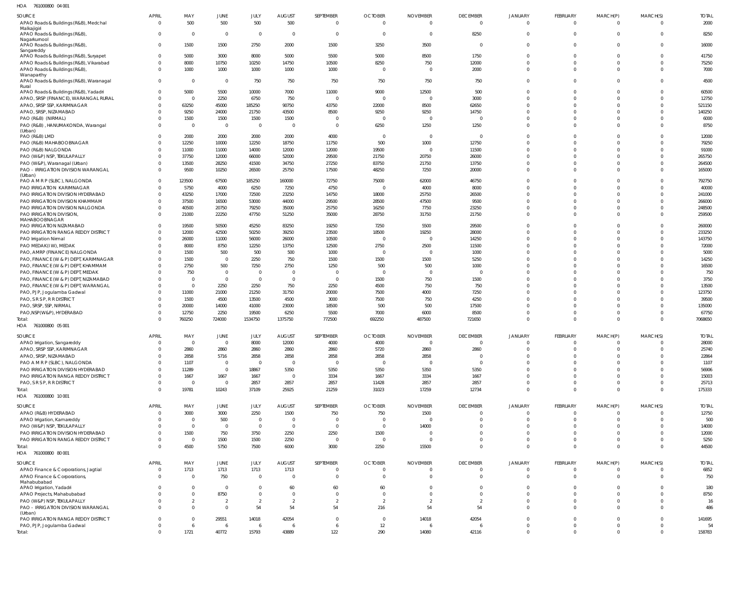HOA 761000800 04 001

| SOURCE | APRIL | MAY | JUNE | JULY | AUGUST | SEPTEMBER | OCTOBER | NOVEMBER | DECEMBER | JANUARY | FEBRUARY | MARCH(P) | MARCH(S) | TOTAL |
|---|---|---|---|---|---|---|---|---|---|---|---|---|---|---|
| APAO Roads & Buildings (R&B), Medchal Malkajigiri | 0 | 500 | 500 | 500 | 500 | 0 | 0 | 0 | 0 | 0 | 0 | 0 | 0 | 2000 |
| APAO Roads & Buildings (R&B), Nagarkurnool | 0 | 0 | 0 | 0 | 0 | 0 | 0 | 0 | 8250 | 0 | 0 | 0 | 0 | 8250 |
| APAO Roads & Buildings (R&B), Sangareddy | 0 | 1500 | 1500 | 2750 | 2000 | 1500 | 3250 | 3500 | 0 | 0 | 0 | 0 | 0 | 16000 |
| APAO Roads & Buildings (R&B), Suryapet | 0 | 5000 | 3000 | 8000 | 5000 | 5500 | 5000 | 8500 | 1750 | 0 | 0 | 0 | 0 | 41750 |
| APAO Roads & Buildings (R&B), Vikarabad | 0 | 8000 | 10750 | 10250 | 14750 | 10500 | 8250 | 750 | 12000 | 0 | 0 | 0 | 0 | 75250 |
| APAO Roads & Buildings (R&B), Wanaparthy | 0 | 1000 | 1000 | 1000 | 1000 | 1000 | 0 | 0 | 2000 | 0 | 0 | 0 | 0 | 7000 |
| APAO Roads & Buildings (R&B), Waranagal Rural | 0 | 0 | 0 | 750 | 750 | 750 | 750 | 750 | 750 | 0 | 0 | 0 | 0 | 4500 |
| APAO Roads & Buildings (R&B), Yadadri | 0 | 5000 | 5500 | 10000 | 7000 | 11000 | 9000 | 12500 | 500 | 0 | 0 | 0 | 0 | 60500 |
| APAO, SRSP (FINANCE), WARANGAL RURAL | 0 | 0 | 2250 | 6750 | 750 | 0 | 0 | 0 | 3000 | 0 | 0 | 0 | 0 | 12750 |
| APAO, SRSP SSP, KARIMNAGAR | 0 | 63250 | 45000 | 185250 | 90750 | 43750 | 22000 | 8500 | 62650 | 0 | 0 | 0 | 0 | 521150 |
| APAO, SRSP, NIZAMABAD | 0 | 9250 | 24000 | 21750 | 43500 | 8500 | 9250 | 9250 | 14750 | 0 | 0 | 0 | 0 | 140250 |
| PAO (R&B) (NIRMAL) | 0 | 1500 | 1500 | 1500 | 1500 | 0 | 0 | 0 | 0 | 0 | 0 | 0 | 0 | 6000 |
| PAO (R&B) , HANUMAKONDA, Warangal (Urban) | 0 | 0 | 0 | 0 | 0 | 0 | 6250 | 1250 | 1250 | 0 | 0 | 0 | 0 | 8750 |
| PAO (R&B) LMD | 0 | 2000 | 2000 | 2000 | 2000 | 4000 | 0 | 0 | 0 | 0 | 0 | 0 | 0 | 12000 |
| PAO (R&B) MAHABOOBNAGAR | 0 | 12250 | 10000 | 12250 | 18750 | 11750 | 500 | 1000 | 12750 | 0 | 0 | 0 | 0 | 79250 |
| PAO (R&B) NALGONDA | 0 | 11000 | 11000 | 14000 | 12000 | 12000 | 19500 | 0 | 11500 | 0 | 0 | 0 | 0 | 91000 |
| PAO (W&P) NSP, TEKULAPALLY | 0 | 37750 | 12000 | 66000 | 52000 | 29500 | 21750 | 20750 | 26000 | 0 | 0 | 0 | 0 | 265750 |
| PAO (W&P), Waranagal (Urban) | 0 | 13500 | 28250 | 41500 | 34750 | 27250 | 83750 | 21750 | 13750 | 0 | 0 | 0 | 0 | 264500 |
| PAO - IRRIGATION DIVISION WARANGAL (Urban) | 0 | 9500 | 10250 | 26500 | 25750 | 17500 | 48250 | 7250 | 20000 | 0 | 0 | 0 | 0 | 165000 |
| PAO A M R P (SLBC), NALGONDA | 0 | 123500 | 67500 | 185250 | 160000 | 72750 | 75000 | 62000 | 46750 | 0 | 0 | 0 | 0 | 792750 |
| PAO IRRIGATION KARIMNAGAR | 0 | 5750 | 4000 | 6250 | 7250 | 4750 | 0 | 4000 | 8000 | 0 | 0 | 0 | 0 | 40000 |
| PAO IRRIGATION DIVISION HYDERABAD | 0 | 43250 | 17000 | 72500 | 23250 | 14750 | 18000 | 25750 | 26500 | 0 | 0 | 0 | 0 | 241000 |
| PAO IRRIGATION DIVISION KHAMMAM | 0 | 37500 | 16500 | 53000 | 44000 | 29500 | 28500 | 47500 | 9500 | 0 | 0 | 0 | 0 | 266000 |
| PAO IRRIGATION DIVISION NALGONDA | 0 | 40500 | 20750 | 79250 | 35000 | 25750 | 16250 | 7750 | 23250 | 0 | 0 | 0 | 0 | 248500 |
| PAO IRRIGATION DIVISION, MAHABOOBNAGAR | 0 | 21000 | 22250 | 47750 | 51250 | 35000 | 28750 | 31750 | 21750 | 0 | 0 | 0 | 0 | 259500 |
| PAO IRRIGATION NIZAMABAD | 0 | 19500 | 50500 | 45250 | 83250 | 19250 | 7250 | 5500 | 29500 | 0 | 0 | 0 | 0 | 260000 |
| PAO IRRIGATION RANGA REDDY DISTRICT | 0 | 12000 | 42500 | 50250 | 39250 | 23500 | 18500 | 19250 | 28000 | 0 | 0 | 0 | 0 | 233250 |
| PAO Irrigation Nirmal | 0 | 26000 | 11000 | 56000 | 26000 | 10500 | 0 | 0 | 14250 | 0 | 0 | 0 | 0 | 143750 |
| PAO MEDAK(IW), MEDAK | 0 | 8000 | 8750 | 12250 | 13750 | 12500 | 2750 | 2500 | 11500 | 0 | 0 | 0 | 0 | 72000 |
| PAO, AMRP (FINANCE) NALGONDA | 0 | 1500 | 500 | 500 | 500 | 1000 | 0 | 0 | 1000 | 0 | 0 | 0 | 0 | 5000 |
| PAO, FINANCE (W & P) DEPT, KARIMNAGAR | 0 | 1500 | 0 | 2250 | 750 | 1500 | 1500 | 1500 | 5250 | 0 | 0 | 0 | 0 | 14250 |
| PAO, FINANCE (W & P) DEPT, KHAMMAM | 0 | 2750 | 500 | 7250 | 2750 | 1250 | 500 | 500 | 1000 | 0 | 0 | 0 | 0 | 16500 |
| PAO, FINANCE (W & P) DEPT, MEDAK | 0 | 750 | 0 | 0 | 0 | 0 | 0 | 0 | 0 | 0 | 0 | 0 | 0 | 750 |
| PAO, FINANCE (W & P) DEPT, NIZAMABAD | 0 | 0 | 0 | 0 | 0 | 0 | 1500 | 750 | 1500 | 0 | 0 | 0 | 0 | 3750 |
| PAO, FINANCE (W & P) DEPT, WARANGAL | 0 | 0 | 2250 | 2250 | 750 | 2250 | 4500 | 750 | 750 | 0 | 0 | 0 | 0 | 13500 |
| PAO, PJP, Jogulamba Gadwal | 0 | 11000 | 21000 | 21250 | 31750 | 20000 | 7500 | 4000 | 7250 | 0 | 0 | 0 | 0 | 123750 |
| PAO, S R S P, R R DISTRICT | 0 | 1500 | 4500 | 13500 | 4500 | 3000 | 7500 | 750 | 4250 | 0 | 0 | 0 | 0 | 39500 |
| PAO, SRSP, SSP, NIRMAL | 0 | 20000 | 14000 | 41000 | 23000 | 18500 | 500 | 500 | 17500 | 0 | 0 | 0 | 0 | 135000 |
| PAO,NSP(W&P), HYDERABAD | 0 | 12750 | 2250 | 19500 | 6250 | 5500 | 7000 | 6000 | 8500 | 0 | 0 | 0 | 0 | 67750 |
| Total: | 0 | 760250 | 724000 | 1534750 | 1375750 | 772500 | 692250 | 487500 | 721650 | 0 | 0 | 0 | 0 | 7068650 |

HOA 761000800 05 001

| SOURCE | APRIL | MAY | JUNE | JULY | AUGUST | SEPTEMBER | OCTOBER | NOVEMBER | DECEMBER | JANUARY | FEBRUARY | MARCH(P) | MARCH(S) | TOTAL |
|---|---|---|---|---|---|---|---|---|---|---|---|---|---|---|
| APAO Irrigation, Sangareddy | 0 | 0 | 0 | 8000 | 12000 | 4000 | 4000 | 0 | 0 | 0 | 0 | 0 | 0 | 28000 |
| APAO, SRSP SSP, KARIMNAGAR | 0 | 2860 | 2860 | 2860 | 2860 | 2860 | 5720 | 2860 | 2860 | 0 | 0 | 0 | 0 | 25740 |
| APAO, SRSP, NIZAMABAD | 0 | 2858 | 5716 | 2858 | 2858 | 2858 | 2858 | 2858 | 0 | 0 | 0 | 0 | 0 | 22864 |
| PAO A M R P (SLBC), NALGONDA | 0 | 1107 | 0 | 0 | 0 | 0 | 0 | 0 | 0 | 0 | 0 | 0 | 0 | 1107 |
| PAO IRRIGATION DIVISION HYDERABAD | 0 | 11289 | 0 | 18867 | 5350 | 5350 | 5350 | 5350 | 5350 | 0 | 0 | 0 | 0 | 56906 |
| PAO IRRIGATION RANGA REDDY DISTRICT | 0 | 1667 | 1667 | 1667 | 0 | 3334 | 1667 | 3334 | 1667 | 0 | 0 | 0 | 0 | 15003 |
| PAO, S R S P, R R DISTRICT | 0 | 0 | 0 | 2857 | 2857 | 2857 | 11428 | 2857 | 2857 | 0 | 0 | 0 | 0 | 25713 |
| Total: | 0 | 19781 | 10243 | 37109 | 25925 | 21259 | 31023 | 17259 | 12734 | 0 | 0 | 0 | 0 | 175333 |

HOA 761000800 10 001

| SOURCE | APRIL | MAY | JUNE | JULY | AUGUST | SEPTEMBER | OCTOBER | NOVEMBER | DECEMBER | JANUARY | FEBRUARY | MARCH(P) | MARCH(S) | TOTAL |
|---|---|---|---|---|---|---|---|---|---|---|---|---|---|---|
| APAO (R&B) HYDERABAD | 0 | 3000 | 3000 | 2250 | 1500 | 750 | 750 | 1500 | 0 | 0 | 0 | 0 | 0 | 12750 |
| APAO Irrigation, Kamareddy | 0 | 0 | 500 | 0 | 0 | 0 | 0 | 0 | 0 | 0 | 0 | 0 | 0 | 500 |
| PAO (W&P) NSP, TEKULAPALLY | 0 | 0 | 0 | 0 | 0 | 0 | 0 | 14000 | 0 | 0 | 0 | 0 | 0 | 14000 |
| PAO IRRIGATION DIVISION HYDERABAD | 0 | 1500 | 750 | 3750 | 2250 | 2250 | 1500 | 0 | 0 | 0 | 0 | 0 | 0 | 12000 |
| PAO IRRIGATION RANGA REDDY DISTRICT | 0 | 0 | 1500 | 1500 | 2250 | 0 | 0 | 0 | 0 | 0 | 0 | 0 | 0 | 5250 |
| Total: | 0 | 4500 | 5750 | 7500 | 6000 | 3000 | 2250 | 15500 | 0 | 0 | 0 | 0 | 0 | 44500 |

HOA 761000800 80 001

| SOURCE | APRIL | MAY | JUNE | JULY | AUGUST | SEPTEMBER | OCTOBER | NOVEMBER | DECEMBER | JANUARY | FEBRUARY | MARCH(P) | MARCH(S) | TOTAL |
|---|---|---|---|---|---|---|---|---|---|---|---|---|---|---|
| APAO Finance & Corporations, Jagtial | 0 | 1713 | 1713 | 1713 | 1713 | 0 | 0 | 0 | 0 | 0 | 0 | 0 | 0 | 6852 |
| APAO Finance & Corporations, Mahabubabad | 0 | 0 | 750 | 0 | 0 | 0 | 0 | 0 | 0 | 0 | 0 | 0 | 0 | 750 |
| APAO Irrigation, Yadadri | 0 | 0 | 0 | 0 | 60 | 60 | 60 | 0 | 0 | 0 | 0 | 0 | 0 | 180 |
| APAO Projects, Mahabubabad | 0 | 0 | 8750 | 0 | 0 | 0 | 0 | 0 | 0 | 0 | 0 | 0 | 0 | 8750 |
| PAO (W&P) NSP, TEKULAPALLY | 0 | 2 | 2 | 2 | 2 | 2 | 2 | 2 | 2 | 0 | 0 | 0 | 0 | 16 |
| PAO - IRRIGATION DIVISION WARANGAL (Urban) | 0 | 0 | 0 | 54 | 54 | 54 | 216 | 54 | 54 | 0 | 0 | 0 | 0 | 486 |
| PAO IRRIGATION RANGA REDDY DISTRICT | 0 | 0 | 29551 | 14018 | 42054 | 0 | 0 | 14018 | 42054 | 0 | 0 | 0 | 0 | 141695 |
| PAO, PJP, Jogulamba Gadwal | 0 | 6 | 6 | 6 | 6 | 6 | 12 | 6 | 6 | 0 | 0 | 0 | 0 | 54 |
| Total: | 0 | 1721 | 40772 | 15793 | 43889 | 122 | 290 | 14080 | 42116 | 0 | 0 | 0 | 0 | 158783 |